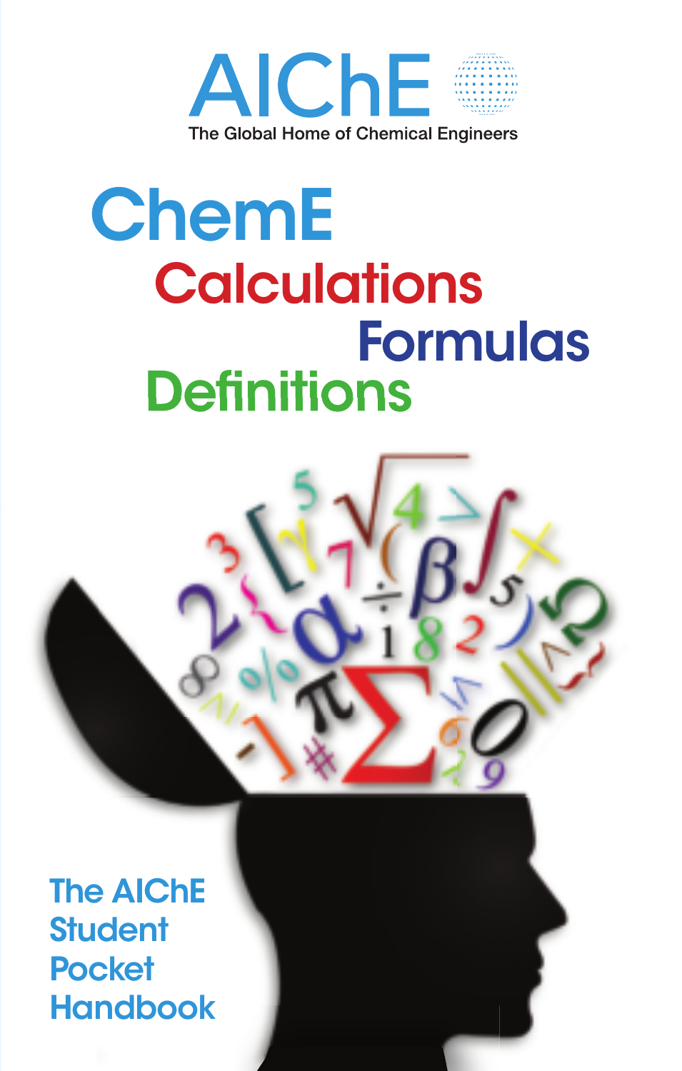AIChE

The Global Home of Chemical Engineers

# ChemE

## Calculations

## Formulas

## Definitions

The AIChE Student Pocket Handbook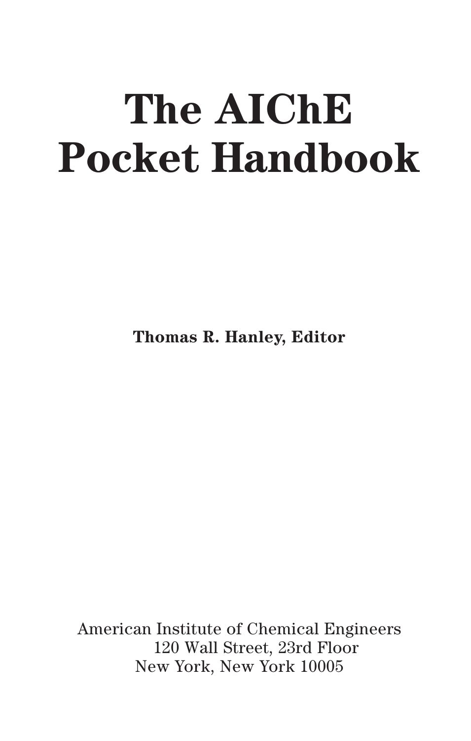# The AIChE Pocket Handbook

**Thomas R. Hanley, Editor**

American Institute of Chemical Engineers
120 Wall Street, 23rd Floor
New York, New York 10005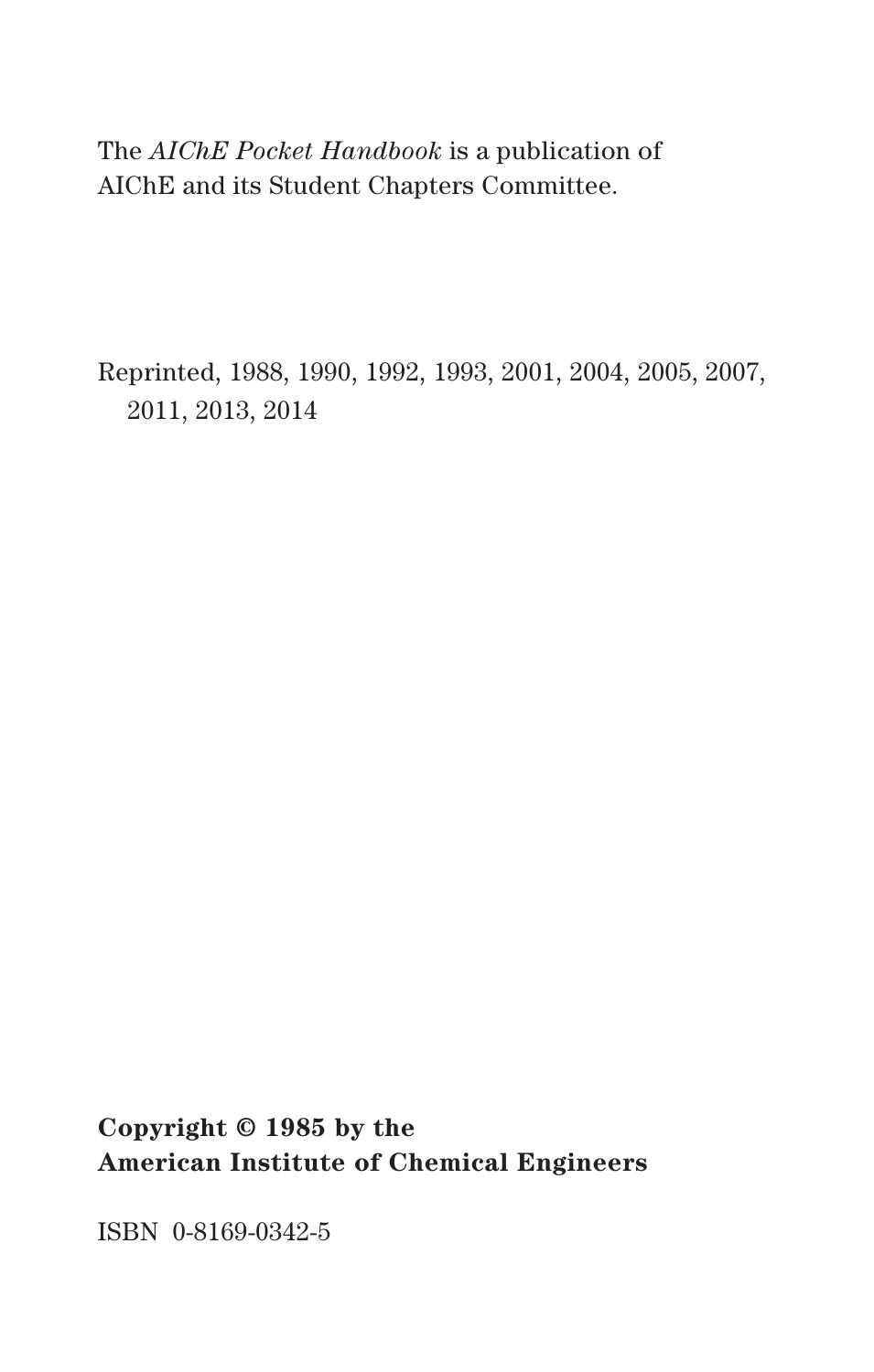The *AIChE Pocket Handbook* is a publication of AIChE and its Student Chapters Committee.

Reprinted, 1988, 1990, 1992, 1993, 2001, 2004, 2005, 2007, 2011, 2013, 2014

**Copyright © 1985 by the**
**American Institute of Chemical Engineers**

ISBN 0-8169-0342-5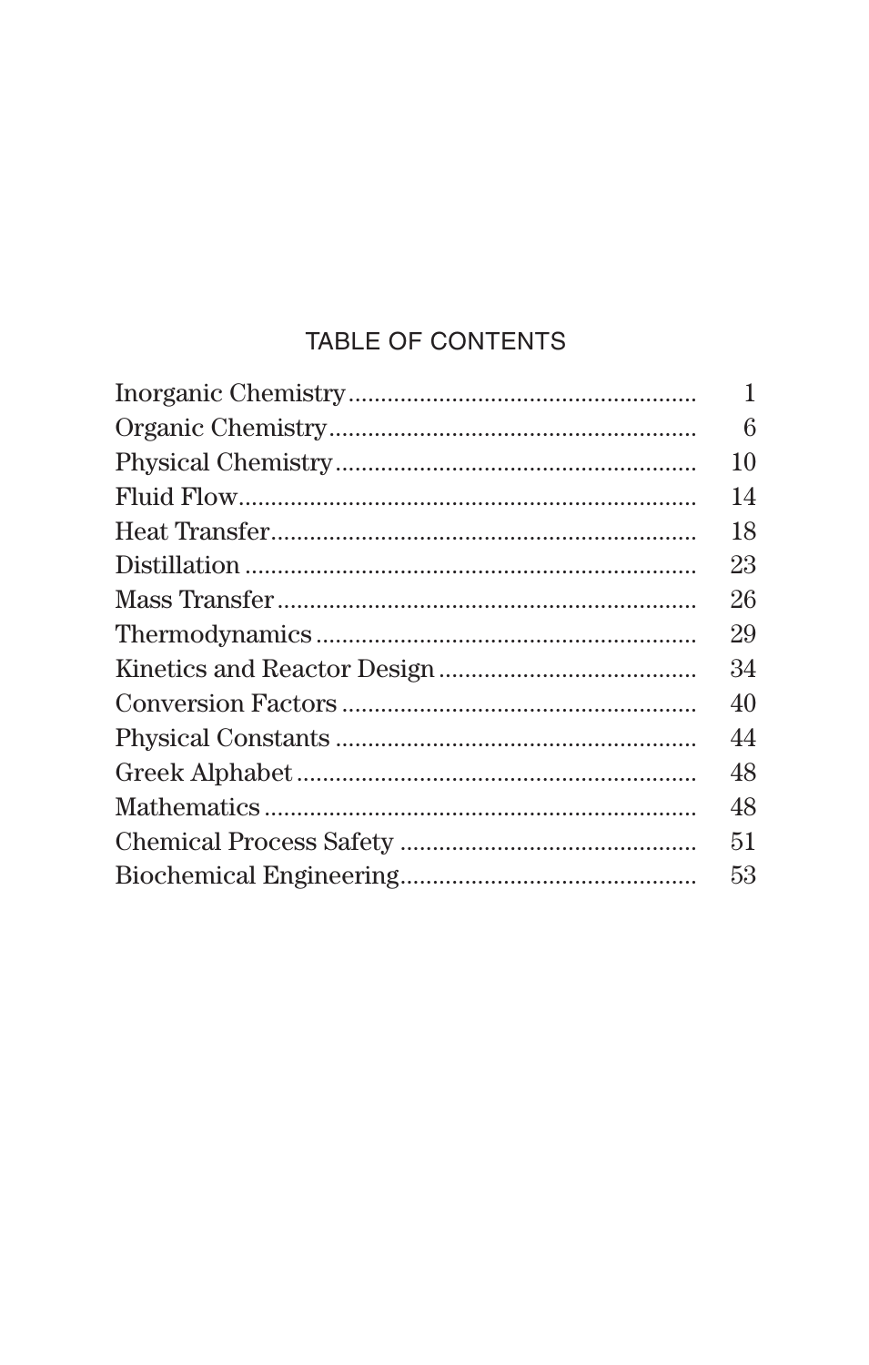# TABLE OF CONTENTS

| Section | Page |
| --- | --- |
| Inorganic Chemistry | 1 |
| Organic Chemistry | 6 |
| Physical Chemistry | 10 |
| Fluid Flow | 14 |
| Heat Transfer | 18 |
| Distillation | 23 |
| Mass Transfer | 26 |
| Thermodynamics | 29 |
| Kinetics and Reactor Design | 34 |
| Conversion Factors | 40 |
| Physical Constants | 44 |
| Greek Alphabet | 48 |
| Mathematics | 48 |
| Chemical Process Safety | 51 |
| Biochemical Engineering | 53 |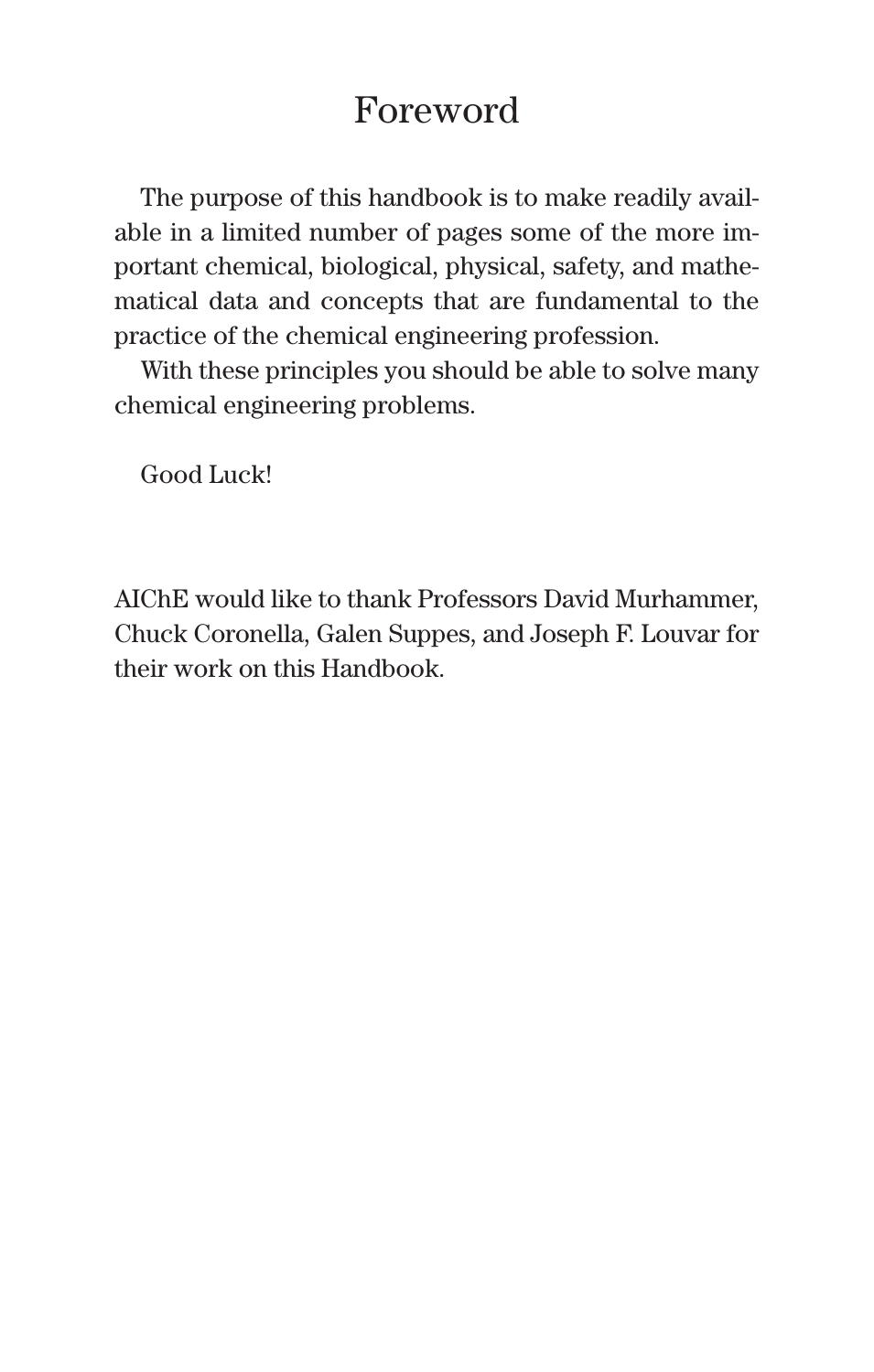# Foreword

The purpose of this handbook is to make readily available in a limited number of pages some of the more important chemical, biological, physical, safety, and mathematical data and concepts that are fundamental to the practice of the chemical engineering profession.

With these principles you should be able to solve many chemical engineering problems.

Good Luck!

AIChE would like to thank Professors David Murhammer, Chuck Coronella, Galen Suppes, and Joseph F. Louvar for their work on this Handbook.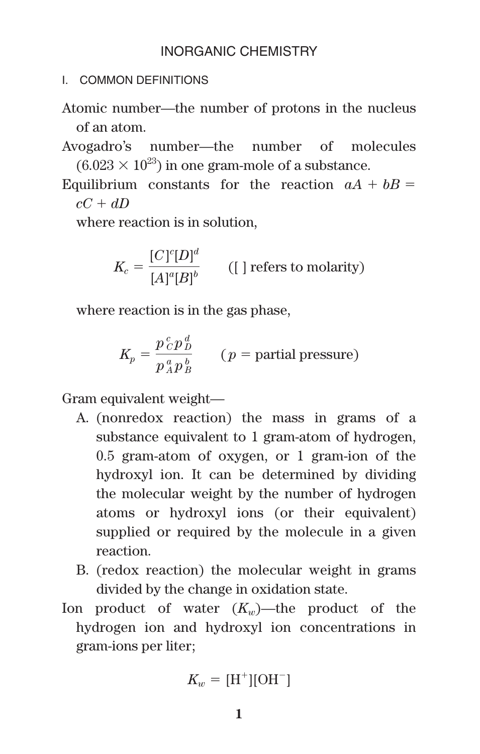# INORGANIC CHEMISTRY

## I. COMMON DEFINITIONS

Atomic number—the number of protons in the nucleus of an atom.

Avogadro's number—the number of molecules ($6.023 \times 10^{23}$) in one gram-mole of a substance.

Equilibrium constants for the reaction $aA + bB = cC + dD$

where reaction is in solution,

$$K_c = \frac{[C]^c[D]^d}{[A]^a[B]^b} \qquad \text{([ ] refers to molarity)}$$

where reaction is in the gas phase,

$$K_p = \frac{p_C^c p_D^d}{p_A^a p_B^b} \qquad (p = \text{partial pressure})$$

Gram equivalent weight—

A. (nonredox reaction) the mass in grams of a substance equivalent to 1 gram-atom of hydrogen, 0.5 gram-atom of oxygen, or 1 gram-ion of the hydroxyl ion. It can be determined by dividing the molecular weight by the number of hydrogen atoms or hydroxyl ions (or their equivalent) supplied or required by the molecule in a given reaction.

B. (redox reaction) the molecular weight in grams divided by the change in oxidation state.

Ion product of water ($K_w$)—the product of the hydrogen ion and hydroxyl ion concentrations in gram-ions per liter;

$$K_w = [H^+][OH^-]$$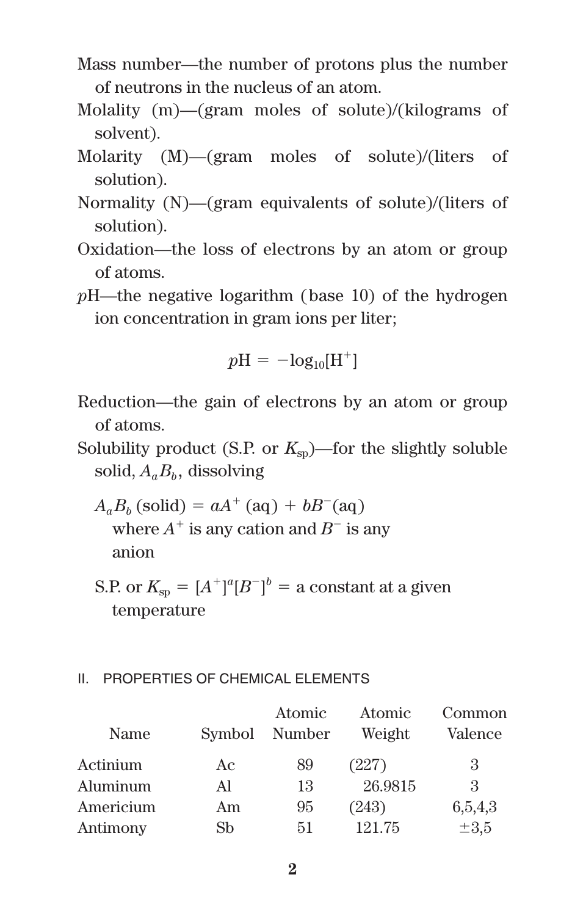Mass number—the number of protons plus the number of neutrons in the nucleus of an atom.

Molality (m)—(gram moles of solute)/(kilograms of solvent).

Molarity (M)—(gram moles of solute)/(liters of solution).

Normality (N)—(gram equivalents of solute)/(liters of solution).

Oxidation—the loss of electrons by an atom or group of atoms.

*p*H—the negative logarithm (base 10) of the hydrogen ion concentration in gram ions per liter;

$$pH = -\log_{10}[H^+]$$

Reduction—the gain of electrons by an atom or group of atoms.

Solubility product (S.P. or $K_{sp}$)—for the slightly soluble solid, $A_aB_b$, dissolving

$A_aB_b$ (solid) $= aA^+$ (aq) $+ bB^-$(aq)
where $A^+$ is any cation and $B^-$ is any anion

S.P. or $K_{sp} = [A^+]^a[B^-]^b$ = a constant at a given temperature

## II. PROPERTIES OF CHEMICAL ELEMENTS

| Name | Symbol | Atomic Number | Atomic Weight | Common Valence |
|---|---|---|---|---|
| Actinium | Ac | 89 | (227) | 3 |
| Aluminum | Al | 13 | 26.9815 | 3 |
| Americium | Am | 95 | (243) | 6,5,4,3 |
| Antimony | Sb | 51 | 121.75 | ±3,5 |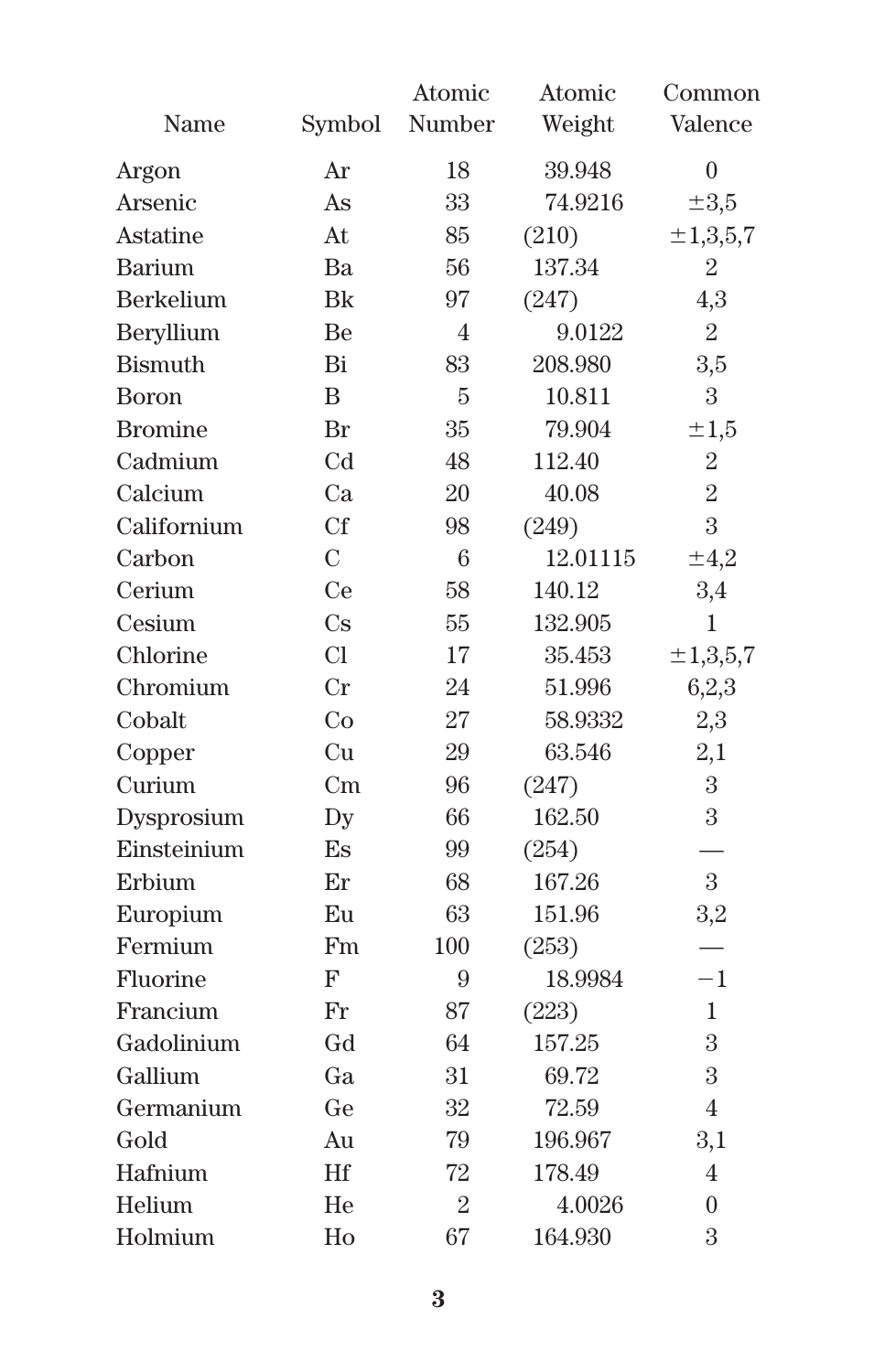| Name | Symbol | Atomic Number | Atomic Weight | Common Valence |
|---|---|---|---|---|
| Argon | Ar | 18 | 39.948 | 0 |
| Arsenic | As | 33 | 74.9216 | ±3,5 |
| Astatine | At | 85 | (210) | ±1,3,5,7 |
| Barium | Ba | 56 | 137.34 | 2 |
| Berkelium | Bk | 97 | (247) | 4,3 |
| Beryllium | Be | 4 | 9.0122 | 2 |
| Bismuth | Bi | 83 | 208.980 | 3,5 |
| Boron | B | 5 | 10.811 | 3 |
| Bromine | Br | 35 | 79.904 | ±1,5 |
| Cadmium | Cd | 48 | 112.40 | 2 |
| Calcium | Ca | 20 | 40.08 | 2 |
| Californium | Cf | 98 | (249) | 3 |
| Carbon | C | 6 | 12.01115 | ±4,2 |
| Cerium | Ce | 58 | 140.12 | 3,4 |
| Cesium | Cs | 55 | 132.905 | 1 |
| Chlorine | Cl | 17 | 35.453 | ±1,3,5,7 |
| Chromium | Cr | 24 | 51.996 | 6,2,3 |
| Cobalt | Co | 27 | 58.9332 | 2,3 |
| Copper | Cu | 29 | 63.546 | 2,1 |
| Curium | Cm | 96 | (247) | 3 |
| Dysprosium | Dy | 66 | 162.50 | 3 |
| Einsteinium | Es | 99 | (254) | — |
| Erbium | Er | 68 | 167.26 | 3 |
| Europium | Eu | 63 | 151.96 | 3,2 |
| Fermium | Fm | 100 | (253) | — |
| Fluorine | F | 9 | 18.9984 | −1 |
| Francium | Fr | 87 | (223) | 1 |
| Gadolinium | Gd | 64 | 157.25 | 3 |
| Gallium | Ga | 31 | 69.72 | 3 |
| Germanium | Ge | 32 | 72.59 | 4 |
| Gold | Au | 79 | 196.967 | 3,1 |
| Hafnium | Hf | 72 | 178.49 | 4 |
| Helium | He | 2 | 4.0026 | 0 |
| Holmium | Ho | 67 | 164.930 | 3 |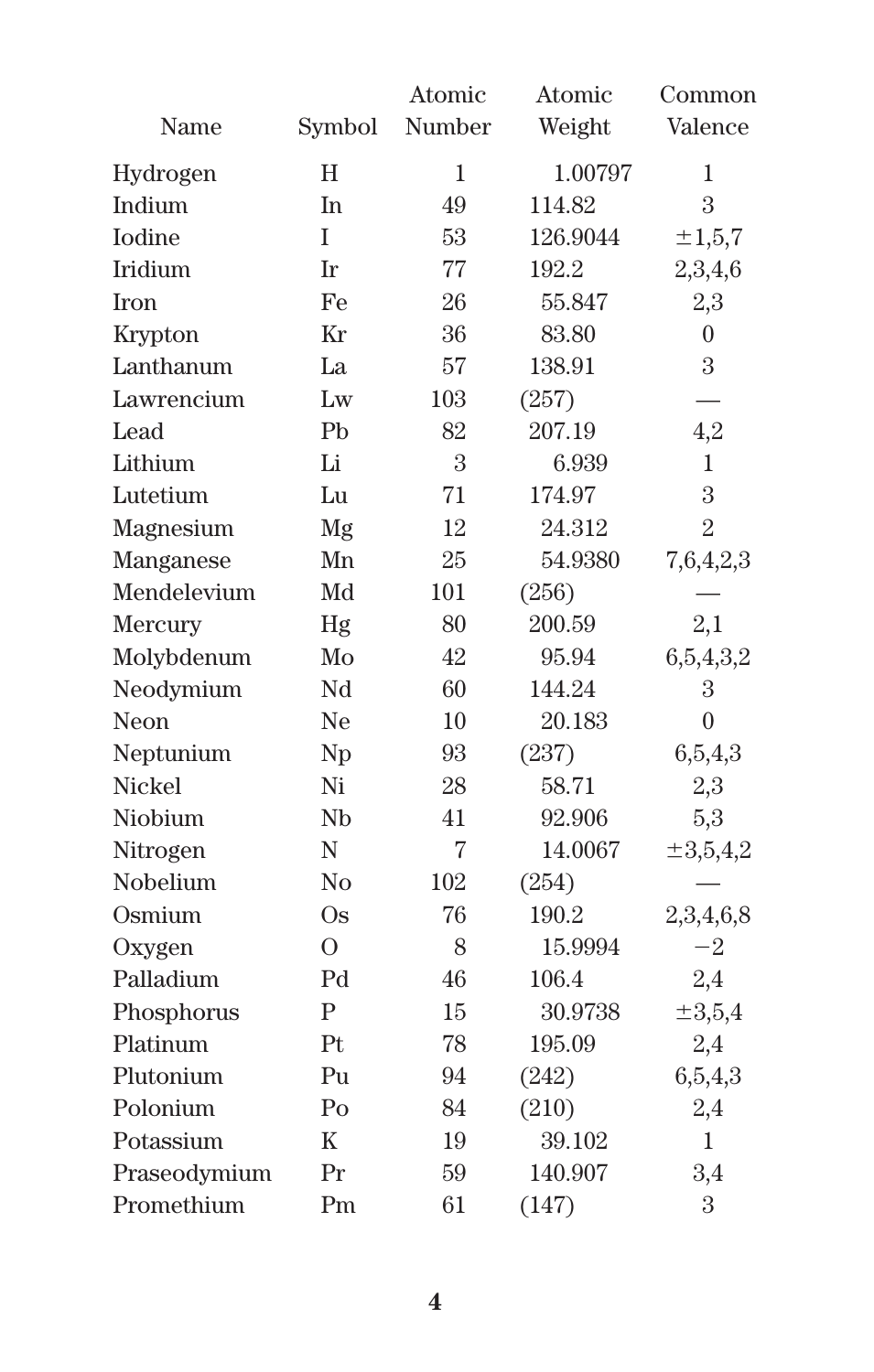| Name | Symbol | Atomic Number | Atomic Weight | Common Valence |
| --- | --- | --- | --- | --- |
| Hydrogen | H | 1 | 1.00797 | 1 |
| Indium | In | 49 | 114.82 | 3 |
| Iodine | I | 53 | 126.9044 | ±1,5,7 |
| Iridium | Ir | 77 | 192.2 | 2,3,4,6 |
| Iron | Fe | 26 | 55.847 | 2,3 |
| Krypton | Kr | 36 | 83.80 | 0 |
| Lanthanum | La | 57 | 138.91 | 3 |
| Lawrencium | Lw | 103 | (257) | — |
| Lead | Pb | 82 | 207.19 | 4,2 |
| Lithium | Li | 3 | 6.939 | 1 |
| Lutetium | Lu | 71 | 174.97 | 3 |
| Magnesium | Mg | 12 | 24.312 | 2 |
| Manganese | Mn | 25 | 54.9380 | 7,6,4,2,3 |
| Mendelevium | Md | 101 | (256) | — |
| Mercury | Hg | 80 | 200.59 | 2,1 |
| Molybdenum | Mo | 42 | 95.94 | 6,5,4,3,2 |
| Neodymium | Nd | 60 | 144.24 | 3 |
| Neon | Ne | 10 | 20.183 | 0 |
| Neptunium | Np | 93 | (237) | 6,5,4,3 |
| Nickel | Ni | 28 | 58.71 | 2,3 |
| Niobium | Nb | 41 | 92.906 | 5,3 |
| Nitrogen | N | 7 | 14.0067 | ±3,5,4,2 |
| Nobelium | No | 102 | (254) | — |
| Osmium | Os | 76 | 190.2 | 2,3,4,6,8 |
| Oxygen | O | 8 | 15.9994 | −2 |
| Palladium | Pd | 46 | 106.4 | 2,4 |
| Phosphorus | P | 15 | 30.9738 | ±3,5,4 |
| Platinum | Pt | 78 | 195.09 | 2,4 |
| Plutonium | Pu | 94 | (242) | 6,5,4,3 |
| Polonium | Po | 84 | (210) | 2,4 |
| Potassium | K | 19 | 39.102 | 1 |
| Praseodymium | Pr | 59 | 140.907 | 3,4 |
| Promethium | Pm | 61 | (147) | 3 |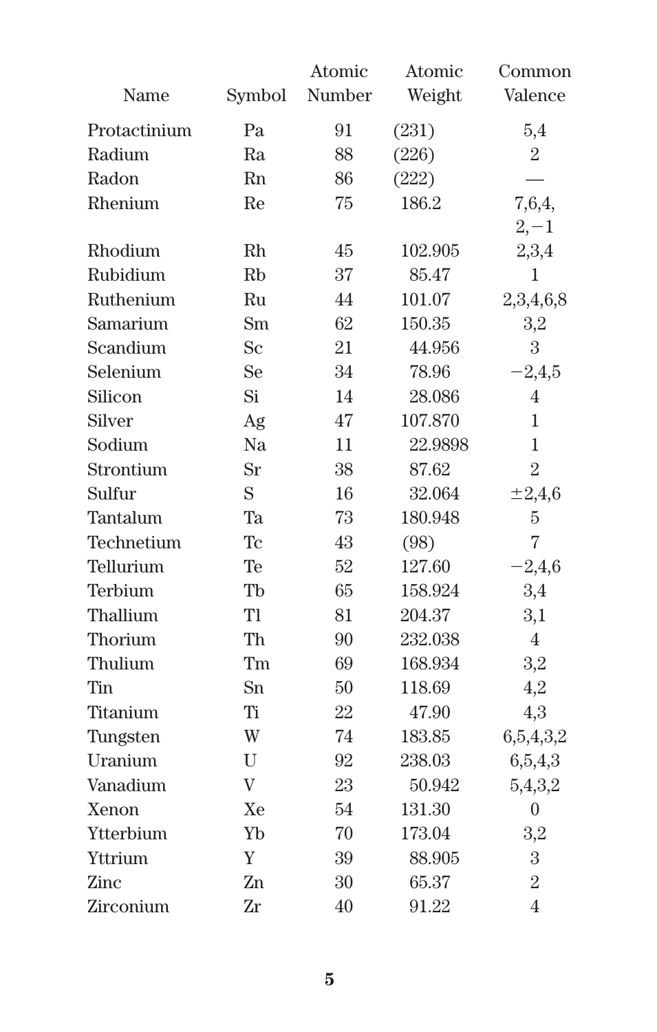| Name | Symbol | Atomic Number | Atomic Weight | Common Valence |
|---|---|---|---|---|
| Protactinium | Pa | 91 | (231) | 5,4 |
| Radium | Ra | 88 | (226) | 2 |
| Radon | Rn | 86 | (222) | — |
| Rhenium | Re | 75 | 186.2 | 7,6,4, 2,−1 |
| Rhodium | Rh | 45 | 102.905 | 2,3,4 |
| Rubidium | Rb | 37 | 85.47 | 1 |
| Ruthenium | Ru | 44 | 101.07 | 2,3,4,6,8 |
| Samarium | Sm | 62 | 150.35 | 3,2 |
| Scandium | Sc | 21 | 44.956 | 3 |
| Selenium | Se | 34 | 78.96 | −2,4,5 |
| Silicon | Si | 14 | 28.086 | 4 |
| Silver | Ag | 47 | 107.870 | 1 |
| Sodium | Na | 11 | 22.9898 | 1 |
| Strontium | Sr | 38 | 87.62 | 2 |
| Sulfur | S | 16 | 32.064 | ±2,4,6 |
| Tantalum | Ta | 73 | 180.948 | 5 |
| Technetium | Tc | 43 | (98) | 7 |
| Tellurium | Te | 52 | 127.60 | −2,4,6 |
| Terbium | Tb | 65 | 158.924 | 3,4 |
| Thallium | Tl | 81 | 204.37 | 3,1 |
| Thorium | Th | 90 | 232.038 | 4 |
| Thulium | Tm | 69 | 168.934 | 3,2 |
| Tin | Sn | 50 | 118.69 | 4,2 |
| Titanium | Ti | 22 | 47.90 | 4,3 |
| Tungsten | W | 74 | 183.85 | 6,5,4,3,2 |
| Uranium | U | 92 | 238.03 | 6,5,4,3 |
| Vanadium | V | 23 | 50.942 | 5,4,3,2 |
| Xenon | Xe | 54 | 131.30 | 0 |
| Ytterbium | Yb | 70 | 173.04 | 3,2 |
| Yttrium | Y | 39 | 88.905 | 3 |
| Zinc | Zn | 30 | 65.37 | 2 |
| Zirconium | Zr | 40 | 91.22 | 4 |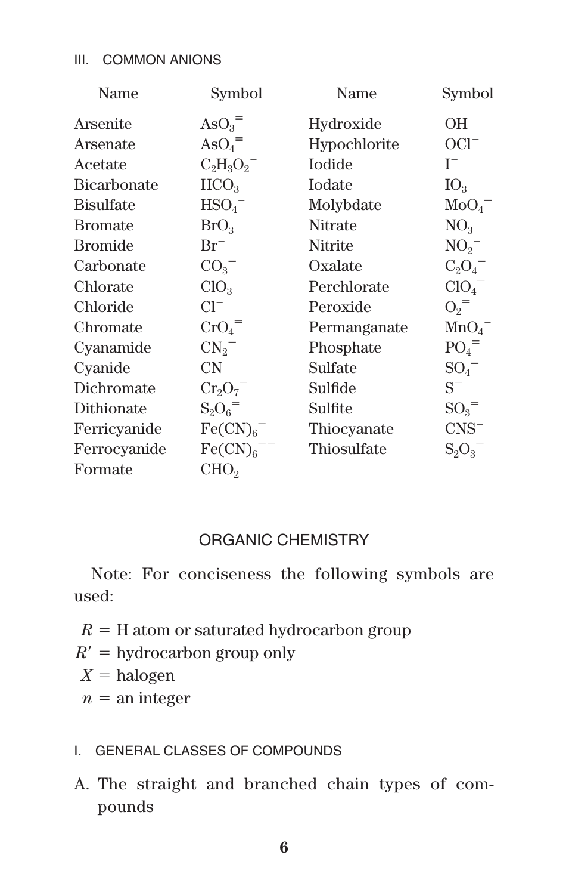### III. COMMON ANIONS

| Name | Symbol | Name | Symbol |
|---|---|---|---|
| Arsenite | $AsO_3^{\equiv}$ | Hydroxide | $OH^-$ |
| Arsenate | $AsO_4^{\equiv}$ | Hypochlorite | $OCl^-$ |
| Acetate | $C_2H_3O_2^-$ | Iodide | $I^-$ |
| Bicarbonate | $HCO_3^-$ | Iodate | $IO_3^-$ |
| Bisulfate | $HSO_4^-$ | Molybdate | $MoO_4^=$ |
| Bromate | $BrO_3^-$ | Nitrate | $NO_3^-$ |
| Bromide | $Br^-$ | Nitrite | $NO_2^-$ |
| Carbonate | $CO_3^=$ | Oxalate | $C_2O_4^=$ |
| Chlorate | $ClO_3^-$ | Perchlorate | $ClO_4^=$ |
| Chloride | $Cl^-$ | Peroxide | $O_2^=$ |
| Chromate | $CrO_4^=$ | Permanganate | $MnO_4^-$ |
| Cyanamide | $CN_2^=$ | Phosphate | $PO_4^{\equiv}$ |
| Cyanide | $CN^-$ | Sulfate | $SO_4^=$ |
| Dichromate | $Cr_2O_7^=$ | Sulfide | $S^=$ |
| Dithionate | $S_2O_6^=$ | Sulfite | $SO_3^=$ |
| Ferricyanide | $Fe(CN)_6^{\equiv}$ | Thiocyanate | $CNS^-$ |
| Ferrocyanide | $Fe(CN)_6^{==}$ | Thiosulfate | $S_2O_3^=$ |
| Formate | $CHO_2^-$ | | |

## ORGANIC CHEMISTRY

Note: For conciseness the following symbols are used:

$R$ = H atom or saturated hydrocarbon group
$R'$ = hydrocarbon group only
$X$ = halogen
$n$ = an integer

### I. GENERAL CLASSES OF COMPOUNDS

A. The straight and branched chain types of compounds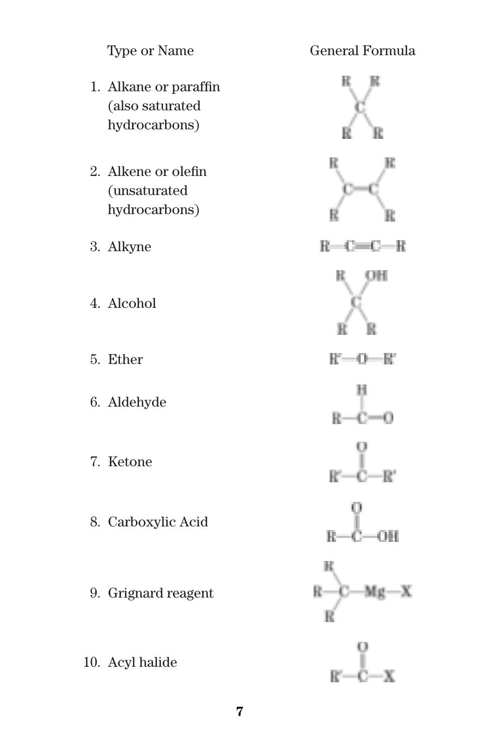| Type or Name | General Formula |
| --- | --- |
| 1. Alkane or paraffin (also saturated hydrocarbons) | $R_4C$ (C bonded to four R groups) |
| 2. Alkene or olefin (unsaturated hydrocarbons) | $R_2C{=}CR_2$ |
| 3. Alkyne | $R{-}C{\equiv}C{-}R$ |
| 4. Alcohol | $R_3C{-}OH$ |
| 5. Ether | $R'{-}O{-}R'$ |
| 6. Aldehyde | $R{-}C(H){=}O$ |
| 7. Ketone | $R'{-}C({=}O){-}R'$ |
| 8. Carboxylic Acid | $R{-}C({=}O){-}OH$ |
| 9. Grignard reagent | $R_3C{-}Mg{-}X$ |
| 10. Acyl halide | $R'{-}C({=}O){-}X$ |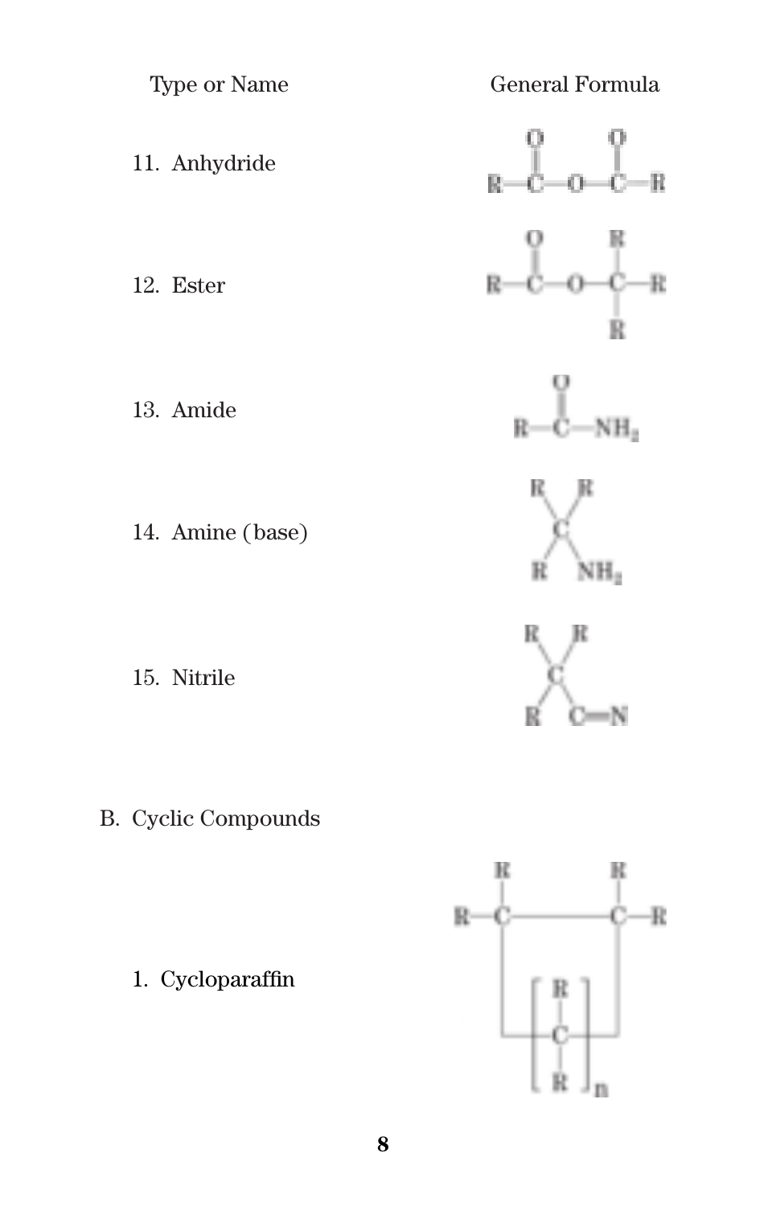| Type or Name | General Formula |
| --- | --- |
| 11. Anhydride | $R{-}\overset{O}{\overset{\|}{C}}{-}O{-}\overset{O}{\overset{\|}{C}}{-}R$ |
| 12. Ester | $R{-}\overset{O}{\overset{\|}{C}}{-}O{-}\underset{R}{\underset{\|}{\overset{R}{\overset{\|}{C}}}}{-}R$ |
| 13. Amide | $R{-}\overset{O}{\overset{\|}{C}}{-}NH_2$ |
| 14. Amine (base) | $R_3C{-}NH_2$ |
| 15. Nitrile | $R_3C{-}C{\equiv}N$ |

B. Cyclic Compounds

| Type or Name | General Formula |
| --- | --- |
| 1. Cycloparaffin | $R_2C{-}[CR_2]_n{-}CR_2$ (ring) |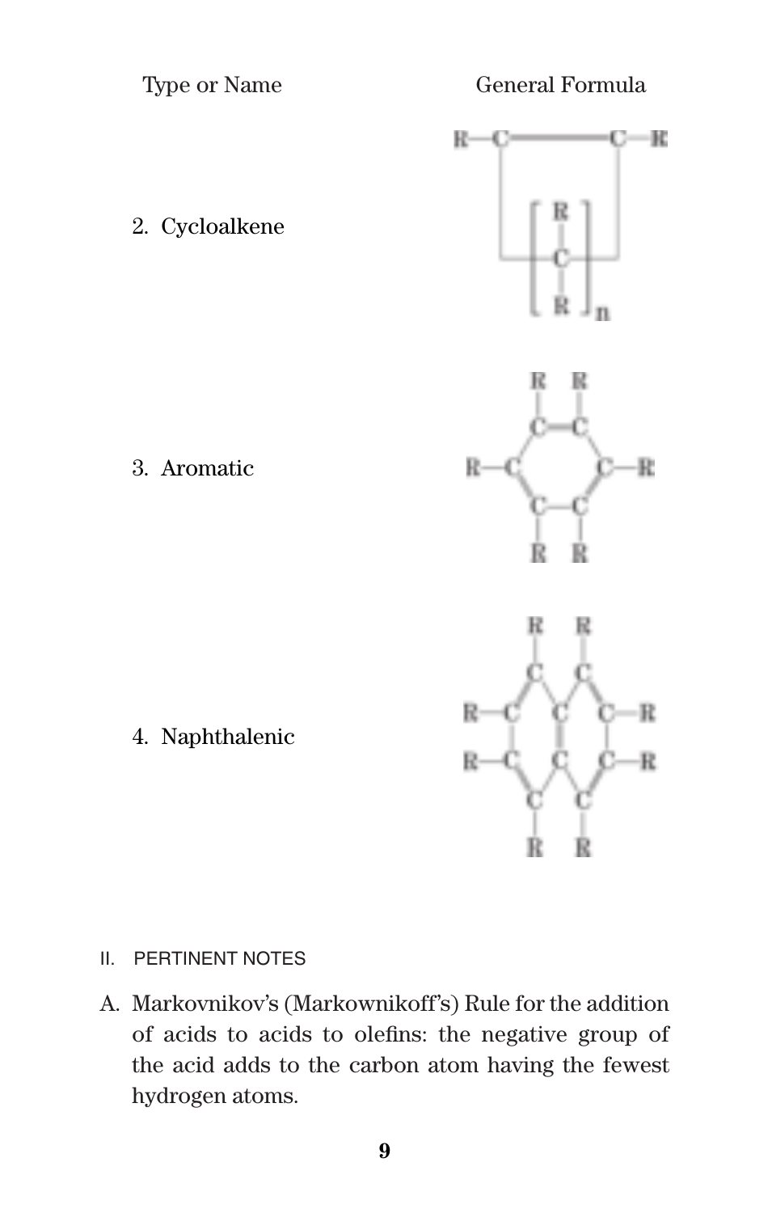| Type or Name | General Formula |
| --- | --- |
| 2. Cycloalkene | |
| 3. Aromatic | |
| 4. Naphthalenic | |

II. PERTINENT NOTES

A. Markovnikov's (Markownikoff's) Rule for the addition of acids to acids to olefins: the negative group of the acid adds to the carbon atom having the fewest hydrogen atoms.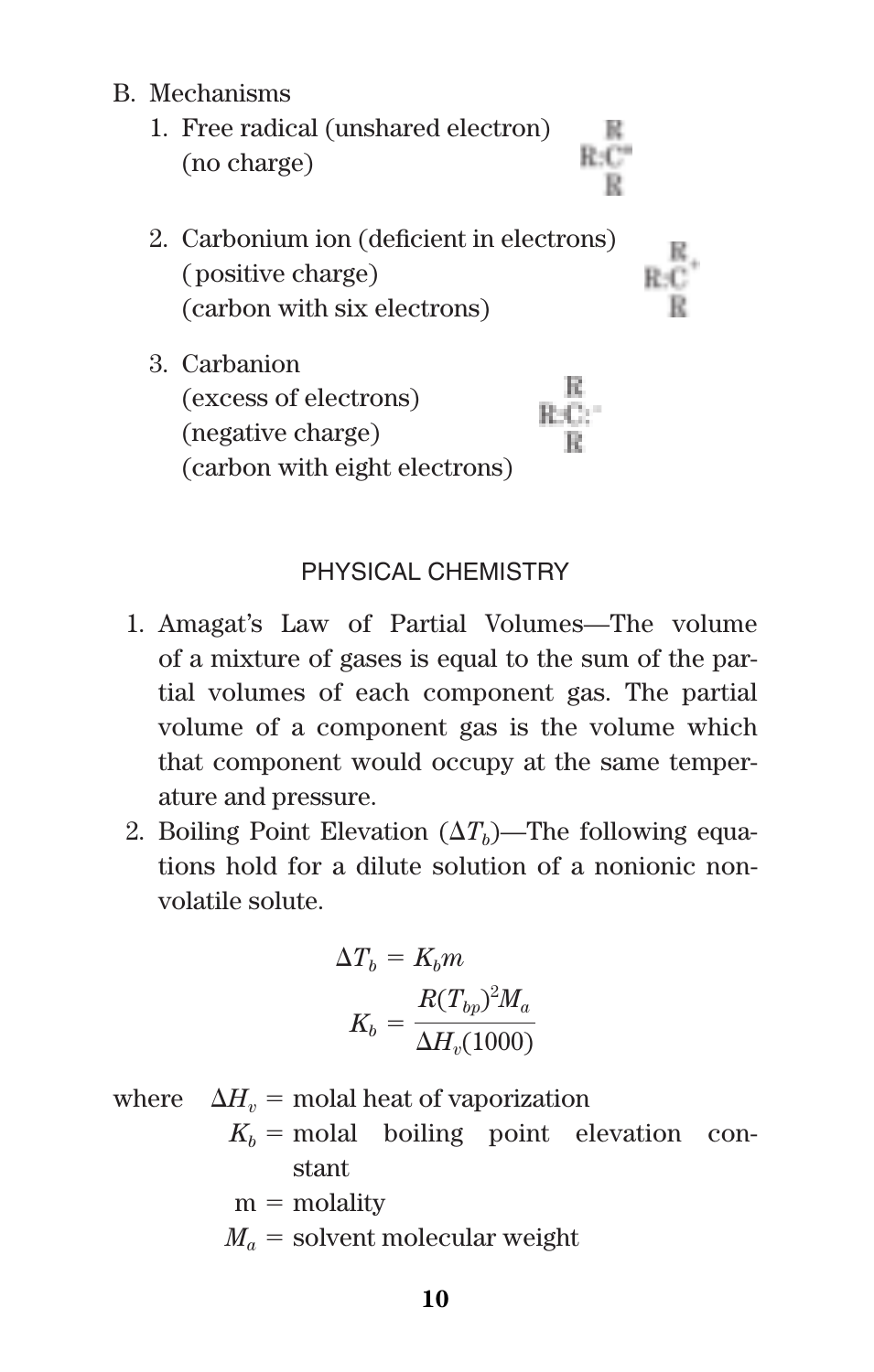B. Mechanisms

1. Free radical (unshared electron) (no charge)

$$\begin{matrix} & R & \\ R{:}& C^{\cdot} & \\ & R & \end{matrix}$$

2. Carbonium ion (deficient in electrons) (positive charge) (carbon with six electrons)

$$\begin{matrix} & R & \\ R{:}& C^{+} & \\ & R & \end{matrix}$$

3. Carbanion (excess of electrons) (negative charge) (carbon with eight electrons)

$$\begin{matrix} & R & \\ R{:}& C{:}^{-} & \\ & R & \end{matrix}$$

## PHYSICAL CHEMISTRY

1. Amagat's Law of Partial Volumes—The volume of a mixture of gases is equal to the sum of the partial volumes of each component gas. The partial volume of a component gas is the volume which that component would occupy at the same temperature and pressure.
2. Boiling Point Elevation ($\Delta T_b$)—The following equations hold for a dilute solution of a nonionic nonvolatile solute.

$$\Delta T_b = K_b m$$

$$K_b = \frac{R(T_{bp})^2 M_a}{\Delta H_v(1000)}$$

where $\Delta H_v$ = molal heat of vaporization
$K_b$ = molal boiling point elevation constant
m = molality
$M_a$ = solvent molecular weight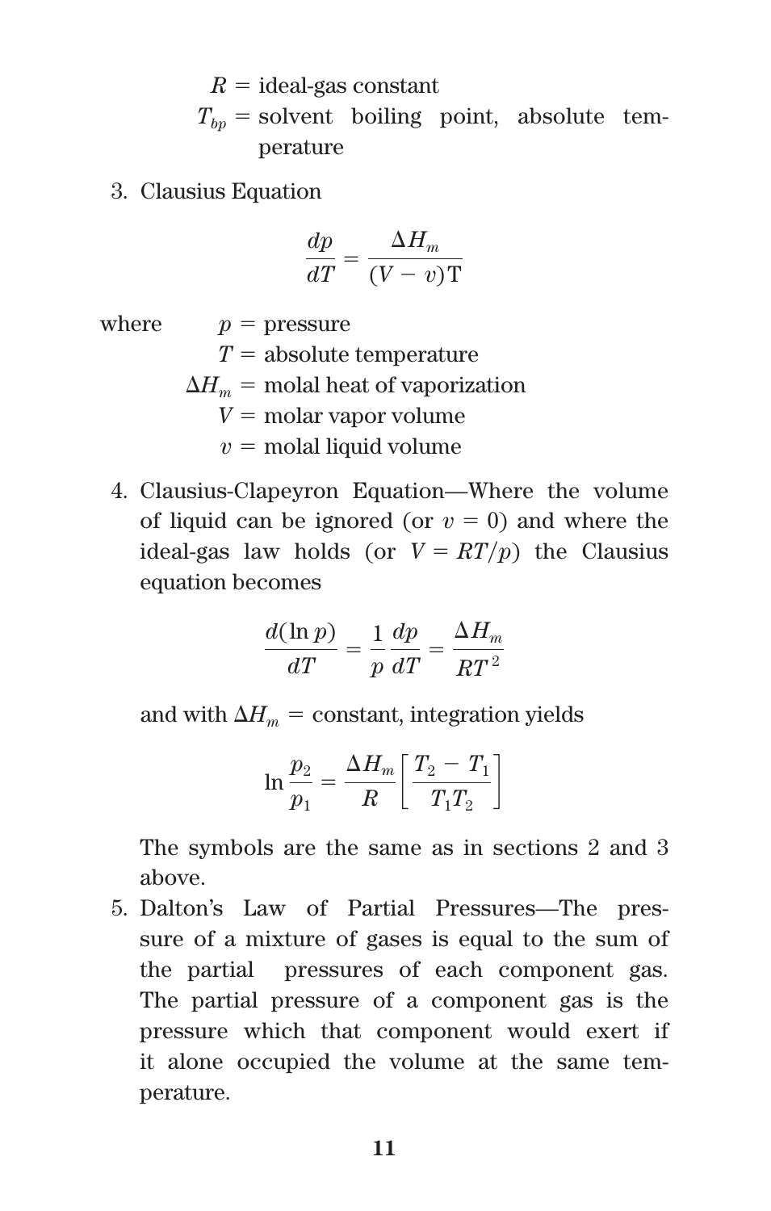$R$ = ideal-gas constant

$T_{bp}$ = solvent boiling point, absolute temperature

3. Clausius Equation

$$\frac{dp}{dT} = \frac{\Delta H_m}{(V - v)\mathrm{T}}$$

where

$p$ = pressure

$T$ = absolute temperature

$\Delta H_m$ = molal heat of vaporization

$V$ = molar vapor volume

$v$ = molal liquid volume

4. Clausius-Clapeyron Equation—Where the volume of liquid can be ignored (or $v = 0$) and where the ideal-gas law holds (or $V = RT/p$) the Clausius equation becomes

$$\frac{d(\ln p)}{dT} = \frac{1}{p}\frac{dp}{dT} = \frac{\Delta H_m}{RT^2}$$

and with $\Delta H_m$ = constant, integration yields

$$\ln\frac{p_2}{p_1} = \frac{\Delta H_m}{R}\left[\frac{T_2 - T_1}{T_1 T_2}\right]$$

The symbols are the same as in sections 2 and 3 above.

5. Dalton's Law of Partial Pressures—The pressure of a mixture of gases is equal to the sum of the partial pressures of each component gas. The partial pressure of a component gas is the pressure which that component would exert if it alone occupied the volume at the same temperature.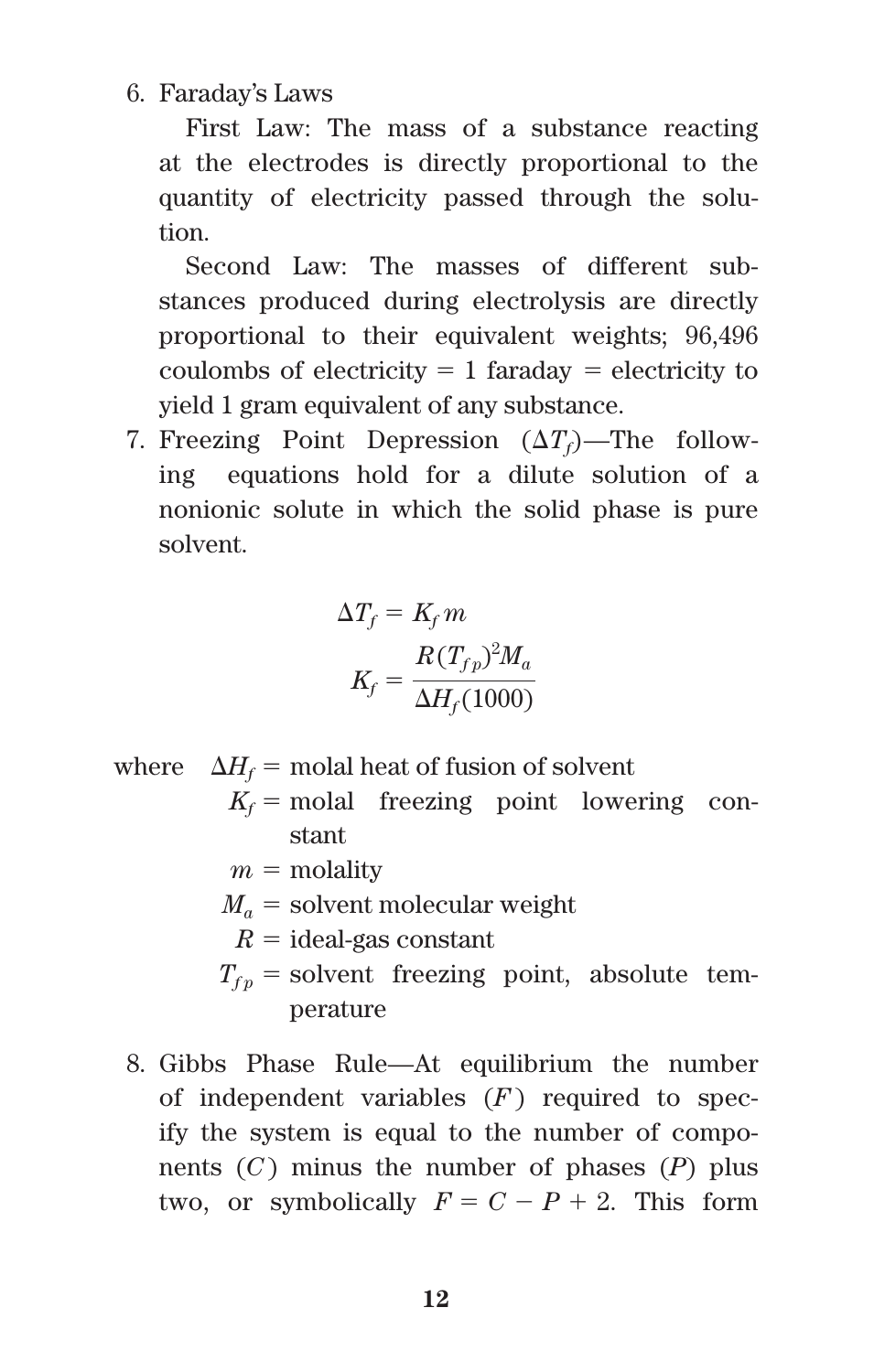6. Faraday's Laws

   First Law: The mass of a substance reacting at the electrodes is directly proportional to the quantity of electricity passed through the solution.

   Second Law: The masses of different substances produced during electrolysis are directly proportional to their equivalent weights; 96,496 coulombs of electricity = 1 faraday = electricity to yield 1 gram equivalent of any substance.

7. Freezing Point Depression ($\Delta T_f$)—The following equations hold for a dilute solution of a nonionic solute in which the solid phase is pure solvent.

$$\Delta T_f = K_f m$$

$$K_f = \frac{R(T_{fp})^2 M_a}{\Delta H_f (1000)}$$

where
- $\Delta H_f$ = molal heat of fusion of solvent
- $K_f$ = molal freezing point lowering constant
- $m$ = molality
- $M_a$ = solvent molecular weight
- $R$ = ideal-gas constant
- $T_{fp}$ = solvent freezing point, absolute temperature

8. Gibbs Phase Rule—At equilibrium the number of independent variables ($F$) required to specify the system is equal to the number of components ($C$) minus the number of phases ($P$) plus two, or symbolically $F = C - P + 2$. This form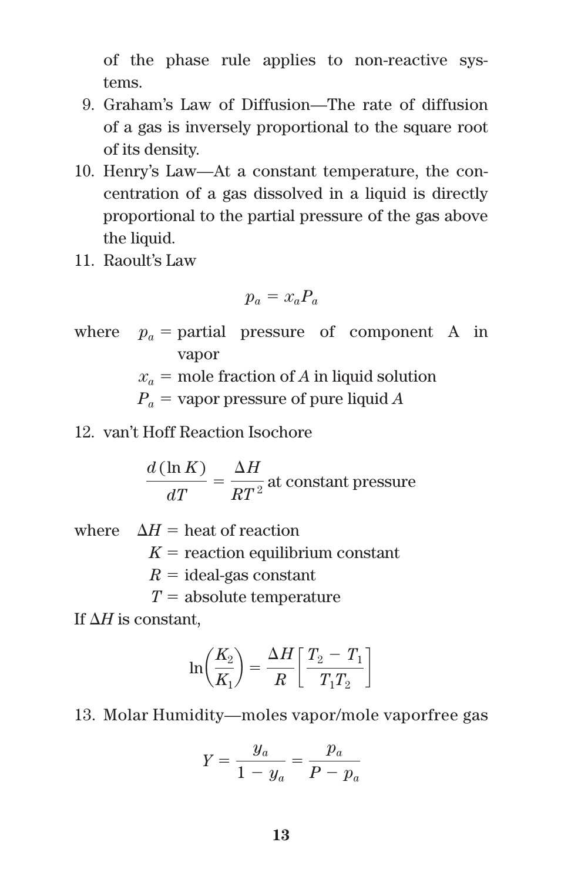of the phase rule applies to non-reactive systems.

9. Graham's Law of Diffusion—The rate of diffusion of a gas is inversely proportional to the square root of its density.
10. Henry's Law—At a constant temperature, the concentration of a gas dissolved in a liquid is directly proportional to the partial pressure of the gas above the liquid.
11. Raoult's Law

$$p_a = x_a P_a$$

where $p_a$ = partial pressure of component A in vapor
$x_a$ = mole fraction of $A$ in liquid solution
$P_a$ = vapor pressure of pure liquid $A$

12. van't Hoff Reaction Isochore

$$\frac{d(\ln K)}{dT} = \frac{\Delta H}{RT^2} \text{ at constant pressure}$$

where $\Delta H$ = heat of reaction
$K$ = reaction equilibrium constant
$R$ = ideal-gas constant
$T$ = absolute temperature

If $\Delta H$ is constant,

$$\ln\left(\frac{K_2}{K_1}\right) = \frac{\Delta H}{R}\left[\frac{T_2 - T_1}{T_1 T_2}\right]$$

13. Molar Humidity—moles vapor/mole vaporfree gas

$$Y = \frac{y_a}{1 - y_a} = \frac{p_a}{P - p_a}$$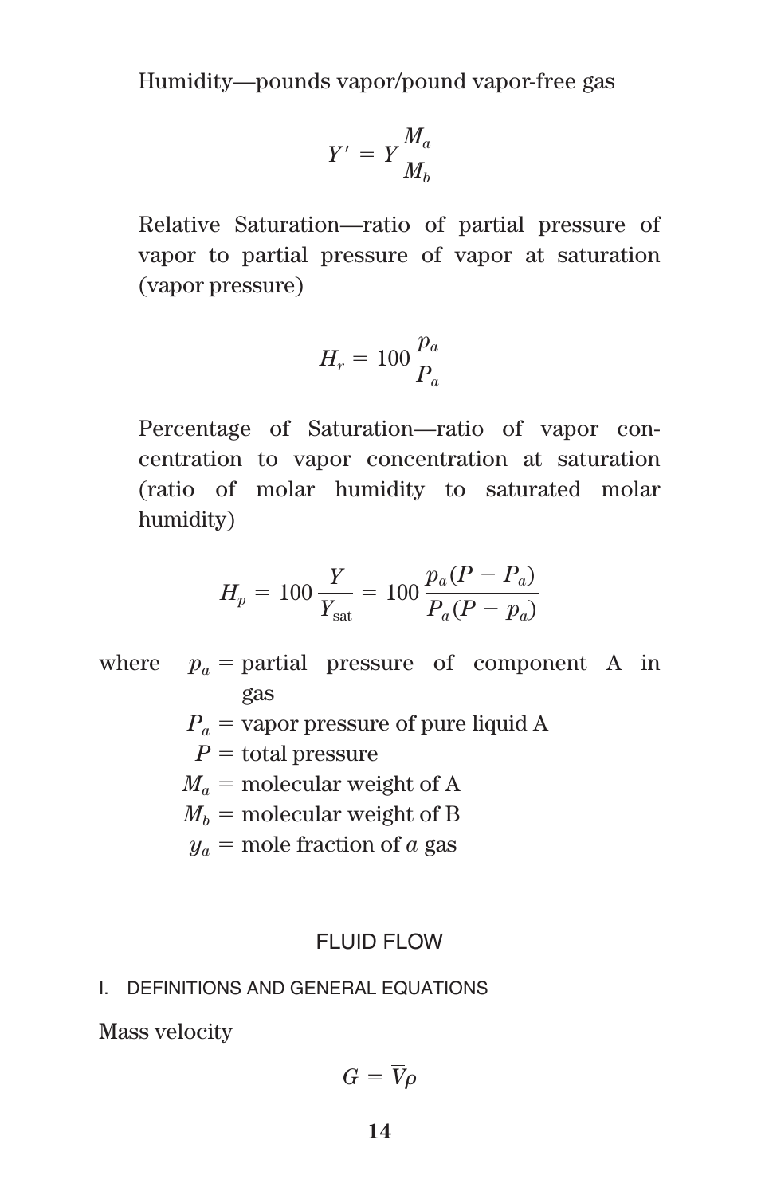Humidity—pounds vapor/pound vapor-free gas

$$Y' = Y\frac{M_a}{M_b}$$

Relative Saturation—ratio of partial pressure of vapor to partial pressure of vapor at saturation (vapor pressure)

$$H_r = 100\frac{p_a}{P_a}$$

Percentage of Saturation—ratio of vapor concentration to vapor concentration at saturation (ratio of molar humidity to saturated molar humidity)

$$H_p = 100\frac{Y}{Y_{\text{sat}}} = 100\frac{p_a(P - P_a)}{P_a(P - p_a)}$$

where
- $p_a$ = partial pressure of component A in gas
- $P_a$ = vapor pressure of pure liquid A
- $P$ = total pressure
- $M_a$ = molecular weight of A
- $M_b$ = molecular weight of B
- $y_a$ = mole fraction of $a$ gas

## FLUID FLOW

### I. DEFINITIONS AND GENERAL EQUATIONS

Mass velocity

$$G = \overline{V}\rho$$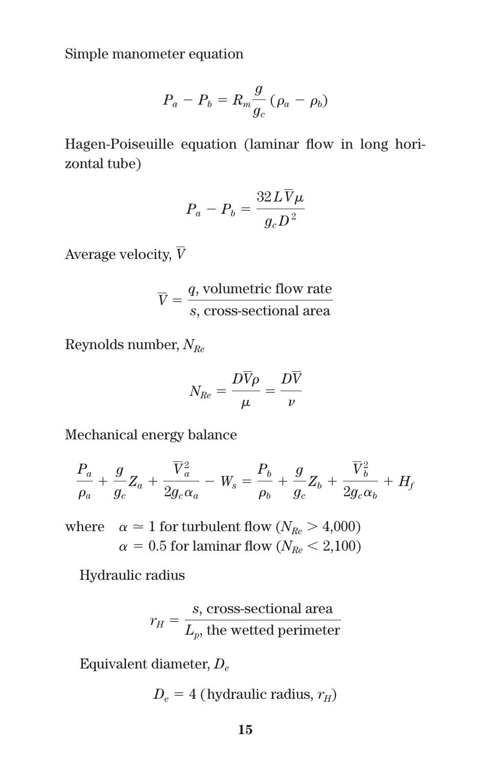Simple manometer equation

$$P_a - P_b = R_m \frac{g}{g_c} (\rho_a - \rho_b)$$

Hagen-Poiseuille equation (laminar flow in long horizontal tube)

$$P_a - P_b = \frac{32 L \overline{V} \mu}{g_c D^2}$$

Average velocity, $\overline{V}$

$$\overline{V} = \frac{q, \text{ volumetric flow rate}}{s, \text{ cross-sectional area}}$$

Reynolds number, $N_{Re}$

$$N_{Re} = \frac{D\overline{V}\rho}{\mu} = \frac{D\overline{V}}{\nu}$$

Mechanical energy balance

$$\frac{P_a}{\rho_a} + \frac{g}{g_c} Z_a + \frac{\overline{V}_a^2}{2 g_c \alpha_a} - W_s = \frac{P_b}{\rho_b} + \frac{g}{g_c} Z_b + \frac{\overline{V}_b^2}{2 g_c \alpha_b} + H_f$$

where $\alpha \simeq 1$ for turbulent flow ($N_{Re} > 4{,}000$)
$\alpha = 0.5$ for laminar flow ($N_{Re} < 2{,}100$)

Hydraulic radius

$$r_H = \frac{s, \text{ cross-sectional area}}{L_p, \text{ the wetted perimeter}}$$

Equivalent diameter, $D_e$

$$D_e = 4 \text{ (hydraulic radius, } r_H\text{)}$$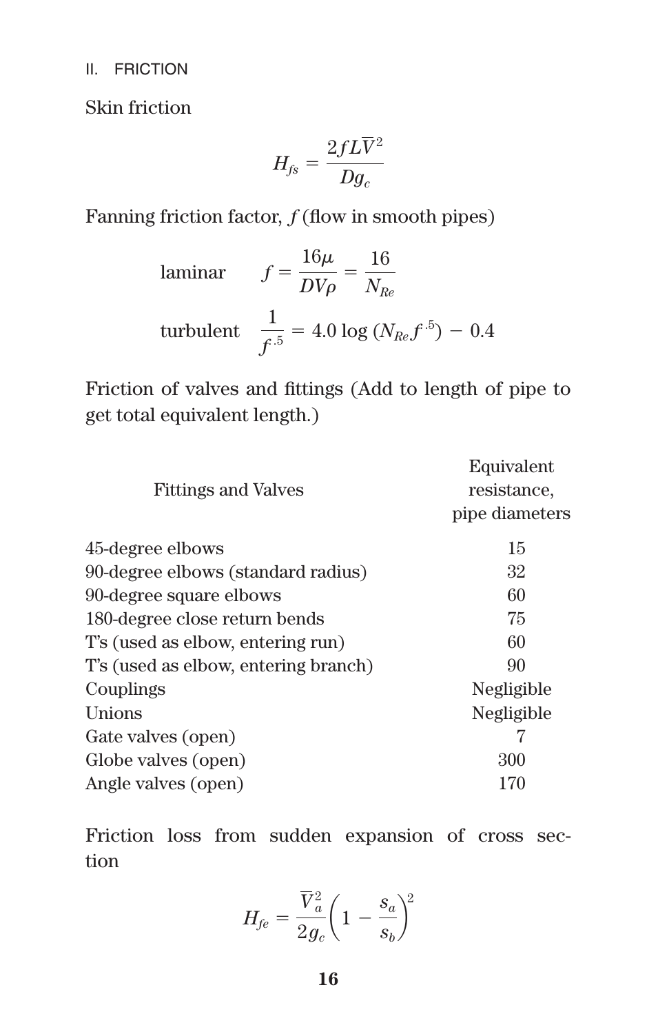## II. FRICTION

Skin friction

$$H_{fs} = \frac{2fL\overline{V}^2}{Dg_c}$$

Fanning friction factor, $f$ (flow in smooth pipes)

laminar $\quad f = \dfrac{16\mu}{DV\rho} = \dfrac{16}{N_{Re}}$

turbulent $\quad \dfrac{1}{f^{.5}} = 4.0 \log (N_{Re} f^{.5}) - 0.4$

Friction of valves and fittings (Add to length of pipe to get total equivalent length.)

| Fittings and Valves | Equivalent resistance, pipe diameters |
|---|---|
| 45-degree elbows | 15 |
| 90-degree elbows (standard radius) | 32 |
| 90-degree square elbows | 60 |
| 180-degree close return bends | 75 |
| T's (used as elbow, entering run) | 60 |
| T's (used as elbow, entering branch) | 90 |
| Couplings | Negligible |
| Unions | Negligible |
| Gate valves (open) | 7 |
| Globe valves (open) | 300 |
| Angle valves (open) | 170 |

Friction loss from sudden expansion of cross section

$$H_{fe} = \frac{\overline{V}_a^2}{2g_c}\left(1 - \frac{s_a}{s_b}\right)^2$$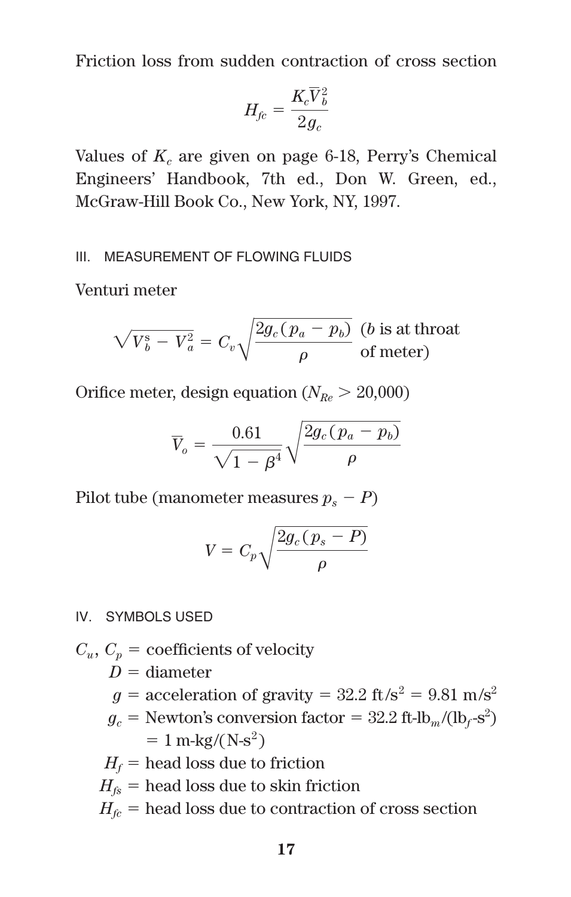Friction loss from sudden contraction of cross section

$$H_{fc} = \frac{K_c \overline{V}_b^2}{2g_c}$$

Values of $K_c$ are given on page 6-18, Perry's Chemical Engineers' Handbook, 7th ed., Don W. Green, ed., McGraw-Hill Book Co., New York, NY, 1997.

## III. MEASUREMENT OF FLOWING FLUIDS

Venturi meter

$$\sqrt{V_b^s - V_a^2} = C_v \sqrt{\frac{2g_c(p_a - p_b)}{\rho}} \quad \text{(}b\text{ is at throat of meter)}$$

Orifice meter, design equation ($N_{Re} > 20{,}000$)

$$\overline{V}_o = \frac{0.61}{\sqrt{1 - \beta^4}} \sqrt{\frac{2g_c(p_a - p_b)}{\rho}}$$

Pilot tube (manometer measures $p_s - P$)

$$V = C_p \sqrt{\frac{2g_c(p_s - P)}{\rho}}$$

## IV. SYMBOLS USED

$C_u$, $C_p$ = coefficients of velocity
$D$ = diameter
$g$ = acceleration of gravity = 32.2 ft/s$^2$ = 9.81 m/s$^2$
$g_c$ = Newton's conversion factor = 32.2 ft-lb$_m$/(lb$_f$-s$^2$) = 1 m-kg/(N-s$^2$)
$H_f$ = head loss due to friction
$H_{fs}$ = head loss due to skin friction
$H_{fc}$ = head loss due to contraction of cross section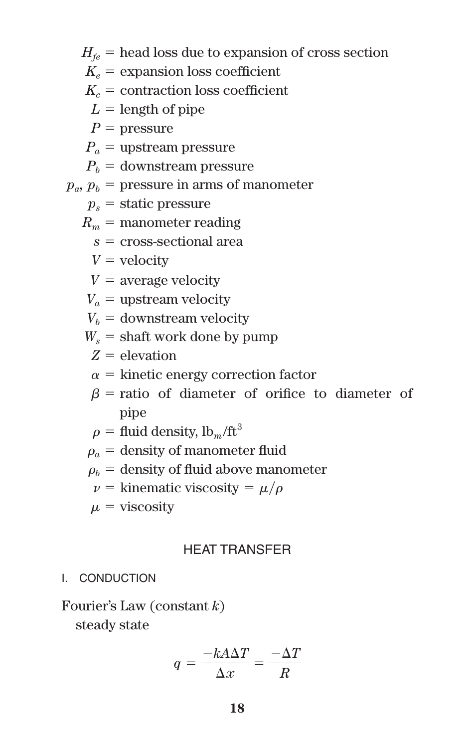$H_{fe}$ = head loss due to expansion of cross section
$K_e$ = expansion loss coefficient
$K_c$ = contraction loss coefficient
$L$ = length of pipe
$P$ = pressure
$P_a$ = upstream pressure
$P_b$ = downstream pressure
$p_a$, $p_b$ = pressure in arms of manometer
$p_s$ = static pressure
$R_m$ = manometer reading
$s$ = cross-sectional area
$V$ = velocity
$\overline{V}$ = average velocity
$V_a$ = upstream velocity
$V_b$ = downstream velocity
$W_s$ = shaft work done by pump
$Z$ = elevation
$\alpha$ = kinetic energy correction factor
$\beta$ = ratio of diameter of orifice to diameter of pipe
$\rho$ = fluid density, $\text{lb}_m/\text{ft}^3$
$\rho_a$ = density of manometer fluid
$\rho_b$ = density of fluid above manometer
$\nu$ = kinematic viscosity = $\mu/\rho$
$\mu$ = viscosity

## HEAT TRANSFER

### I. CONDUCTION

Fourier's Law (constant $k$)
steady state

$$q = \frac{-kA\Delta T}{\Delta x} = \frac{-\Delta T}{R}$$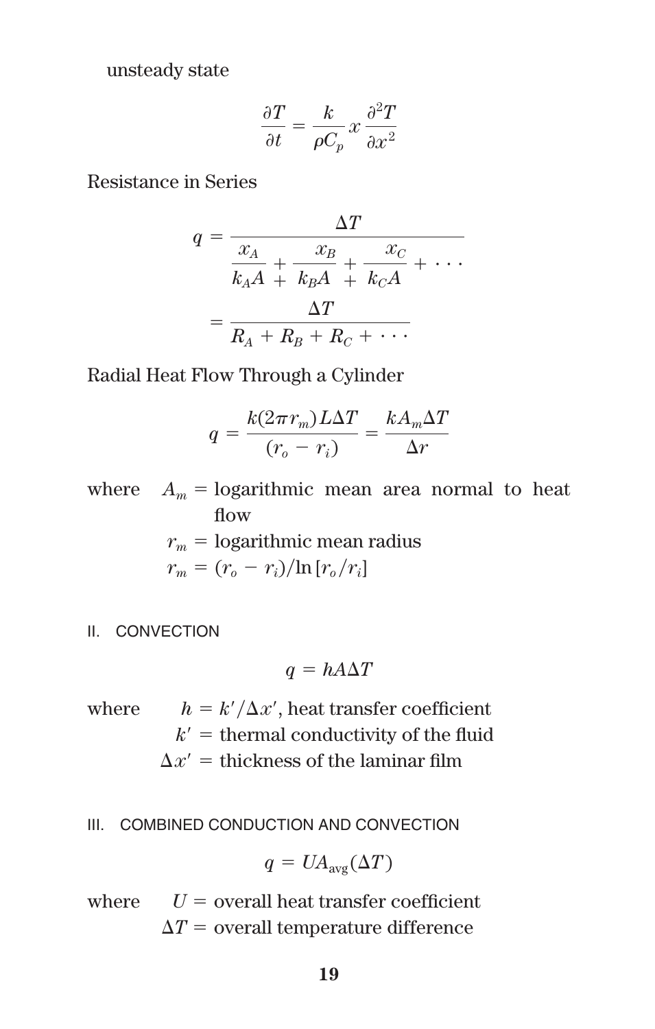unsteady state

$$\frac{\partial T}{\partial t} = \frac{k}{\rho C_p} x \frac{\partial^2 T}{\partial x^2}$$

Resistance in Series

$$q = \frac{\Delta T}{\dfrac{x_A}{k_A A} + \dfrac{x_B}{k_B A} + \dfrac{x_C}{k_C A} + \cdots}$$

$$= \frac{\Delta T}{R_A + R_B + R_C + \cdots}$$

Radial Heat Flow Through a Cylinder

$$q = \frac{k(2\pi r_m)L\Delta T}{(r_o - r_i)} = \frac{kA_m \Delta T}{\Delta r}$$

where $A_m$ = logarithmic mean area normal to heat flow

$r_m$ = logarithmic mean radius

$r_m = (r_o - r_i)/\ln[r_o/r_i]$

## II. CONVECTION

$$q = hA\Delta T$$

where $h = k'/\Delta x'$, heat transfer coefficient

$k'$ = thermal conductivity of the fluid

$\Delta x'$ = thickness of the laminar film

## III. COMBINED CONDUCTION AND CONVECTION

$$q = UA_{\text{avg}}(\Delta T)$$

where $U$ = overall heat transfer coefficient

$\Delta T$ = overall temperature difference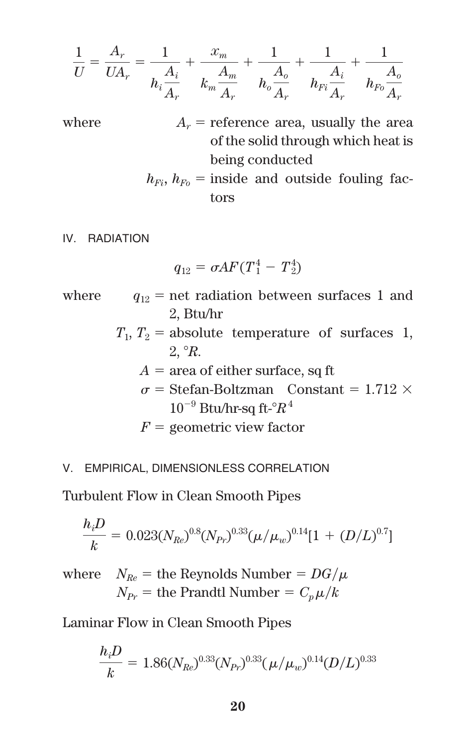$$\frac{1}{U} = \frac{A_r}{UA_r} = \frac{1}{h_i \frac{A_i}{A_r}} + \frac{x_m}{k_m \frac{A_m}{A_r}} + \frac{1}{h_o \frac{A_o}{A_r}} + \frac{1}{h_{Fi} \frac{A_i}{A_r}} + \frac{1}{h_{Fo} \frac{A_o}{A_r}}$$

where $A_r$ = reference area, usually the area of the solid through which heat is being conducted

$h_{Fi}, h_{Fo}$ = inside and outside fouling factors

## IV. RADIATION

$$q_{12} = \sigma A F (T_1^4 - T_2^4)$$

where $q_{12}$ = net radiation between surfaces 1 and 2, Btu/hr

$T_1, T_2$ = absolute temperature of surfaces 1, 2, °$R$.

$A$ = area of either surface, sq ft

$\sigma$ = Stefan-Boltzman Constant = $1.712 \times 10^{-9}$ Btu/hr-sq ft-°$R^4$

$F$ = geometric view factor

## V. EMPIRICAL, DIMENSIONLESS CORRELATION

Turbulent Flow in Clean Smooth Pipes

$$\frac{h_i D}{k} = 0.023(N_{Re})^{0.8}(N_{Pr})^{0.33}(\mu/\mu_w)^{0.14}[1 + (D/L)^{0.7}]$$

where $N_{Re}$ = the Reynolds Number = $DG/\mu$

$N_{Pr}$ = the Prandtl Number = $C_p \mu / k$

Laminar Flow in Clean Smooth Pipes

$$\frac{h_i D}{k} = 1.86(N_{Re})^{0.33}(N_{Pr})^{0.33}(\mu/\mu_w)^{0.14}(D/L)^{0.33}$$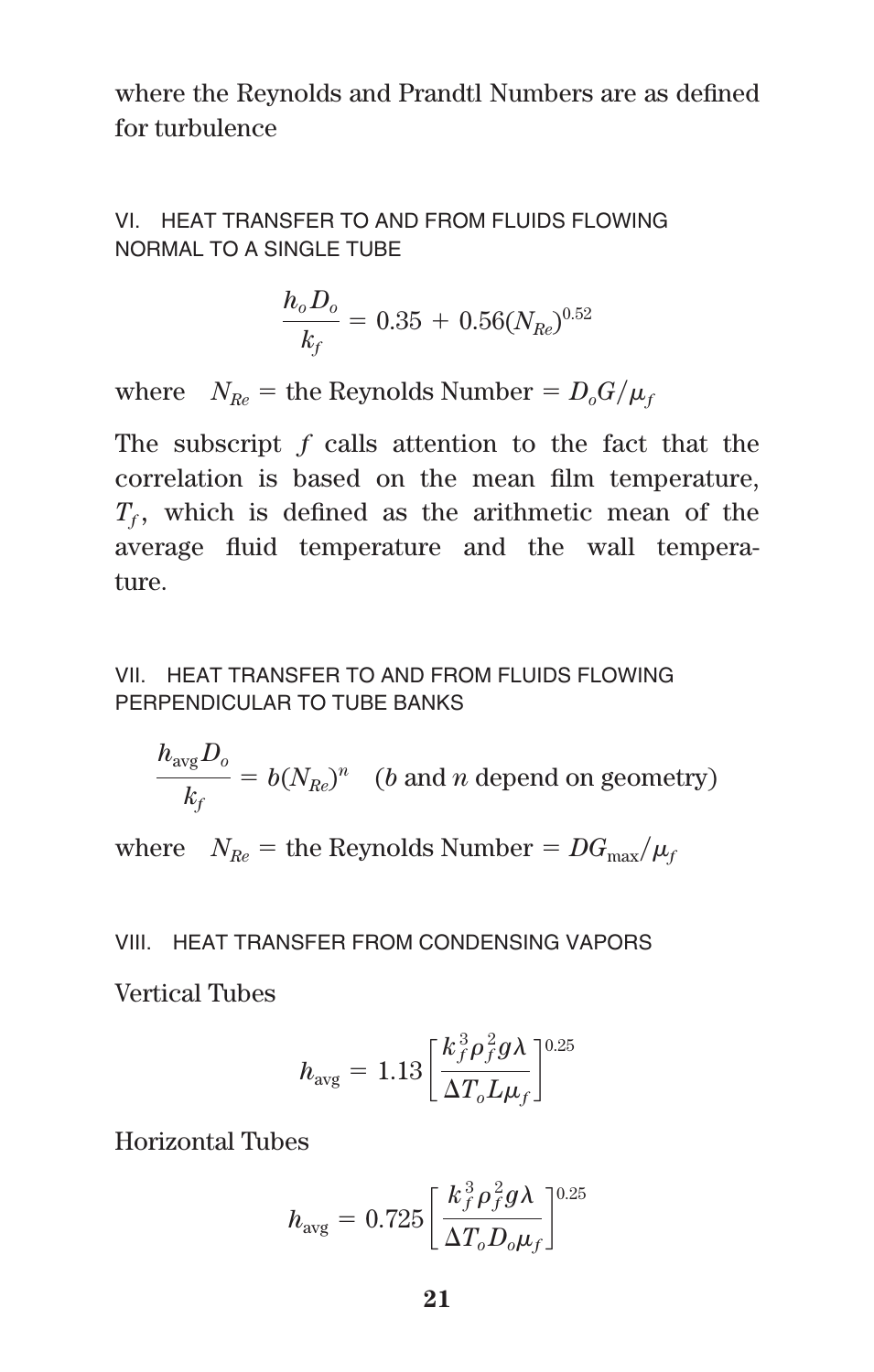where the Reynolds and Prandtl Numbers are as defined for turbulence

## VI. HEAT TRANSFER TO AND FROM FLUIDS FLOWING NORMAL TO A SINGLE TUBE

$$\frac{h_o D_o}{k_f} = 0.35 + 0.56(N_{Re})^{0.52}$$

where $N_{Re}$ = the Reynolds Number = $D_o G/\mu_f$

The subscript $f$ calls attention to the fact that the correlation is based on the mean film temperature, $T_f$, which is defined as the arithmetic mean of the average fluid temperature and the wall temperature.

## VII. HEAT TRANSFER TO AND FROM FLUIDS FLOWING PERPENDICULAR TO TUBE BANKS

$$\frac{h_{avg} D_o}{k_f} = b(N_{Re})^n \quad (b \text{ and } n \text{ depend on geometry})$$

where $N_{Re}$ = the Reynolds Number = $DG_{max}/\mu_f$

## VIII. HEAT TRANSFER FROM CONDENSING VAPORS

Vertical Tubes

$$h_{avg} = 1.13\left[\frac{k_f^3 \rho_f^2 g \lambda}{\Delta T_o L \mu_f}\right]^{0.25}$$

Horizontal Tubes

$$h_{avg} = 0.725\left[\frac{k_f^3 \rho_f^2 g \lambda}{\Delta T_o D_o \mu_f}\right]^{0.25}$$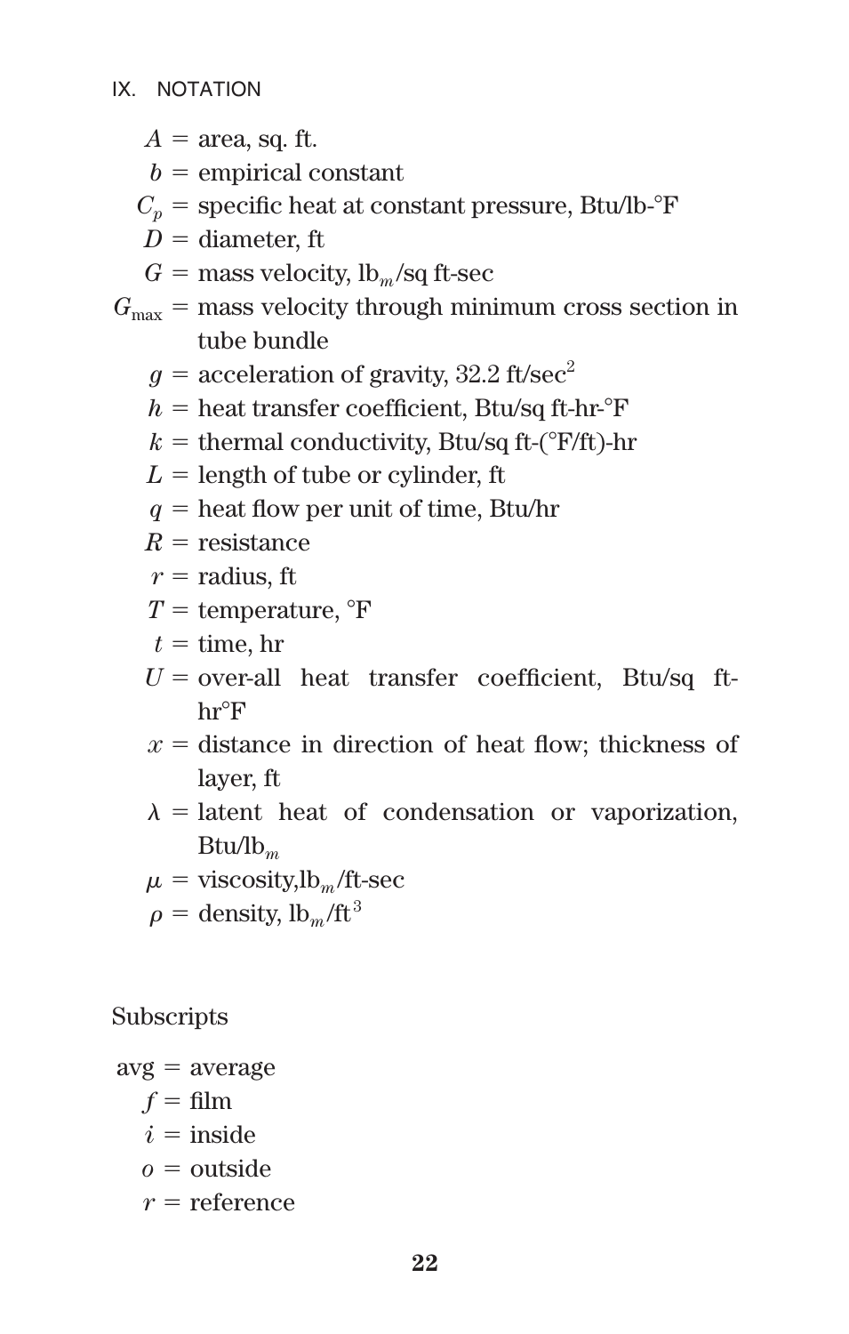## IX. NOTATION

$A$ = area, sq. ft.

$b$ = empirical constant

$C_p$ = specific heat at constant pressure, Btu/lb-°F

$D$ = diameter, ft

$G$ = mass velocity, $\text{lb}_m$/sq ft-sec

$G_{\max}$ = mass velocity through minimum cross section in tube bundle

$g$ = acceleration of gravity, 32.2 ft/sec$^2$

$h$ = heat transfer coefficient, Btu/sq ft-hr-°F

$k$ = thermal conductivity, Btu/sq ft-(°F/ft)-hr

$L$ = length of tube or cylinder, ft

$q$ = heat flow per unit of time, Btu/hr

$R$ = resistance

$r$ = radius, ft

$T$ = temperature, °F

$t$ = time, hr

$U$ = over-all heat transfer coefficient, Btu/sq ft-hr°F

$x$ = distance in direction of heat flow; thickness of layer, ft

$\lambda$ = latent heat of condensation or vaporization, Btu/$\text{lb}_m$

$\mu$ = viscosity,$\text{lb}_m$/ft-sec

$\rho$ = density, $\text{lb}_m/\text{ft}^3$

Subscripts

avg = average

$f$ = film

$i$ = inside

$o$ = outside

$r$ = reference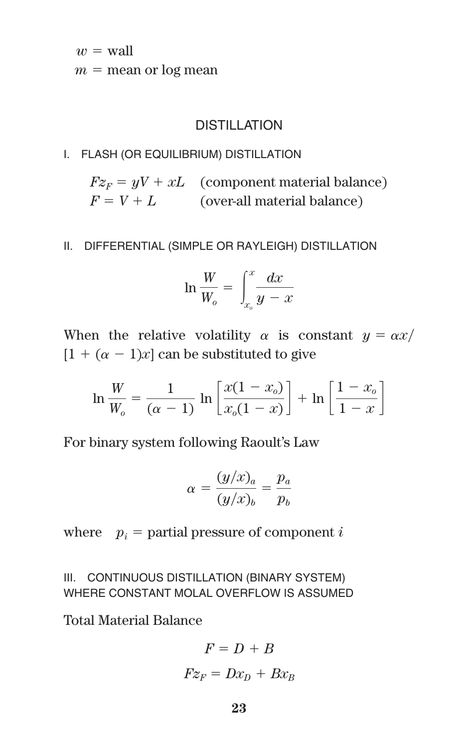$w$ = wall
$m$ = mean or log mean

# DISTILLATION

## I. FLASH (OR EQUILIBRIUM) DISTILLATION

$Fz_F = yV + xL$ (component material balance)
$F = V + L$ (over-all material balance)

## II. DIFFERENTIAL (SIMPLE OR RAYLEIGH) DISTILLATION

$$\ln \frac{W}{W_o} = \int_{x_o}^{x} \frac{dx}{y - x}$$

When the relative volatility $\alpha$ is constant $y = \alpha x / [1 + (\alpha - 1)x]$ can be substituted to give

$$\ln \frac{W}{W_o} = \frac{1}{(\alpha - 1)} \ln \left[ \frac{x(1 - x_o)}{x_o(1 - x)} \right] + \ln \left[ \frac{1 - x_o}{1 - x} \right]$$

For binary system following Raoult's Law

$$\alpha = \frac{(y/x)_a}{(y/x)_b} = \frac{p_a}{p_b}$$

where $p_i$ = partial pressure of component $i$

## III. CONTINUOUS DISTILLATION (BINARY SYSTEM) WHERE CONSTANT MOLAL OVERFLOW IS ASSUMED

Total Material Balance

$$F = D + B$$

$$Fz_F = Dx_D + Bx_B$$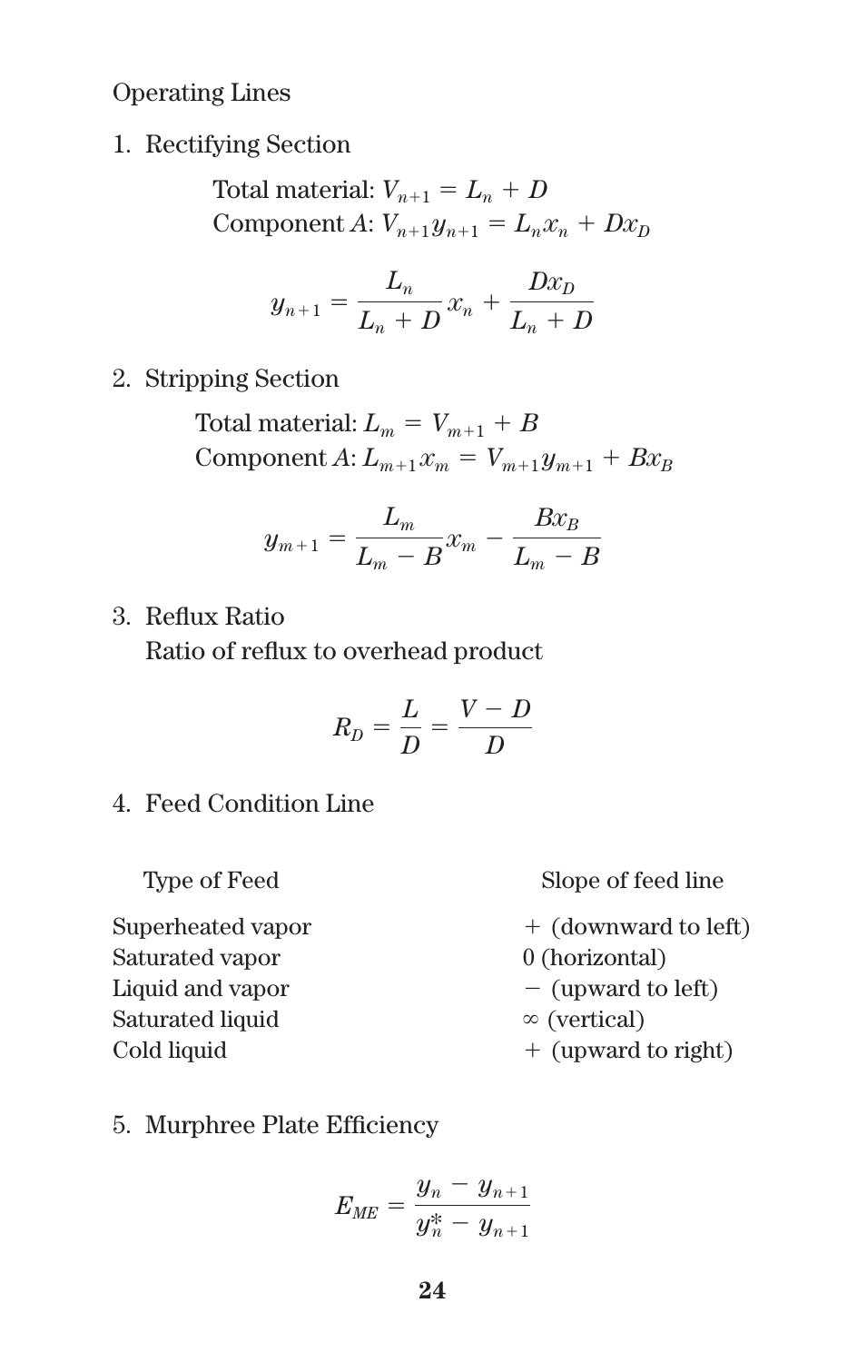## Operating Lines

1. Rectifying Section

   Total material: $V_{n+1} = L_n + D$
   Component $A$: $V_{n+1}y_{n+1} = L_n x_n + Dx_D$

$$y_{n+1} = \frac{L_n}{L_n + D} x_n + \frac{Dx_D}{L_n + D}$$

2. Stripping Section

   Total material: $L_m = V_{m+1} + B$
   Component $A$: $L_{m+1}x_m = V_{m+1}y_{m+1} + Bx_B$

$$y_{m+1} = \frac{L_m}{L_m - B} x_m - \frac{Bx_B}{L_m - B}$$

3. Reflux Ratio

   Ratio of reflux to overhead product

$$R_D = \frac{L}{D} = \frac{V - D}{D}$$

4. Feed Condition Line

| Type of Feed | Slope of feed line |
|---|---|
| Superheated vapor | + (downward to left) |
| Saturated vapor | 0 (horizontal) |
| Liquid and vapor | − (upward to left) |
| Saturated liquid | ∞ (vertical) |
| Cold liquid | + (upward to right) |

5. Murphree Plate Efficiency

$$E_{ME} = \frac{y_n - y_{n+1}}{y_n^* - y_{n+1}}$$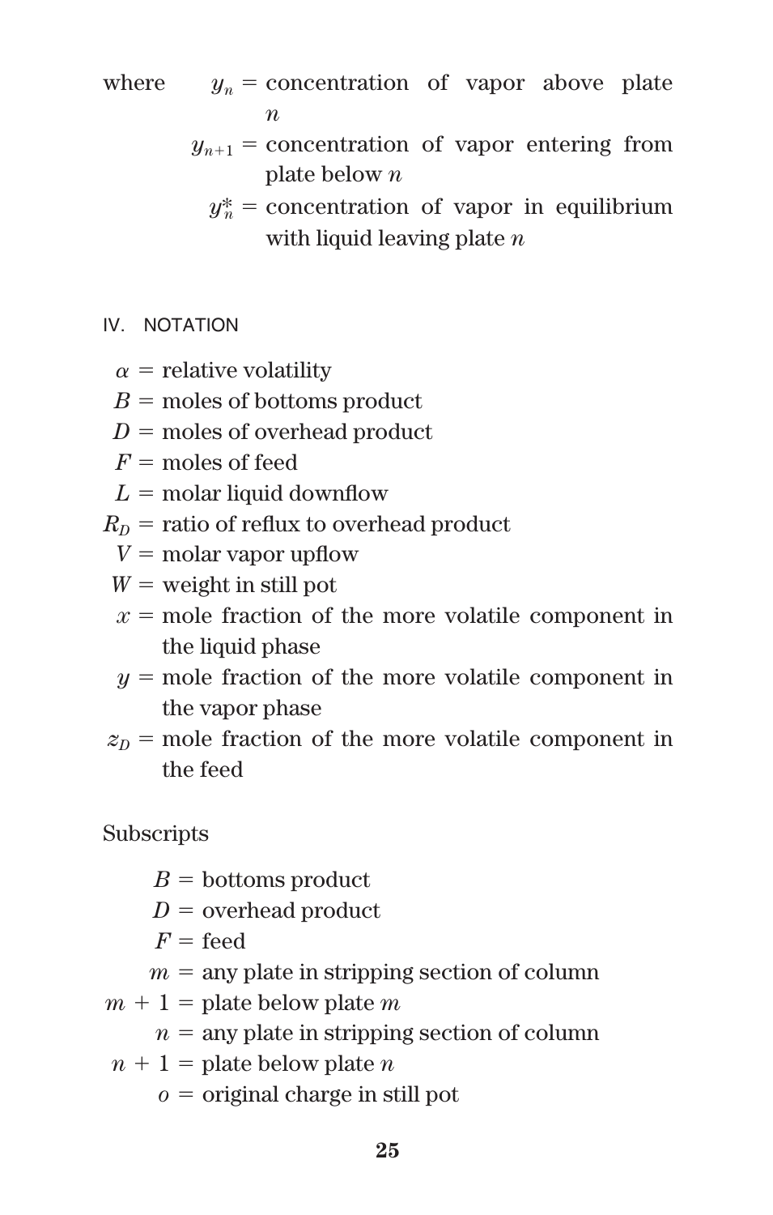where $y_n$ = concentration of vapor above plate $n$

$y_{n+1}$ = concentration of vapor entering from plate below $n$

$y_n^*$ = concentration of vapor in equilibrium with liquid leaving plate $n$

## IV. NOTATION

$\alpha$ = relative volatility

$B$ = moles of bottoms product

$D$ = moles of overhead product

$F$ = moles of feed

$L$ = molar liquid downflow

$R_D$ = ratio of reflux to overhead product

$V$ = molar vapor upflow

$W$ = weight in still pot

$x$ = mole fraction of the more volatile component in the liquid phase

$y$ = mole fraction of the more volatile component in the vapor phase

$z_D$ = mole fraction of the more volatile component in the feed

Subscripts

$B$ = bottoms product

$D$ = overhead product

$F$ = feed

$m$ = any plate in stripping section of column

$m + 1$ = plate below plate $m$

$n$ = any plate in stripping section of column

$n + 1$ = plate below plate $n$

$o$ = original charge in still pot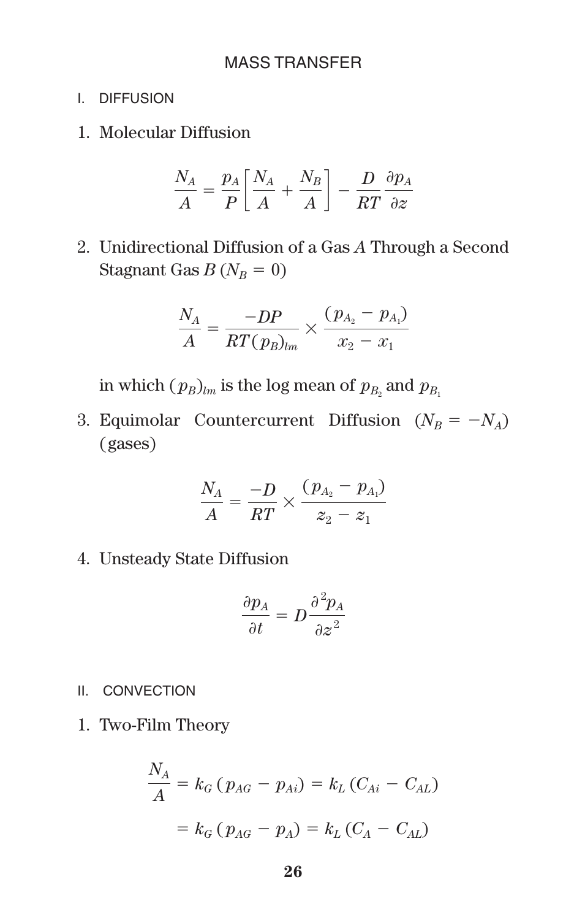# MASS TRANSFER

## I. DIFFUSION

1. Molecular Diffusion

$$\frac{N_A}{A} = \frac{p_A}{P}\left[\frac{N_A}{A} + \frac{N_B}{A}\right] - \frac{D}{RT}\frac{\partial p_A}{\partial z}$$

2. Unidirectional Diffusion of a Gas $A$ Through a Second Stagnant Gas $B$ ($N_B = 0$)

$$\frac{N_A}{A} = \frac{-DP}{RT(p_B)_{lm}} \times \frac{(p_{A_2} - p_{A_1})}{x_2 - x_1}$$

in which $(p_B)_{lm}$ is the log mean of $p_{B_2}$ and $p_{B_1}$

3. Equimolar Countercurrent Diffusion ($N_B = -N_A$) (gases)

$$\frac{N_A}{A} = \frac{-D}{RT} \times \frac{(p_{A_2} - p_{A_1})}{z_2 - z_1}$$

4. Unsteady State Diffusion

$$\frac{\partial p_A}{\partial t} = D\frac{\partial^2 p_A}{\partial z^2}$$

## II. CONVECTION

1. Two-Film Theory

$$\frac{N_A}{A} = k_G\,(p_{AG} - p_{Ai}) = k_L\,(C_{Ai} - C_{AL})$$

$$= k_G\,(p_{AG} - p_A) = k_L\,(C_A - C_{AL})$$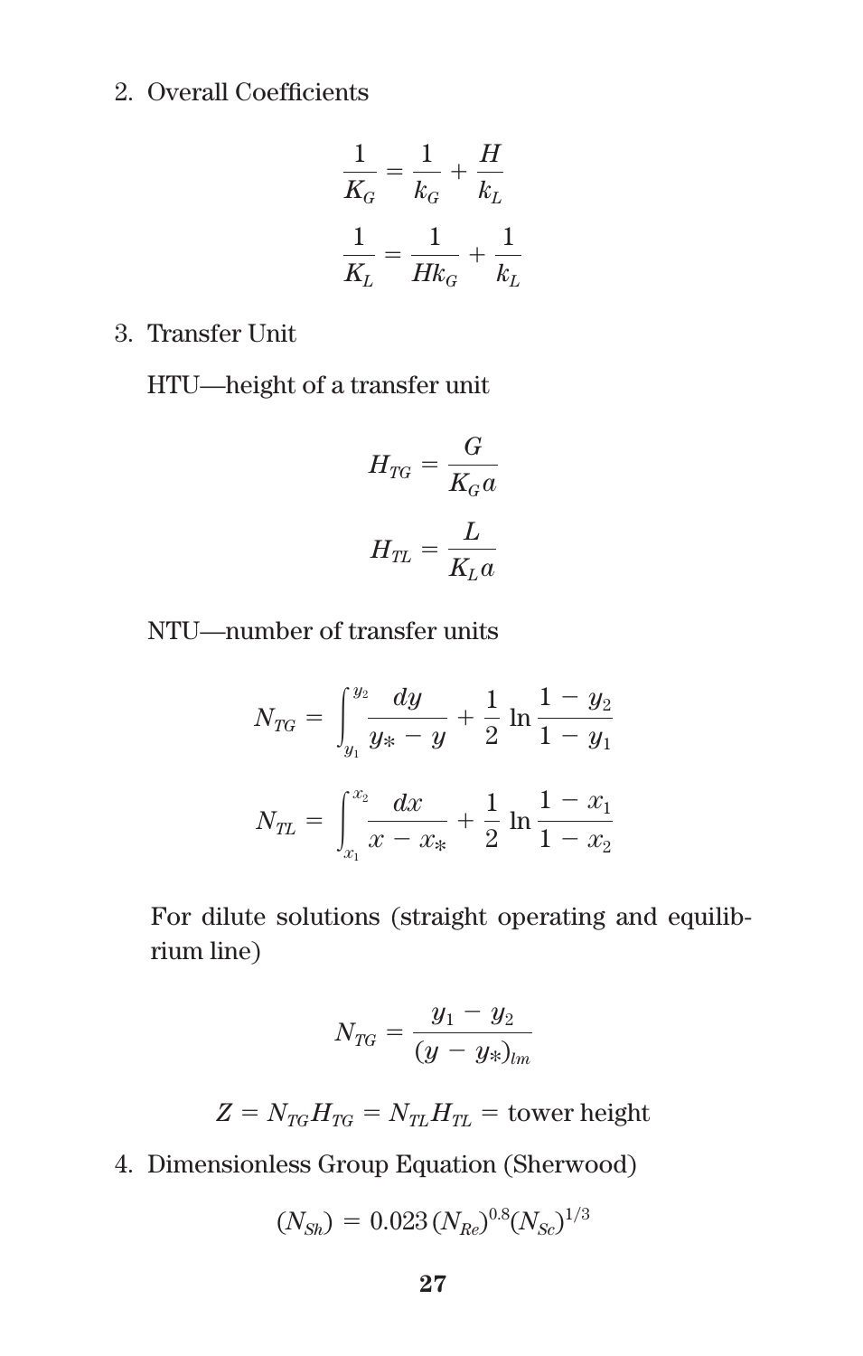2. Overall Coefficients

$$\frac{1}{K_G} = \frac{1}{k_G} + \frac{H}{k_L}$$

$$\frac{1}{K_L} = \frac{1}{Hk_G} + \frac{1}{k_L}$$

3. Transfer Unit

   HTU—height of a transfer unit

$$H_{TG} = \frac{G}{K_G a}$$

$$H_{TL} = \frac{L}{K_L a}$$

   NTU—number of transfer units

$$N_{TG} = \int_{y_1}^{y_2} \frac{dy}{y_* - y} + \frac{1}{2} \ln \frac{1 - y_2}{1 - y_1}$$

$$N_{TL} = \int_{x_1}^{x_2} \frac{dx}{x - x_*} + \frac{1}{2} \ln \frac{1 - x_1}{1 - x_2}$$

   For dilute solutions (straight operating and equilibrium line)

$$N_{TG} = \frac{y_1 - y_2}{(y - y_*)_{lm}}$$

$$Z = N_{TG} H_{TG} = N_{TL} H_{TL} = \text{tower height}$$

4. Dimensionless Group Equation (Sherwood)

$$(N_{Sh}) = 0.023\,(N_{Re})^{0.8}(N_{Sc})^{1/3}$$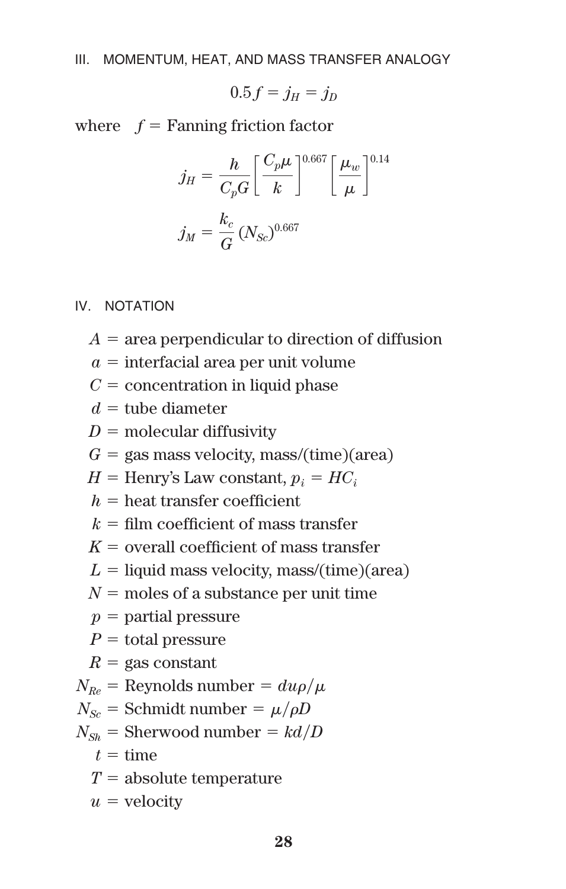## III. MOMENTUM, HEAT, AND MASS TRANSFER ANALOGY

$$0.5f = j_H = j_D$$

where $f$ = Fanning friction factor

$$j_H = \frac{h}{C_p G}\left[\frac{C_p \mu}{k}\right]^{0.667}\left[\frac{\mu_w}{\mu}\right]^{0.14}$$

$$j_M = \frac{k_c}{G}(N_{Sc})^{0.667}$$

## IV. NOTATION

$A$ = area perpendicular to direction of diffusion

$a$ = interfacial area per unit volume

$C$ = concentration in liquid phase

$d$ = tube diameter

$D$ = molecular diffusivity

$G$ = gas mass velocity, mass/(time)(area)

$H$ = Henry's Law constant, $p_i = HC_i$

$h$ = heat transfer coefficient

$k$ = film coefficient of mass transfer

$K$ = overall coefficient of mass transfer

$L$ = liquid mass velocity, mass/(time)(area)

$N$ = moles of a substance per unit time

$p$ = partial pressure

$P$ = total pressure

$R$ = gas constant

$N_{Re}$ = Reynolds number = $du\rho/\mu$

$N_{Sc}$ = Schmidt number = $\mu/\rho D$

$N_{Sh}$ = Sherwood number = $kd/D$

$t$ = time

$T$ = absolute temperature

$u$ = velocity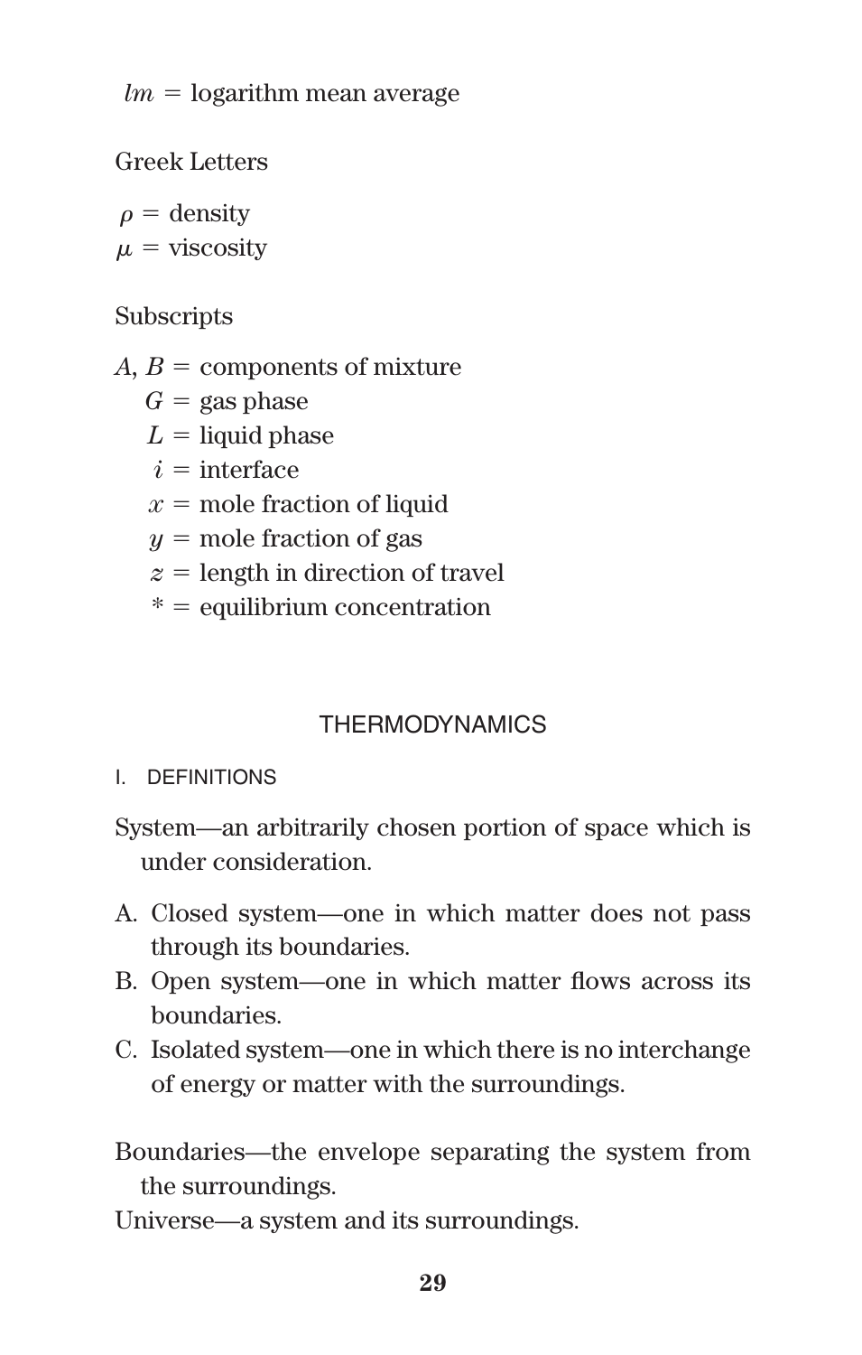$lm$ = logarithm mean average

Greek Letters

$\rho$ = density
$\mu$ = viscosity

Subscripts

$A, B$ = components of mixture
$G$ = gas phase
$L$ = liquid phase
$i$ = interface
$x$ = mole fraction of liquid
$y$ = mole fraction of gas
$z$ = length in direction of travel
$*$ = equilibrium concentration

## THERMODYNAMICS

### I. DEFINITIONS

System—an arbitrarily chosen portion of space which is under consideration.

A. Closed system—one in which matter does not pass through its boundaries.
B. Open system—one in which matter flows across its boundaries.
C. Isolated system—one in which there is no interchange of energy or matter with the surroundings.

Boundaries—the envelope separating the system from the surroundings.
Universe—a system and its surroundings.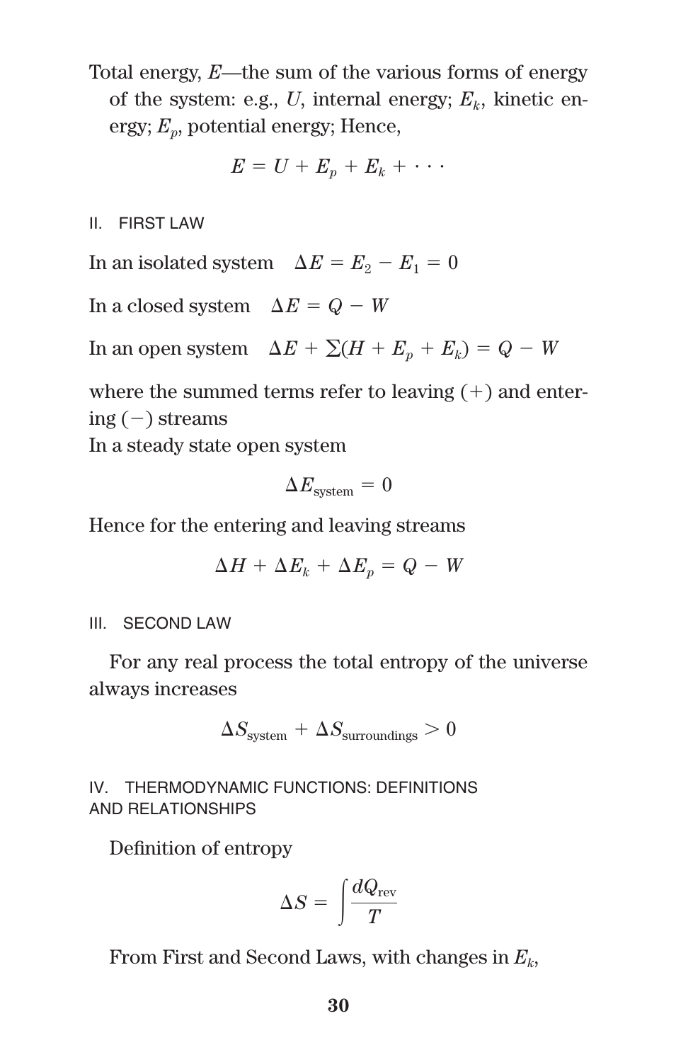Total energy, $E$—the sum of the various forms of energy of the system: e.g., $U$, internal energy; $E_k$, kinetic energy; $E_p$, potential energy; Hence,

$$E = U + E_p + E_k + \cdots$$

## II. FIRST LAW

In an isolated system $\quad \Delta E = E_2 - E_1 = 0$

In a closed system $\quad \Delta E = Q - W$

In an open system $\quad \Delta E + \sum(H + E_p + E_k) = Q - W$

where the summed terms refer to leaving (+) and entering (−) streams

In a steady state open system

$$\Delta E_{\text{system}} = 0$$

Hence for the entering and leaving streams

$$\Delta H + \Delta E_k + \Delta E_p = Q - W$$

## III. SECOND LAW

For any real process the total entropy of the universe always increases

$$\Delta S_{\text{system}} + \Delta S_{\text{surroundings}} > 0$$

## IV. THERMODYNAMIC FUNCTIONS: DEFINITIONS AND RELATIONSHIPS

Definition of entropy

$$\Delta S = \int \frac{dQ_{\text{rev}}}{T}$$

From First and Second Laws, with changes in $E_k$,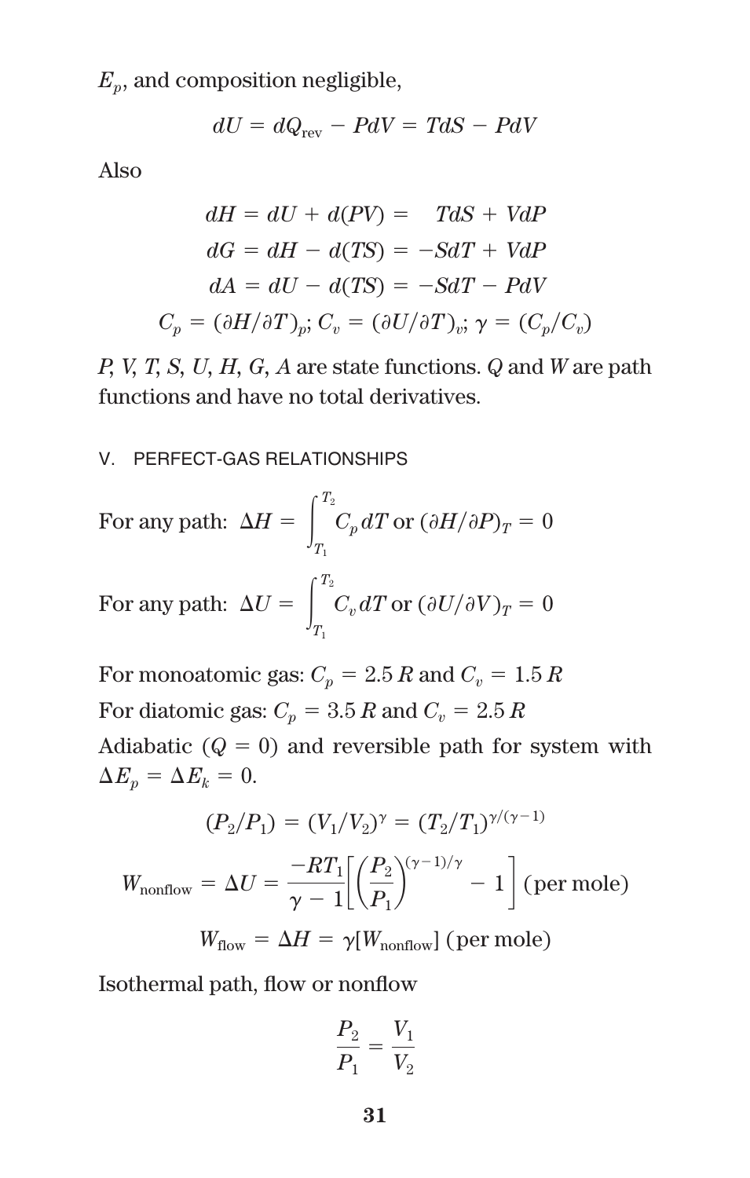$E_p$, and composition negligible,

$$dU = dQ_{\text{rev}} - PdV = TdS - PdV$$

Also

$$dH = dU + d(PV) = \quad TdS + VdP$$

$$dG = dH - d(TS) = -SdT + VdP$$

$$dA = dU - d(TS) = -SdT - PdV$$

$$C_p = (\partial H/\partial T)_p;\ C_v = (\partial U/\partial T)_v;\ \gamma = (C_p/C_v)$$

$P$, $V$, $T$, $S$, $U$, $H$, $G$, $A$ are state functions. $Q$ and $W$ are path functions and have no total derivatives.

## V. PERFECT-GAS RELATIONSHIPS

For any path: $\Delta H = \int_{T_1}^{T_2} C_p\,dT$ or $(\partial H/\partial P)_T = 0$

For any path: $\Delta U = \int_{T_1}^{T_2} C_v\,dT$ or $(\partial U/\partial V)_T = 0$

For monoatomic gas: $C_p = 2.5\,R$ and $C_v = 1.5\,R$

For diatomic gas: $C_p = 3.5\,R$ and $C_v = 2.5\,R$

Adiabatic ($Q = 0$) and reversible path for system with $\Delta E_p = \Delta E_k = 0$.

$$(P_2/P_1) = (V_1/V_2)^{\gamma} = (T_2/T_1)^{\gamma/(\gamma-1)}$$

$$W_{\text{nonflow}} = \Delta U = \frac{-RT_1}{\gamma - 1}\left[\left(\frac{P_2}{P_1}\right)^{(\gamma-1)/\gamma} - 1\right] \text{(per mole)}$$

$$W_{\text{flow}} = \Delta H = \gamma[W_{\text{nonflow}}] \text{ (per mole)}$$

Isothermal path, flow or nonflow

$$\frac{P_2}{P_1} = \frac{V_1}{V_2}$$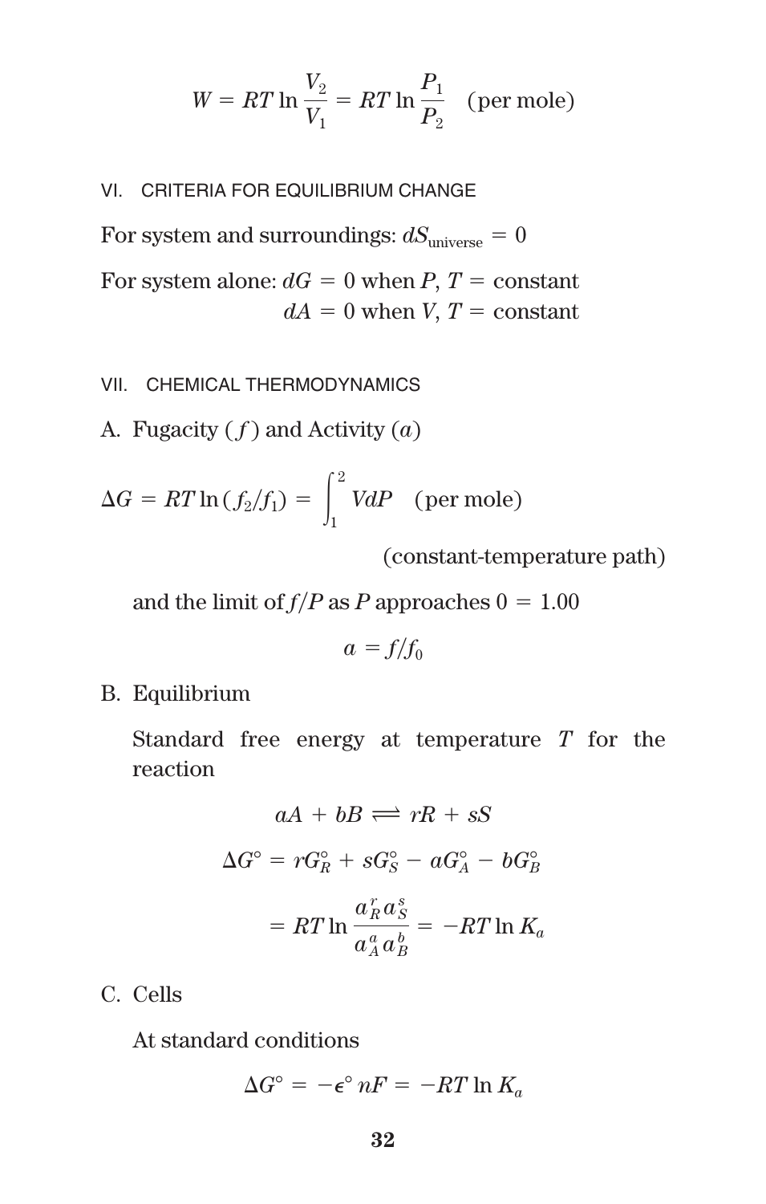$$W = RT \ln \frac{V_2}{V_1} = RT \ln \frac{P_1}{P_2} \quad \text{(per mole)}$$

## VI. CRITERIA FOR EQUILIBRIUM CHANGE

For system and surroundings: $dS_{\text{universe}} = 0$

For system alone: $dG = 0$ when $P$, $T$ = constant
$dA = 0$ when $V$, $T$ = constant

## VII. CHEMICAL THERMODYNAMICS

### A. Fugacity ($f$) and Activity ($a$)

$$\Delta G = RT \ln (f_2/f_1) = \int_1^2 V dP \quad \text{(per mole)}$$

(constant-temperature path)

and the limit of $f/P$ as $P$ approaches $0 = 1.00$

$$a = f/f_0$$

### B. Equilibrium

Standard free energy at temperature $T$ for the reaction

$$aA + bB \rightleftharpoons rR + sS$$

$$\Delta G^\circ = rG_R^\circ + sG_S^\circ - aG_A^\circ - bG_B^\circ$$

$$= RT \ln \frac{a_R^r a_S^s}{a_A^a a_B^b} = -RT \ln K_a$$

### C. Cells

At standard conditions

$$\Delta G^\circ = -\epsilon^\circ nF = -RT \ln K_a$$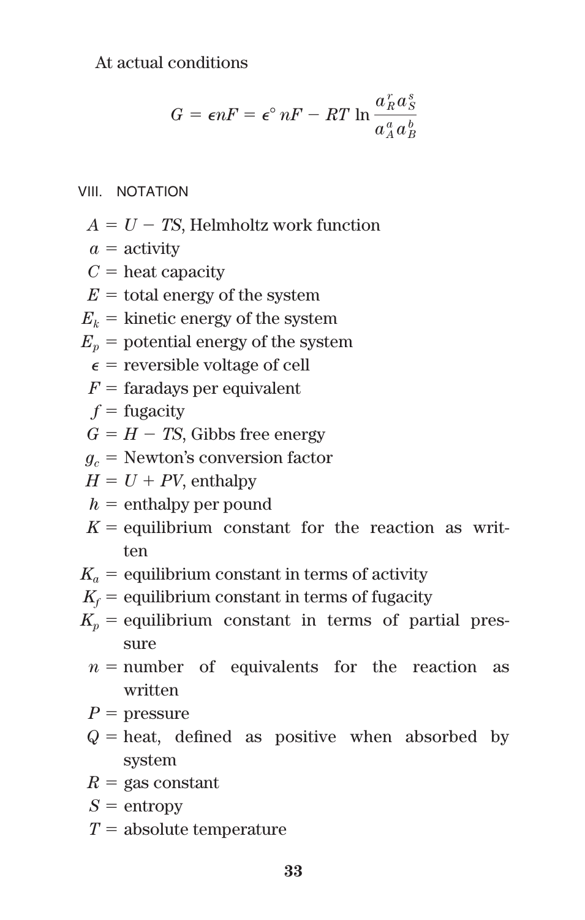At actual conditions

$$G = \epsilon n F = \epsilon^\circ n F - RT \ln \frac{a_R^r a_S^s}{a_A^a a_B^b}$$

## VIII. NOTATION

$A = U - TS$, Helmholtz work function
$a$ = activity
$C$ = heat capacity
$E$ = total energy of the system
$E_k$ = kinetic energy of the system
$E_p$ = potential energy of the system
$\epsilon$ = reversible voltage of cell
$F$ = faradays per equivalent
$f$ = fugacity
$G = H - TS$, Gibbs free energy
$g_c$ = Newton's conversion factor
$H = U + PV$, enthalpy
$h$ = enthalpy per pound
$K$ = equilibrium constant for the reaction as written
$K_a$ = equilibrium constant in terms of activity
$K_f$ = equilibrium constant in terms of fugacity
$K_p$ = equilibrium constant in terms of partial pressure
$n$ = number of equivalents for the reaction as written
$P$ = pressure
$Q$ = heat, defined as positive when absorbed by system
$R$ = gas constant
$S$ = entropy
$T$ = absolute temperature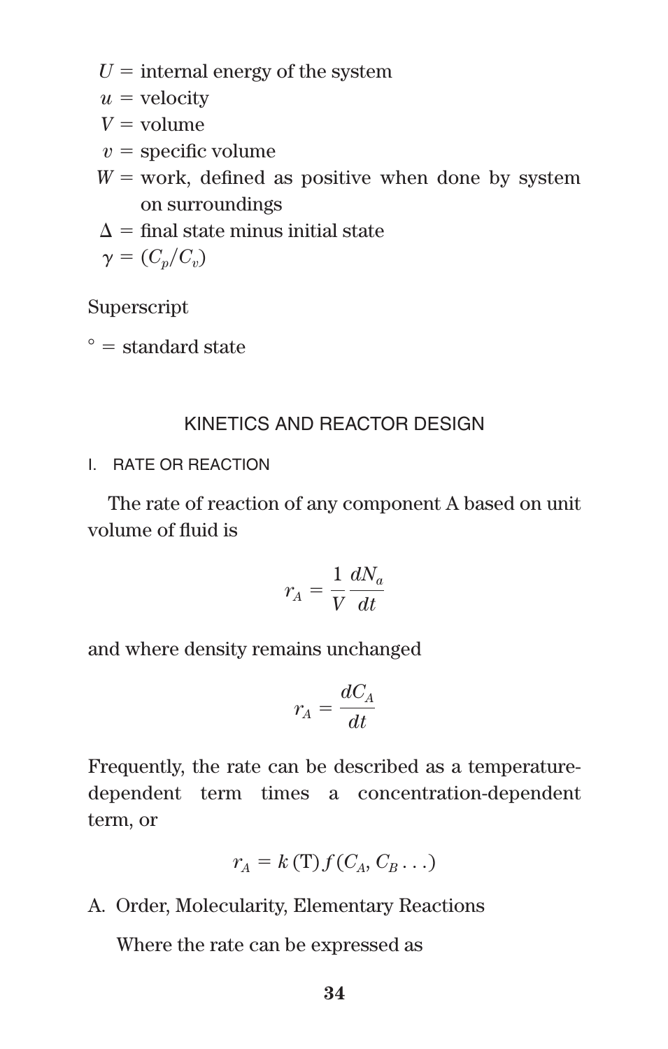$U$ = internal energy of the system
$u$ = velocity
$V$ = volume
$v$ = specific volume
$W$ = work, defined as positive when done by system on surroundings
$\Delta$ = final state minus initial state
$\gamma = (C_p/C_v)$

Superscript

$^\circ$ = standard state

## KINETICS AND REACTOR DESIGN

### I. RATE OR REACTION

The rate of reaction of any component A based on unit volume of fluid is

$$r_A = \frac{1}{V}\frac{dN_a}{dt}$$

and where density remains unchanged

$$r_A = \frac{dC_A}{dt}$$

Frequently, the rate can be described as a temperature-dependent term times a concentration-dependent term, or

$$r_A = k\,(\mathrm{T})\,f\,(C_A, C_B \ldots)$$

A. Order, Molecularity, Elementary Reactions

Where the rate can be expressed as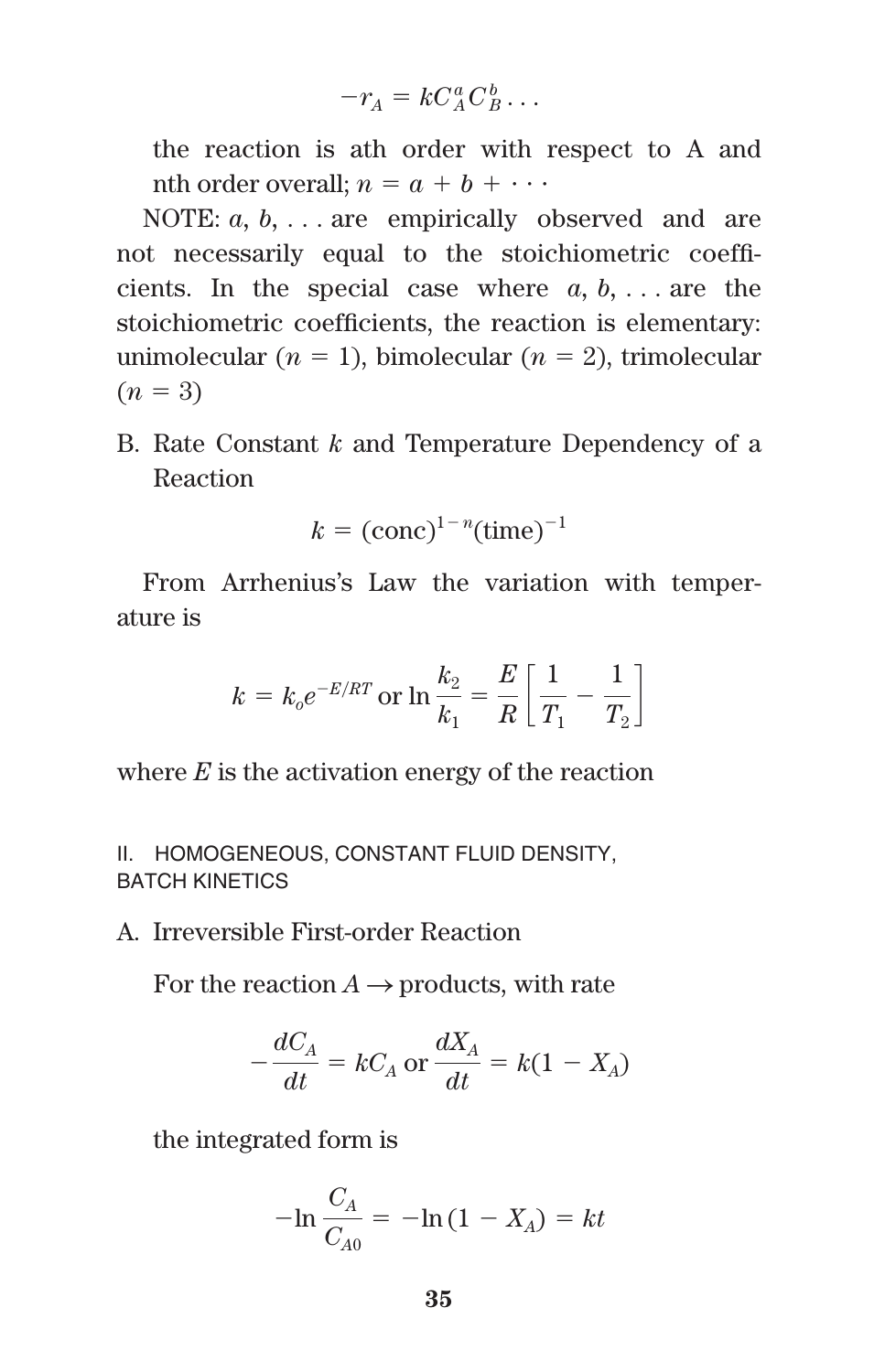$$-r_A = kC_A^a C_B^b \ldots$$

the reaction is $a$th order with respect to A and $n$th order overall; $n = a + b + \cdots$

NOTE: $a$, $b$, . . . are empirically observed and are not necessarily equal to the stoichiometric coefficients. In the special case where $a$, $b$, . . . are the stoichiometric coefficients, the reaction is elementary: unimolecular ($n = 1$), bimolecular ($n = 2$), trimolecular ($n = 3$)

B. Rate Constant $k$ and Temperature Dependency of a Reaction

$$k = (\text{conc})^{1-n}(\text{time})^{-1}$$

From Arrhenius's Law the variation with temperature is

$$k = k_o e^{-E/RT} \text{ or } \ln\frac{k_2}{k_1} = \frac{E}{R}\left[\frac{1}{T_1} - \frac{1}{T_2}\right]$$

where $E$ is the activation energy of the reaction

## II. HOMOGENEOUS, CONSTANT FLUID DENSITY, BATCH KINETICS

A. Irreversible First-order Reaction

For the reaction $A \rightarrow$ products, with rate

$$-\frac{dC_A}{dt} = kC_A \text{ or } \frac{dX_A}{dt} = k(1 - X_A)$$

the integrated form is

$$-\ln\frac{C_A}{C_{A0}} = -\ln(1 - X_A) = kt$$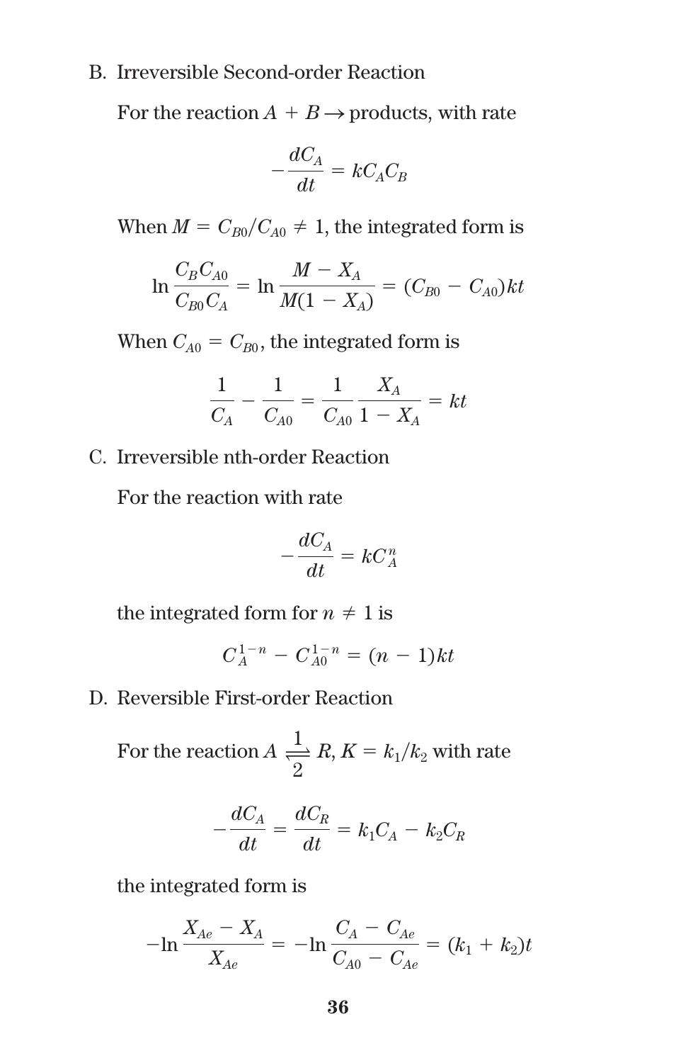B. Irreversible Second-order Reaction

For the reaction $A + B \rightarrow$ products, with rate

$$-\frac{dC_A}{dt} = kC_A C_B$$

When $M = C_{B0}/C_{A0} \neq 1$, the integrated form is

$$\ln \frac{C_B C_{A0}}{C_{B0} C_A} = \ln \frac{M - X_A}{M(1 - X_A)} = (C_{B0} - C_{A0})kt$$

When $C_{A0} = C_{B0}$, the integrated form is

$$\frac{1}{C_A} - \frac{1}{C_{A0}} = \frac{1}{C_{A0}} \frac{X_A}{1 - X_A} = kt$$

C. Irreversible nth-order Reaction

For the reaction with rate

$$-\frac{dC_A}{dt} = kC_A^n$$

the integrated form for $n \neq 1$ is

$$C_A^{1-n} - C_{A0}^{1-n} = (n - 1)kt$$

D. Reversible First-order Reaction

For the reaction $A \underset{2}{\overset{1}{\rightleftharpoons}} R$, $K = k_1/k_2$ with rate

$$-\frac{dC_A}{dt} = \frac{dC_R}{dt} = k_1 C_A - k_2 C_R$$

the integrated form is

$$-\ln \frac{X_{Ae} - X_A}{X_{Ae}} = -\ln \frac{C_A - C_{Ae}}{C_{A0} - C_{Ae}} = (k_1 + k_2)t$$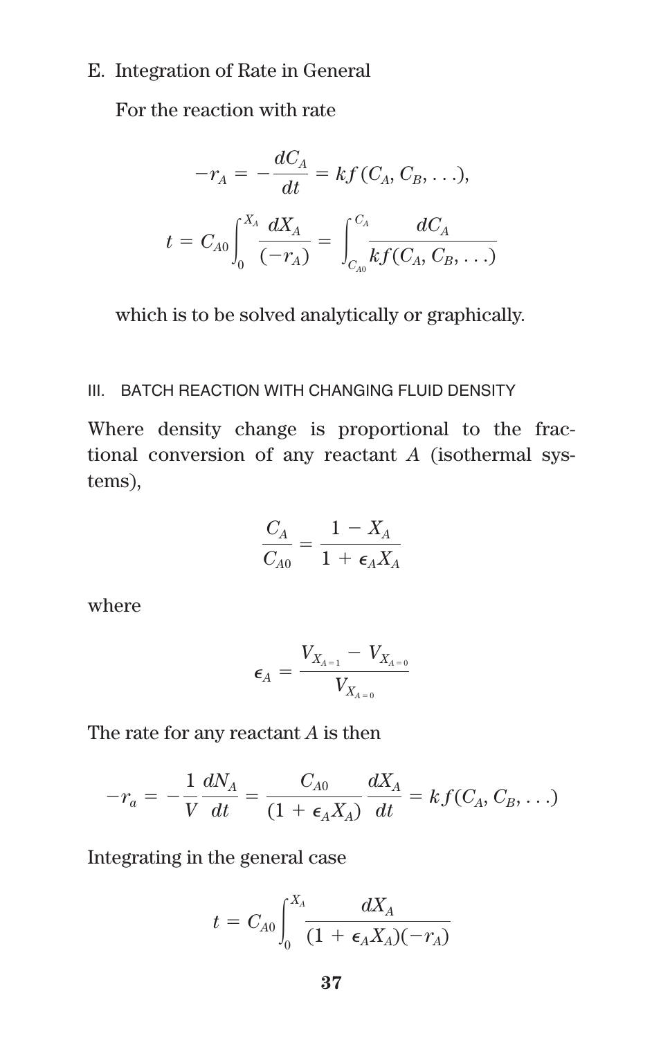E. Integration of Rate in General

For the reaction with rate

$$-r_A = -\frac{dC_A}{dt} = kf(C_A, C_B, \ldots),$$

$$t = C_{A0}\int_0^{X_A} \frac{dX_A}{(-r_A)} = \int_{C_{A0}}^{C_A} \frac{dC_A}{kf(C_A, C_B, \ldots)}$$

which is to be solved analytically or graphically.

## III. BATCH REACTION WITH CHANGING FLUID DENSITY

Where density change is proportional to the fractional conversion of any reactant $A$ (isothermal systems),

$$\frac{C_A}{C_{A0}} = \frac{1 - X_A}{1 + \epsilon_A X_A}$$

where

$$\epsilon_A = \frac{V_{X_A=1} - V_{X_A=0}}{V_{X_A=0}}$$

The rate for any reactant $A$ is then

$$-r_a = -\frac{1}{V}\frac{dN_A}{dt} = \frac{C_{A0}}{(1 + \epsilon_A X_A)}\frac{dX_A}{dt} = kf(C_A, C_B, \ldots)$$

Integrating in the general case

$$t = C_{A0}\int_0^{X_A} \frac{dX_A}{(1 + \epsilon_A X_A)(-r_A)}$$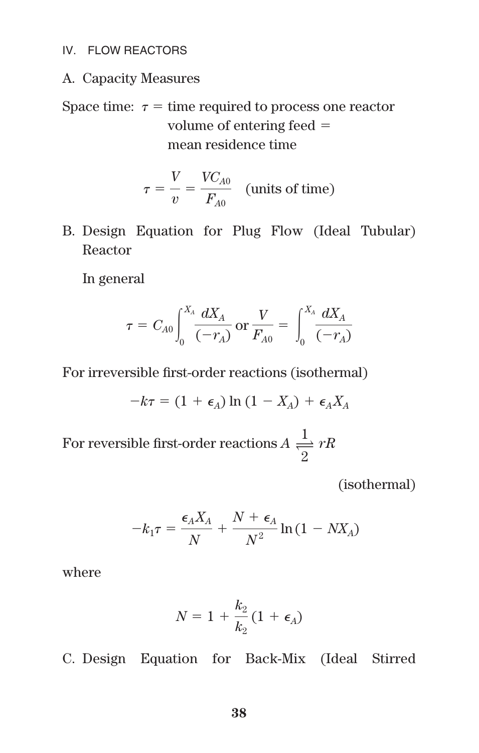## IV. FLOW REACTORS

### A. Capacity Measures

Space time: $\tau$ = time required to process one reactor volume of entering feed = mean residence time

$$\tau = \frac{V}{v} = \frac{VC_{A0}}{F_{A0}} \quad \text{(units of time)}$$

### B. Design Equation for Plug Flow (Ideal Tubular) Reactor

In general

$$\tau = C_{A0}\int_0^{X_A} \frac{dX_A}{(-r_A)} \text{ or } \frac{V}{F_{A0}} = \int_0^{X_A} \frac{dX_A}{(-r_A)}$$

For irreversible first-order reactions (isothermal)

$$-k\tau = (1 + \epsilon_A)\ln(1 - X_A) + \epsilon_A X_A$$

For reversible first-order reactions $A \underset{2}{\overset{1}{\rightleftharpoons}} rR$

(isothermal)

$$-k_1\tau = \frac{\epsilon_A X_A}{N} + \frac{N + \epsilon_A}{N^2}\ln(1 - NX_A)$$

where

$$N = 1 + \frac{k_2}{k_2}(1 + \epsilon_A)$$

### C. Design Equation for Back-Mix (Ideal Stirred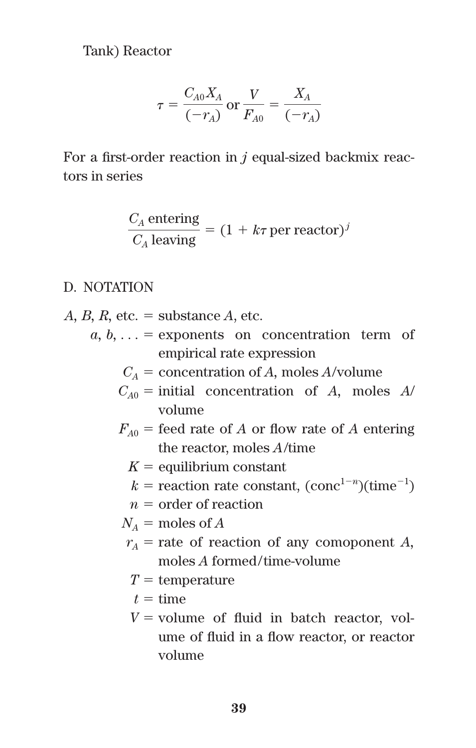Tank) Reactor

$$\tau = \frac{C_{A0} X_A}{(-r_A)} \text{ or } \frac{V}{F_{A0}} = \frac{X_A}{(-r_A)}$$

For a first-order reaction in $j$ equal-sized backmix reactors in series

$$\frac{C_A \text{ entering}}{C_A \text{ leaving}} = (1 + k\tau \text{ per reactor})^j$$

## D. NOTATION

- $A$, $B$, $R$, etc. = substance $A$, etc.
- $a, b, \ldots$ = exponents on concentration term of empirical rate expression
- $C_A$ = concentration of $A$, moles $A$/volume
- $C_{A0}$ = initial concentration of $A$, moles $A$/volume
- $F_{A0}$ = feed rate of $A$ or flow rate of $A$ entering the reactor, moles $A$/time
- $K$ = equilibrium constant
- $k$ = reaction rate constant, $(\text{conc}^{1-n})(\text{time}^{-1})$
- $n$ = order of reaction
- $N_A$ = moles of $A$
- $r_A$ = rate of reaction of any comoponent $A$, moles $A$ formed/time-volume
- $T$ = temperature
- $t$ = time
- $V$ = volume of fluid in batch reactor, volume of fluid in a flow reactor, or reactor volume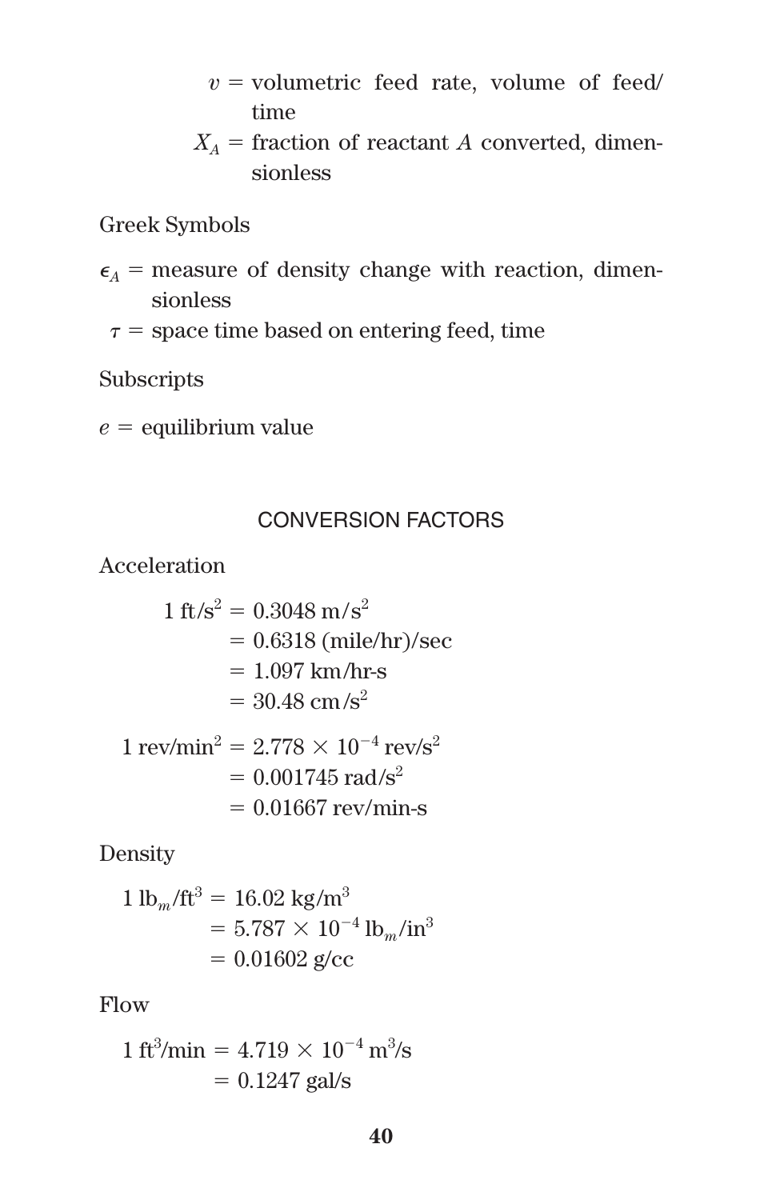$v$ = volumetric feed rate, volume of feed/time

$X_A$ = fraction of reactant $A$ converted, dimensionless

Greek Symbols

$\epsilon_A$ = measure of density change with reaction, dimensionless

$\tau$ = space time based on entering feed, time

Subscripts

$e$ = equilibrium value

## CONVERSION FACTORS

Acceleration

$$
\begin{aligned}
1 \text{ ft/s}^2 &= 0.3048 \text{ m/s}^2 \\
&= 0.6318 \text{ (mile/hr)/sec} \\
&= 1.097 \text{ km/hr-s} \\
&= 30.48 \text{ cm/s}^2
\end{aligned}
$$

$$
\begin{aligned}
1 \text{ rev/min}^2 &= 2.778 \times 10^{-4} \text{ rev/s}^2 \\
&= 0.001745 \text{ rad/s}^2 \\
&= 0.01667 \text{ rev/min-s}
\end{aligned}
$$

Density

$$
\begin{aligned}
1 \text{ lb}_m\text{/ft}^3 &= 16.02 \text{ kg/m}^3 \\
&= 5.787 \times 10^{-4} \text{ lb}_m\text{/in}^3 \\
&= 0.01602 \text{ g/cc}
\end{aligned}
$$

Flow

$$
\begin{aligned}
1 \text{ ft}^3\text{/min} &= 4.719 \times 10^{-4} \text{ m}^3\text{/s} \\
&= 0.1247 \text{ gal/s}
\end{aligned}
$$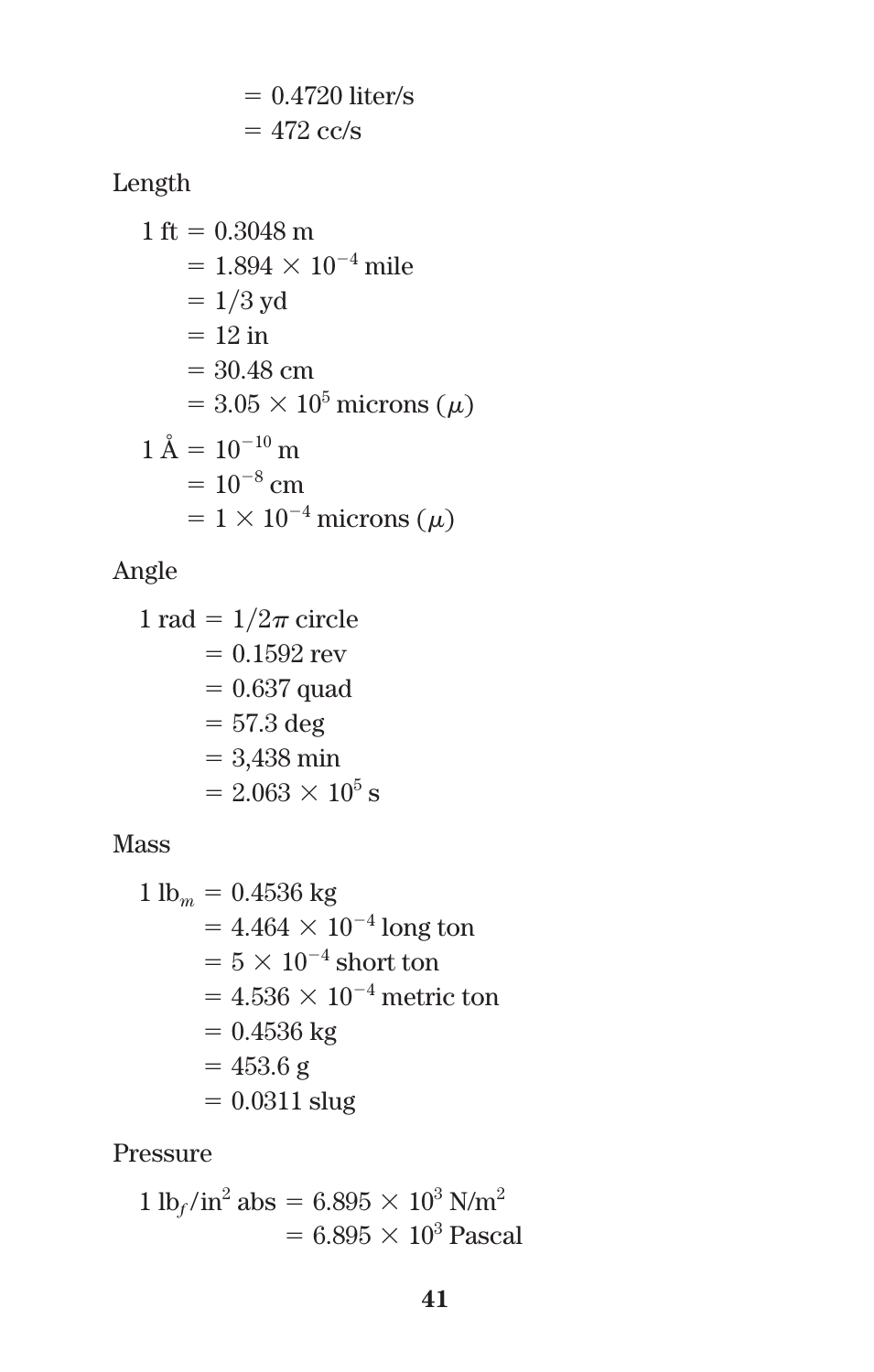= 0.4720 liter/s
= 472 cc/s

Length

1 ft = 0.3048 m
= $1.894 \times 10^{-4}$ mile
= 1/3 yd
= 12 in
= 30.48 cm
= $3.05 \times 10^{5}$ microns ($\mu$)

1 Å = $10^{-10}$ m
= $10^{-8}$ cm
= $1 \times 10^{-4}$ microns ($\mu$)

Angle

1 rad = $1/2\pi$ circle
= 0.1592 rev
= 0.637 quad
= 57.3 deg
= 3,438 min
= $2.063 \times 10^{5}$ s

Mass

1 $lb_m$ = 0.4536 kg
= $4.464 \times 10^{-4}$ long ton
= $5 \times 10^{-4}$ short ton
= $4.536 \times 10^{-4}$ metric ton
= 0.4536 kg
= 453.6 g
= 0.0311 slug

Pressure

1 $lb_f/in^2$ abs = $6.895 \times 10^{3}$ $N/m^2$
= $6.895 \times 10^{3}$ Pascal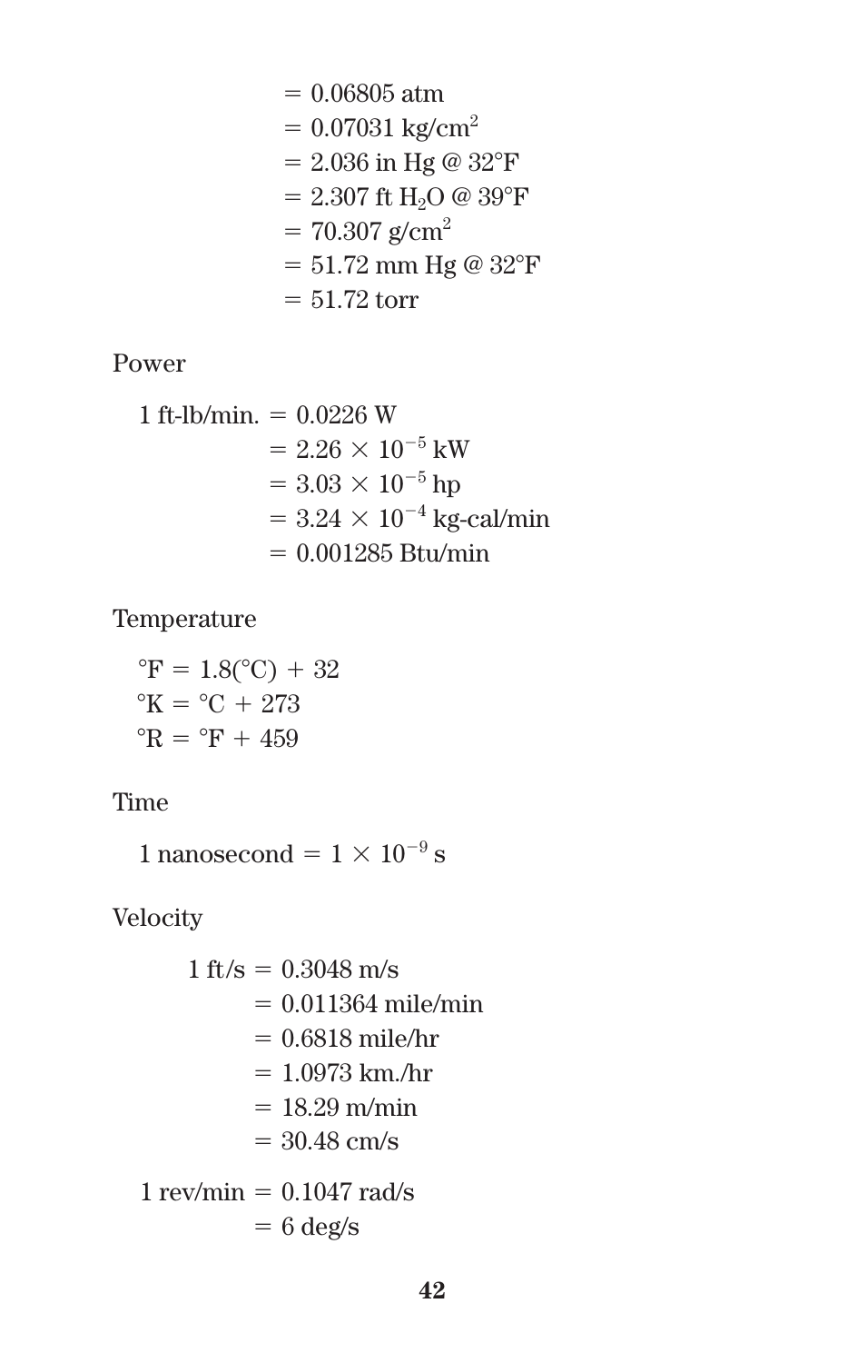= 0.06805 atm
= 0.07031 kg/cm$^2$
= 2.036 in Hg @ 32°F
= 2.307 ft $H_2O$ @ 39°F
= 70.307 g/cm$^2$
= 51.72 mm Hg @ 32°F
= 51.72 torr

Power

1 ft-lb/min. = 0.0226 W
= $2.26 \times 10^{-5}$ kW
= $3.03 \times 10^{-5}$ hp
= $3.24 \times 10^{-4}$ kg-cal/min
= 0.001285 Btu/min

Temperature

°F = 1.8(°C) + 32
°K = °C + 273
°R = °F + 459

Time

1 nanosecond = $1 \times 10^{-9}$ s

Velocity

1 ft/s = 0.3048 m/s
= 0.011364 mile/min
= 0.6818 mile/hr
= 1.0973 km./hr
= 18.29 m/min
= 30.48 cm/s

1 rev/min = 0.1047 rad/s
= 6 deg/s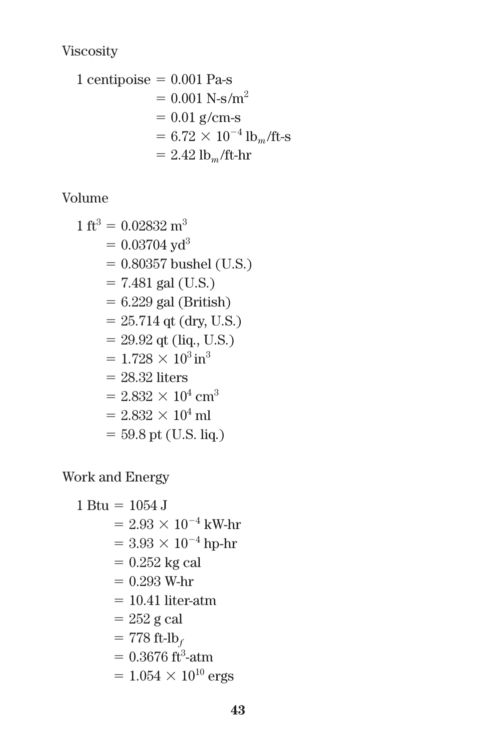### Viscosity

1 centipoise = 0.001 Pa-s
= 0.001 N-s/$m^2$
= 0.01 g/cm-s
= $6.72 \times 10^{-4}$ $lb_m$/ft-s
= 2.42 $lb_m$/ft-hr

### Volume

1 $ft^3$ = 0.02832 $m^3$
= 0.03704 $yd^3$
= 0.80357 bushel (U.S.)
= 7.481 gal (U.S.)
= 6.229 gal (British)
= 25.714 qt (dry, U.S.)
= 29.92 qt (liq., U.S.)
= $1.728 \times 10^3$ $in^3$
= 28.32 liters
= $2.832 \times 10^4$ $cm^3$
= $2.832 \times 10^4$ ml
= 59.8 pt (U.S. liq.)

### Work and Energy

1 Btu = 1054 J
= $2.93 \times 10^{-4}$ kW-hr
= $3.93 \times 10^{-4}$ hp-hr
= 0.252 kg cal
= 0.293 W-hr
= 10.41 liter-atm
= 252 g cal
= 778 ft-$lb_f$
= 0.3676 $ft^3$-atm
= $1.054 \times 10^{10}$ ergs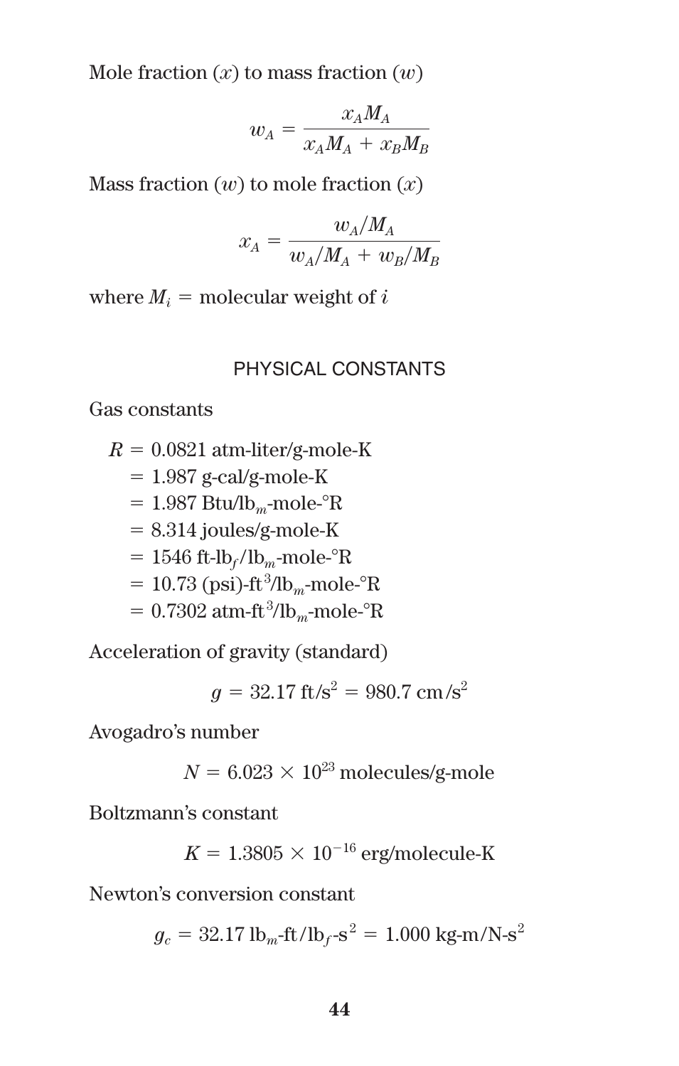Mole fraction ($x$) to mass fraction ($w$)

$$w_A = \frac{x_A M_A}{x_A M_A + x_B M_B}$$

Mass fraction ($w$) to mole fraction ($x$)

$$x_A = \frac{w_A / M_A}{w_A / M_A + w_B / M_B}$$

where $M_i$ = molecular weight of $i$

## PHYSICAL CONSTANTS

Gas constants

$R$ = 0.0821 atm-liter/g-mole-K
= 1.987 g-cal/g-mole-K
= 1.987 Btu/$lb_m$-mole-°R
= 8.314 joules/g-mole-K
= 1546 ft-$lb_f$/$lb_m$-mole-°R
= 10.73 (psi)-$ft^3$/$lb_m$-mole-°R
= 0.7302 atm-$ft^3$/$lb_m$-mole-°R

Acceleration of gravity (standard)

$$g = 32.17 \text{ ft/s}^2 = 980.7 \text{ cm/s}^2$$

Avogadro's number

$$N = 6.023 \times 10^{23} \text{ molecules/g-mole}$$

Boltzmann's constant

$$K = 1.3805 \times 10^{-16} \text{ erg/molecule-K}$$

Newton's conversion constant

$$g_c = 32.17 \text{ lb}_m\text{-ft/lb}_f\text{-s}^2 = 1.000 \text{ kg-m/N-s}^2$$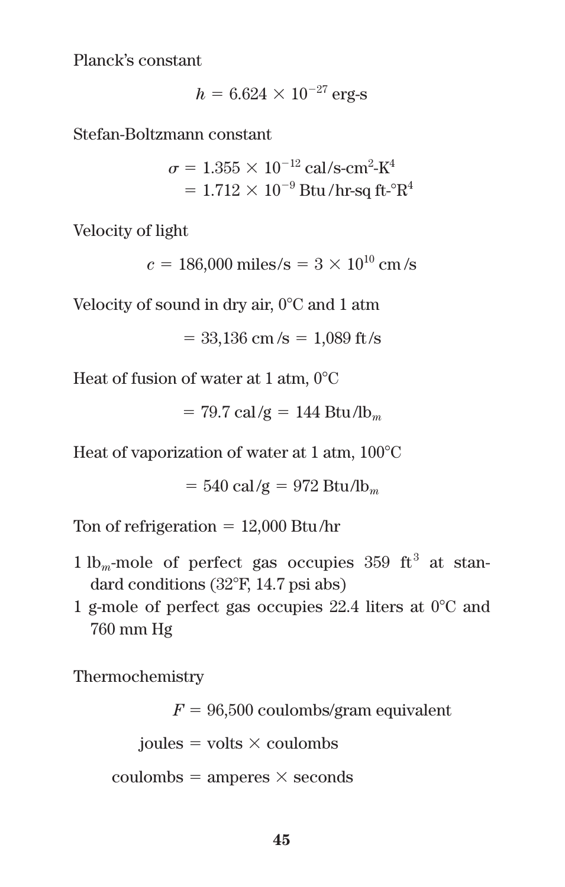Planck's constant

$$h = 6.624 \times 10^{-27} \text{ erg-s}$$

Stefan-Boltzmann constant

$$\sigma = 1.355 \times 10^{-12} \text{ cal/s-cm}^2\text{-K}^4$$
$$= 1.712 \times 10^{-9} \text{ Btu/hr-sq ft-°R}^4$$

Velocity of light

$$c = 186{,}000 \text{ miles/s} = 3 \times 10^{10} \text{ cm/s}$$

Velocity of sound in dry air, 0°C and 1 atm

$$= 33{,}136 \text{ cm/s} = 1{,}089 \text{ ft/s}$$

Heat of fusion of water at 1 atm, 0°C

$$= 79.7 \text{ cal/g} = 144 \text{ Btu/lb}_m$$

Heat of vaporization of water at 1 atm, 100°C

$$= 540 \text{ cal/g} = 972 \text{ Btu/lb}_m$$

Ton of refrigeration = 12,000 Btu/hr

1 $\text{lb}_m$-mole of perfect gas occupies 359 $\text{ft}^3$ at standard conditions (32°F, 14.7 psi abs)

1 g-mole of perfect gas occupies 22.4 liters at 0°C and 760 mm Hg

Thermochemistry

$$F = 96{,}500 \text{ coulombs/gram equivalent}$$

$$\text{joules} = \text{volts} \times \text{coulombs}$$

$$\text{coulombs} = \text{amperes} \times \text{seconds}$$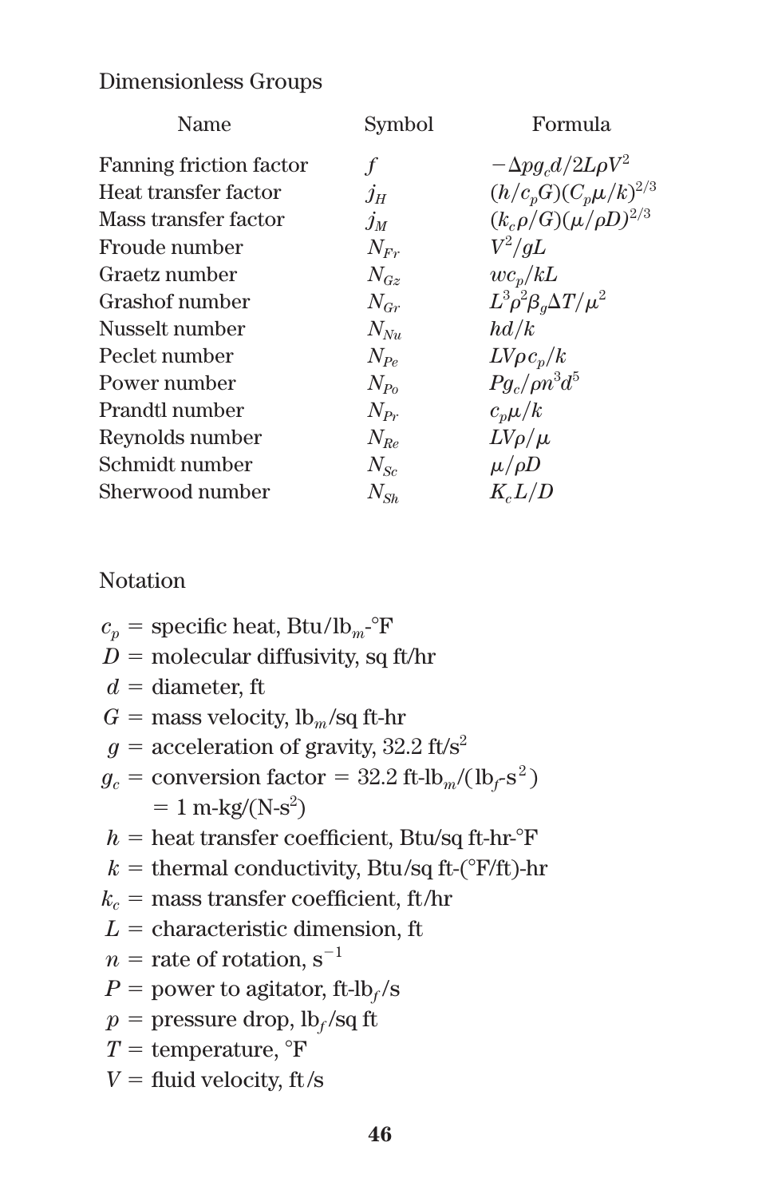## Dimensionless Groups

| Name | Symbol | Formula |
|---|---|---|
| Fanning friction factor | $f$ | $-\Delta p g_c d/2L\rho V^2$ |
| Heat transfer factor | $j_H$ | $(h/c_p G)(C_p\mu/k)^{2/3}$ |
| Mass transfer factor | $j_M$ | $(k_c\rho/G)(\mu/\rho D)^{2/3}$ |
| Froude number | $N_{Fr}$ | $V^2/gL$ |
| Graetz number | $N_{Gz}$ | $wc_p/kL$ |
| Grashof number | $N_{Gr}$ | $L^3\rho^2\beta_g\Delta T/\mu^2$ |
| Nusselt number | $N_{Nu}$ | $hd/k$ |
| Peclet number | $N_{Pe}$ | $LV\rho c_p/k$ |
| Power number | $N_{Po}$ | $Pg_c/\rho n^3 d^5$ |
| Prandtl number | $N_{Pr}$ | $c_p\mu/k$ |
| Reynolds number | $N_{Re}$ | $LV\rho/\mu$ |
| Schmidt number | $N_{Sc}$ | $\mu/\rho D$ |
| Sherwood number | $N_{Sh}$ | $K_c L/D$ |

## Notation

$c_p$ = specific heat, Btu/$lb_m$-°F  
$D$ = molecular diffusivity, sq ft/hr  
$d$ = diameter, ft  
$G$ = mass velocity, $lb_m$/sq ft-hr  
$g$ = acceleration of gravity, 32.2 ft/$s^2$  
$g_c$ = conversion factor = 32.2 ft-$lb_m$/($lb_f$-$s^2$)  
= 1 m-kg/(N-$s^2$)  
$h$ = heat transfer coefficient, Btu/sq ft-hr-°F  
$k$ = thermal conductivity, Btu/sq ft-(°F/ft)-hr  
$k_c$ = mass transfer coefficient, ft/hr  
$L$ = characteristic dimension, ft  
$n$ = rate of rotation, $s^{-1}$  
$P$ = power to agitator, ft-$lb_f$/s  
$p$ = pressure drop, $lb_f$/sq ft  
$T$ = temperature, °F  
$V$ = fluid velocity, ft/s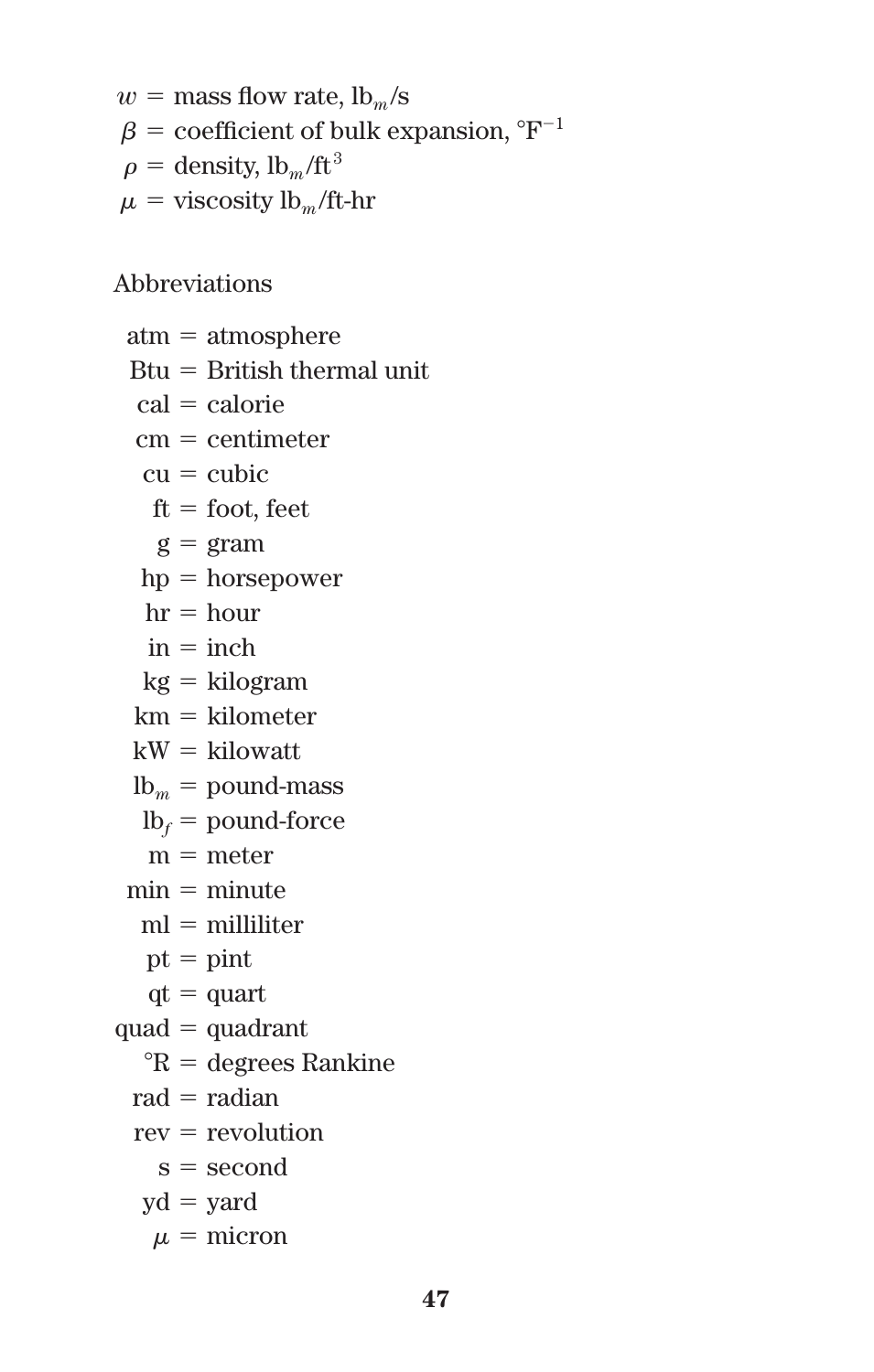$w$ = mass flow rate, $lb_m$/s
$\beta$ = coefficient of bulk expansion, °$F^{-1}$
$\rho$ = density, $lb_m/ft^3$
$\mu$ = viscosity $lb_m$/ft-hr

Abbreviations

atm = atmosphere
Btu = British thermal unit
cal = calorie
cm = centimeter
cu = cubic
ft = foot, feet
g = gram
hp = horsepower
hr = hour
in = inch
kg = kilogram
km = kilometer
kW = kilowatt
$lb_m$ = pound-mass
$lb_f$ = pound-force
m = meter
min = minute
ml = milliliter
pt = pint
qt = quart
quad = quadrant
°R = degrees Rankine
rad = radian
rev = revolution
s = second
yd = yard
$\mu$ = micron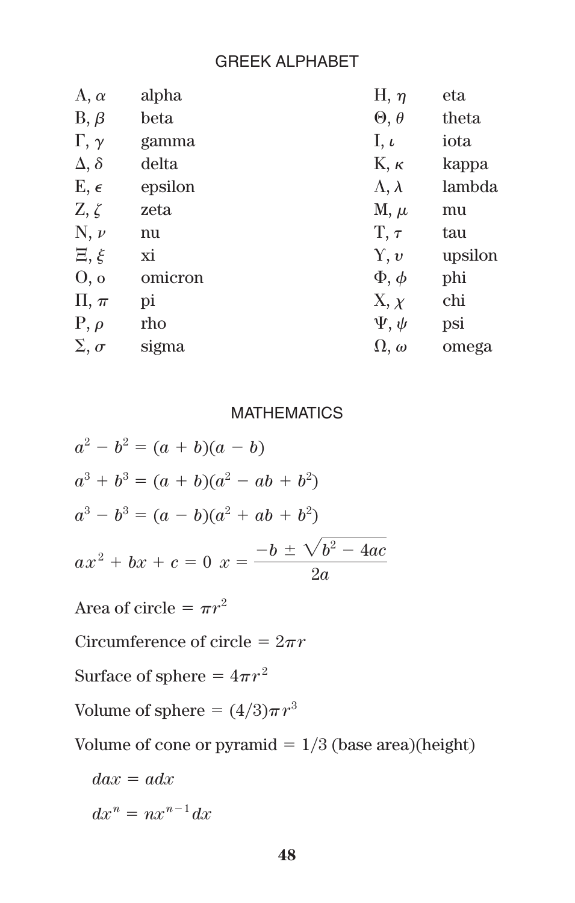## GREEK ALPHABET

| | | | |
|---|---|---|---|
| Α, $\alpha$ | alpha | Η, $\eta$ | eta |
| Β, $\beta$ | beta | Θ, $\theta$ | theta |
| Γ, $\gamma$ | gamma | Ι, $\iota$ | iota |
| Δ, $\delta$ | delta | Κ, $\kappa$ | kappa |
| Ε, $\epsilon$ | epsilon | Λ, $\lambda$ | lambda |
| Ζ, $\zeta$ | zeta | Μ, $\mu$ | mu |
| Ν, $\nu$ | nu | Τ, $\tau$ | tau |
| Ξ, $\xi$ | xi | Υ, $\upsilon$ | upsilon |
| Ο, ο | omicron | Φ, $\phi$ | phi |
| Π, $\pi$ | pi | Χ, $\chi$ | chi |
| Ρ, $\rho$ | rho | Ψ, $\psi$ | psi |
| Σ, $\sigma$ | sigma | Ω, $\omega$ | omega |

## MATHEMATICS

$a^2 - b^2 = (a + b)(a - b)$

$a^3 + b^3 = (a + b)(a^2 - ab + b^2)$

$a^3 - b^3 = (a - b)(a^2 + ab + b^2)$

$ax^2 + bx + c = 0 \quad x = \dfrac{-b \pm \sqrt{b^2 - 4ac}}{2a}$

Area of circle $= \pi r^2$

Circumference of circle $= 2\pi r$

Surface of sphere $= 4\pi r^2$

Volume of sphere $= (4/3)\pi r^3$

Volume of cone or pyramid = 1/3 (base area)(height)

$dax = adx$

$dx^n = nx^{n-1}dx$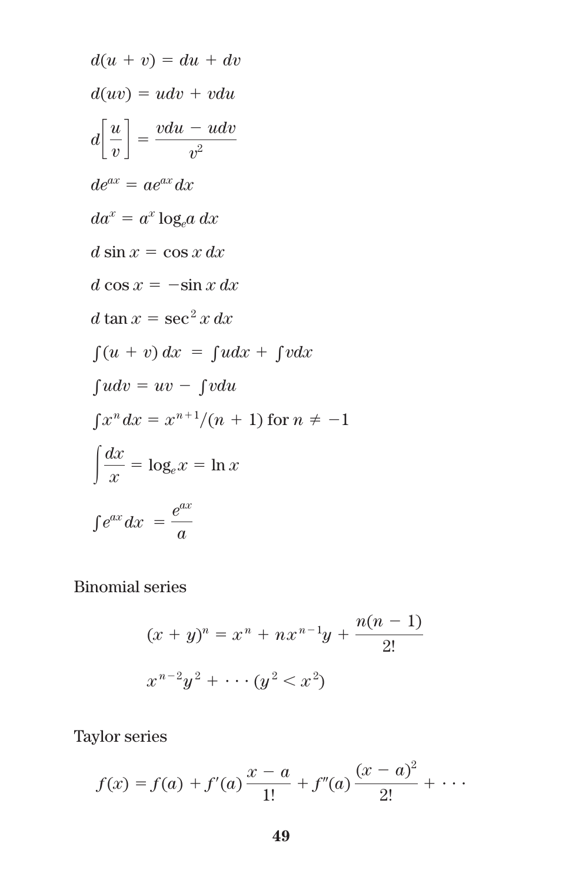$$d(u + v) = du + dv$$

$$d(uv) = udv + vdu$$

$$d\left[\frac{u}{v}\right] = \frac{vdu - udv}{v^2}$$

$$de^{ax} = ae^{ax}\,dx$$

$$da^x = a^x \log_e a\,dx$$

$$d\sin x = \cos x\,dx$$

$$d\cos x = -\sin x\,dx$$

$$d\tan x = \sec^2 x\,dx$$

$$\int (u + v)\,dx = \int udx + \int vdx$$

$$\int udv = uv - \int vdu$$

$$\int x^n\,dx = x^{n+1}/(n + 1) \text{ for } n \neq -1$$

$$\int \frac{dx}{x} = \log_e x = \ln x$$

$$\int e^{ax}\,dx = \frac{e^{ax}}{a}$$

Binomial series

$$(x + y)^n = x^n + nx^{n-1}y + \frac{n(n - 1)}{2!}$$

$$x^{n-2}y^2 + \cdots (y^2 < x^2)$$

Taylor series

$$f(x) = f(a) + f'(a)\frac{x - a}{1!} + f''(a)\frac{(x - a)^2}{2!} + \cdots$$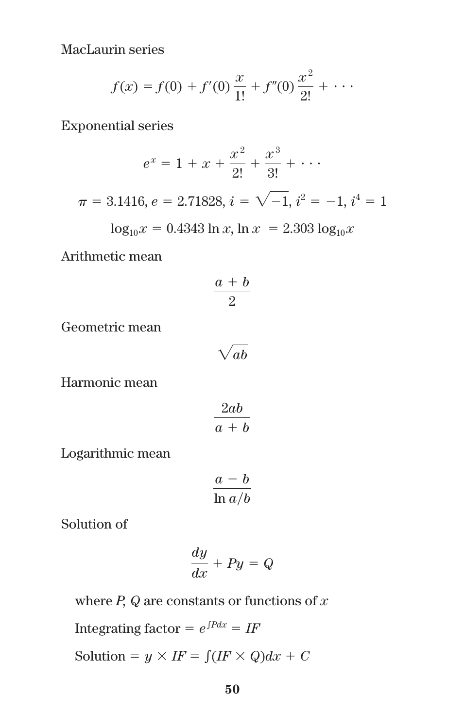MacLaurin series

$$f(x) = f(0) + f'(0)\frac{x}{1!} + f''(0)\frac{x^2}{2!} + \cdots$$

Exponential series

$$e^x = 1 + x + \frac{x^2}{2!} + \frac{x^3}{3!} + \cdots$$

$$\pi = 3.1416,\ e = 2.71828,\ i = \sqrt{-1},\ i^2 = -1,\ i^4 = 1$$

$$\log_{10}x = 0.4343 \ln x,\ \ln x = 2.303 \log_{10}x$$

Arithmetic mean

$$\frac{a + b}{2}$$

Geometric mean

$$\sqrt{ab}$$

Harmonic mean

$$\frac{2ab}{a + b}$$

Logarithmic mean

$$\frac{a - b}{\ln a/b}$$

Solution of

$$\frac{dy}{dx} + Py = Q$$

where $P$, $Q$ are constants or functions of $x$

Integrating factor $= e^{\int P dx} = IF$

Solution $= y \times IF = \int (IF \times Q) dx + C$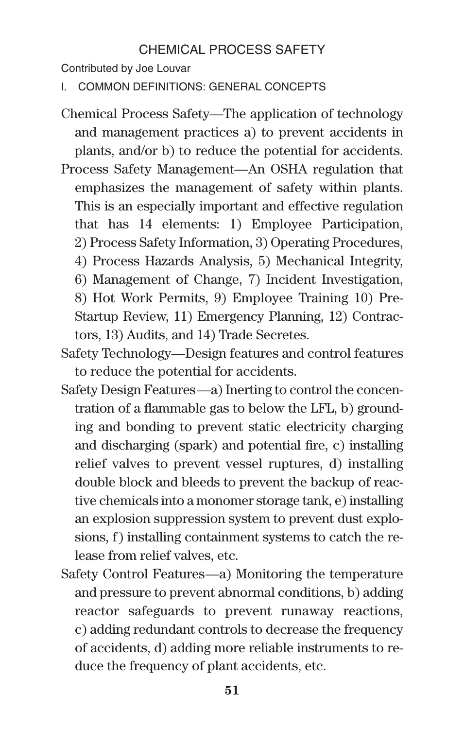# CHEMICAL PROCESS SAFETY

Contributed by Joe Louvar

## I. COMMON DEFINITIONS: GENERAL CONCEPTS

Chemical Process Safety—The application of technology and management practices a) to prevent accidents in plants, and/or b) to reduce the potential for accidents.

Process Safety Management—An OSHA regulation that emphasizes the management of safety within plants. This is an especially important and effective regulation that has 14 elements: 1) Employee Participation, 2) Process Safety Information, 3) Operating Procedures, 4) Process Hazards Analysis, 5) Mechanical Integrity, 6) Management of Change, 7) Incident Investigation, 8) Hot Work Permits, 9) Employee Training 10) Pre-Startup Review, 11) Emergency Planning, 12) Contractors, 13) Audits, and 14) Trade Secretes.

Safety Technology—Design features and control features to reduce the potential for accidents.

Safety Design Features—a) Inerting to control the concentration of a flammable gas to below the LFL, b) grounding and bonding to prevent static electricity charging and discharging (spark) and potential fire, c) installing relief valves to prevent vessel ruptures, d) installing double block and bleeds to prevent the backup of reactive chemicals into a monomer storage tank, e) installing an explosion suppression system to prevent dust explosions, f) installing containment systems to catch the release from relief valves, etc.

Safety Control Features—a) Monitoring the temperature and pressure to prevent abnormal conditions, b) adding reactor safeguards to prevent runaway reactions, c) adding redundant controls to decrease the frequency of accidents, d) adding more reliable instruments to reduce the frequency of plant accidents, etc.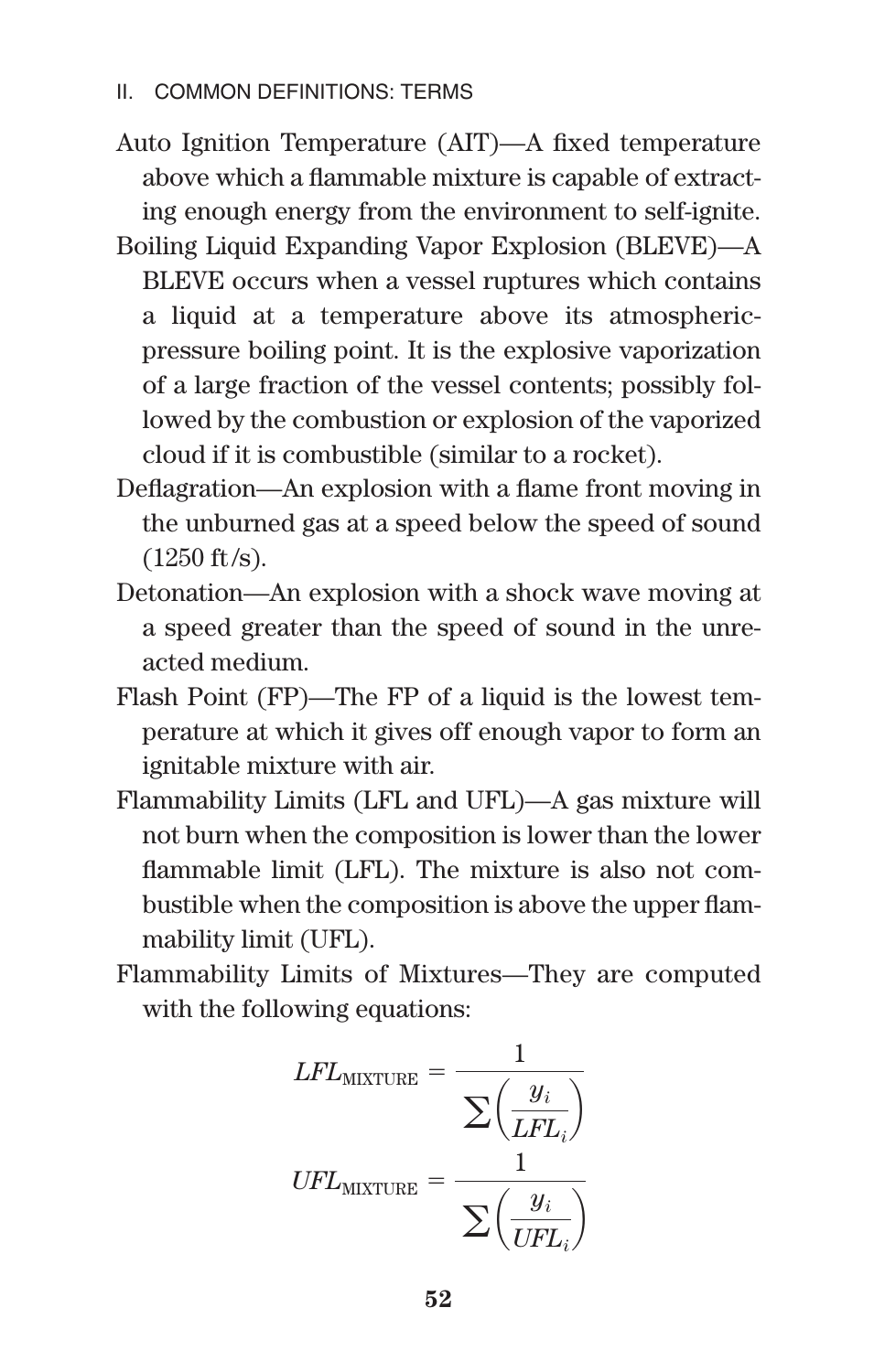Auto Ignition Temperature (AIT)—A fixed temperature above which a flammable mixture is capable of extracting enough energy from the environment to self-ignite.

Boiling Liquid Expanding Vapor Explosion (BLEVE)—A BLEVE occurs when a vessel ruptures which contains a liquid at a temperature above its atmospheric-pressure boiling point. It is the explosive vaporization of a large fraction of the vessel contents; possibly followed by the combustion or explosion of the vaporized cloud if it is combustible (similar to a rocket).

Deflagration—An explosion with a flame front moving in the unburned gas at a speed below the speed of sound (1250 ft/s).

Detonation—An explosion with a shock wave moving at a speed greater than the speed of sound in the unreacted medium.

Flash Point (FP)—The FP of a liquid is the lowest temperature at which it gives off enough vapor to form an ignitable mixture with air.

Flammability Limits (LFL and UFL)—A gas mixture will not burn when the composition is lower than the lower flammable limit (LFL). The mixture is also not combustible when the composition is above the upper flammability limit (UFL).

Flammability Limits of Mixtures—They are computed with the following equations:

$$LFL_{\text{MIXTURE}} = \frac{1}{\sum \left( \frac{y_i}{LFL_i} \right)}$$

$$UFL_{\text{MIXTURE}} = \frac{1}{\sum \left( \frac{y_i}{UFL_i} \right)}$$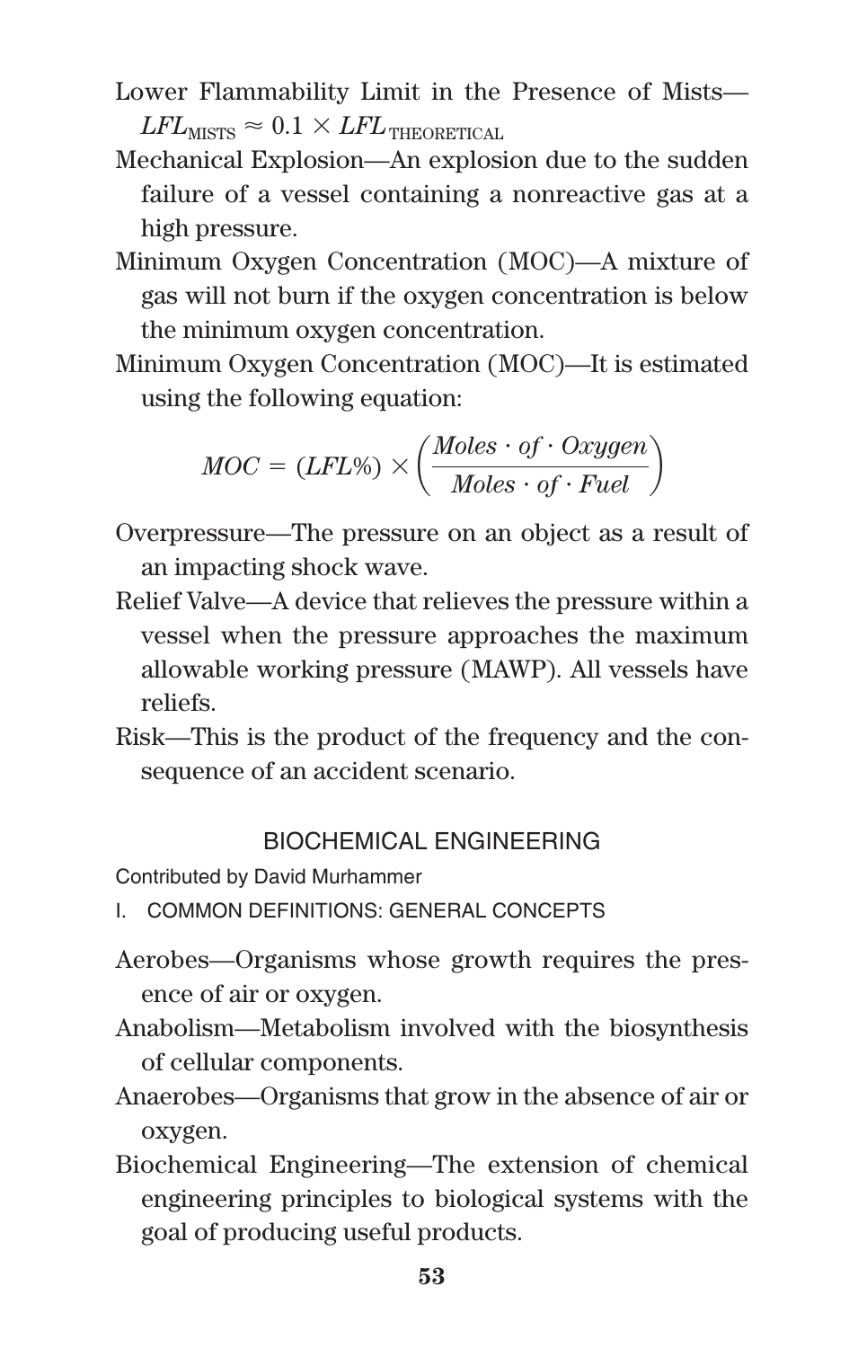Lower Flammability Limit in the Presence of Mists—$LFL_{\text{MISTS}} \approx 0.1 \times LFL_{\text{THEORETICAL}}$

Mechanical Explosion—An explosion due to the sudden failure of a vessel containing a nonreactive gas at a high pressure.

Minimum Oxygen Concentration (MOC)—A mixture of gas will not burn if the oxygen concentration is below the minimum oxygen concentration.

Minimum Oxygen Concentration (MOC)—It is estimated using the following equation:

$$MOC = (LFL\%) \times \left( \frac{Moles \cdot of \cdot Oxygen}{Moles \cdot of \cdot Fuel} \right)$$

Overpressure—The pressure on an object as a result of an impacting shock wave.

Relief Valve—A device that relieves the pressure within a vessel when the pressure approaches the maximum allowable working pressure (MAWP). All vessels have reliefs.

Risk—This is the product of the frequency and the consequence of an accident scenario.

## BIOCHEMICAL ENGINEERING

Contributed by David Murhammer

### I. COMMON DEFINITIONS: GENERAL CONCEPTS

Aerobes—Organisms whose growth requires the presence of air or oxygen.

Anabolism—Metabolism involved with the biosynthesis of cellular components.

Anaerobes—Organisms that grow in the absence of air or oxygen.

Biochemical Engineering—The extension of chemical engineering principles to biological systems with the goal of producing useful products.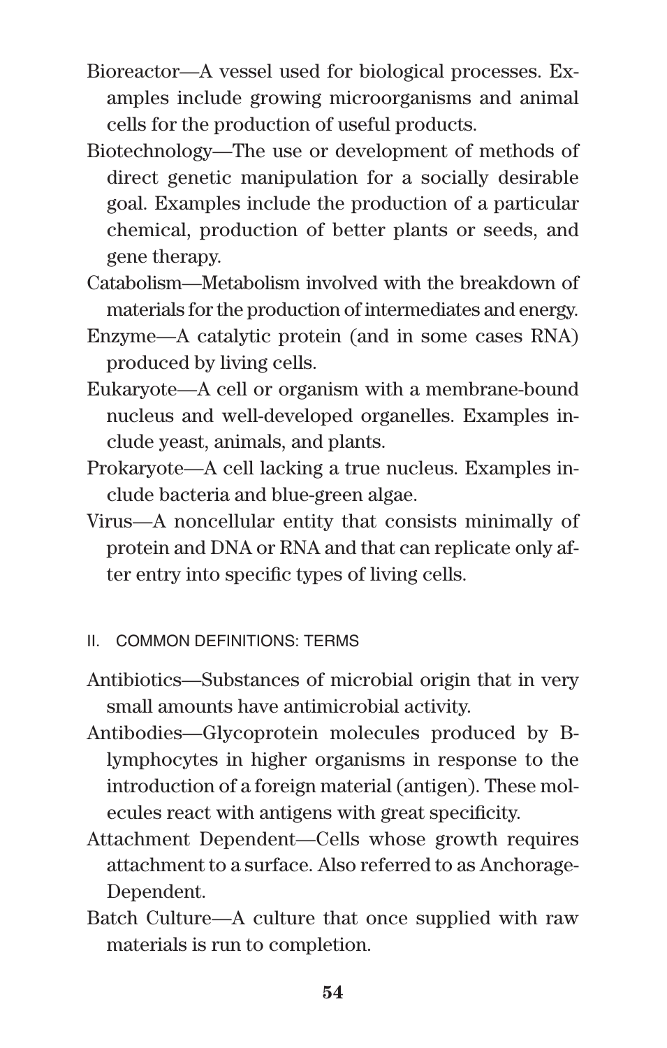Bioreactor—A vessel used for biological processes. Examples include growing microorganisms and animal cells for the production of useful products.

Biotechnology—The use or development of methods of direct genetic manipulation for a socially desirable goal. Examples include the production of a particular chemical, production of better plants or seeds, and gene therapy.

Catabolism—Metabolism involved with the breakdown of materials for the production of intermediates and energy.

Enzyme—A catalytic protein (and in some cases RNA) produced by living cells.

Eukaryote—A cell or organism with a membrane-bound nucleus and well-developed organelles. Examples include yeast, animals, and plants.

Prokaryote—A cell lacking a true nucleus. Examples include bacteria and blue-green algae.

Virus—A noncellular entity that consists minimally of protein and DNA or RNA and that can replicate only after entry into specific types of living cells.

## II. COMMON DEFINITIONS: TERMS

Antibiotics—Substances of microbial origin that in very small amounts have antimicrobial activity.

Antibodies—Glycoprotein molecules produced by B-lymphocytes in higher organisms in response to the introduction of a foreign material (antigen). These molecules react with antigens with great specificity.

Attachment Dependent—Cells whose growth requires attachment to a surface. Also referred to as Anchorage-Dependent.

Batch Culture—A culture that once supplied with raw materials is run to completion.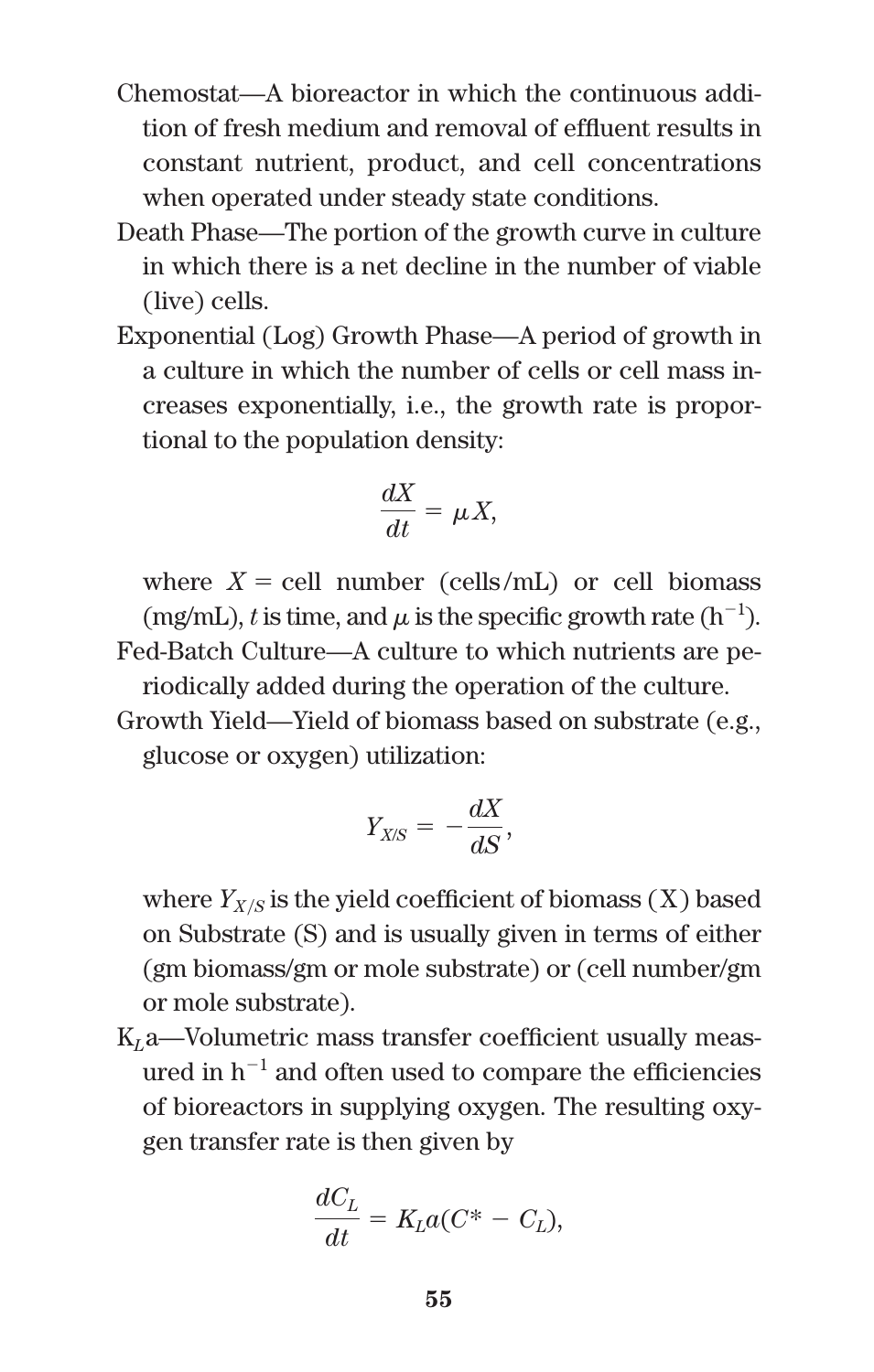Chemostat—A bioreactor in which the continuous addition of fresh medium and removal of effluent results in constant nutrient, product, and cell concentrations when operated under steady state conditions.

Death Phase—The portion of the growth curve in culture in which there is a net decline in the number of viable (live) cells.

Exponential (Log) Growth Phase—A period of growth in a culture in which the number of cells or cell mass increases exponentially, i.e., the growth rate is proportional to the population density:

$$\frac{dX}{dt} = \mu X,$$

where $X$ = cell number (cells/mL) or cell biomass (mg/mL), $t$ is time, and $\mu$ is the specific growth rate ($h^{-1}$).

Fed-Batch Culture—A culture to which nutrients are periodically added during the operation of the culture.

Growth Yield—Yield of biomass based on substrate (e.g., glucose or oxygen) utilization:

$$Y_{X/S} = -\frac{dX}{dS},$$

where $Y_{X/S}$ is the yield coefficient of biomass (X) based on Substrate (S) and is usually given in terms of either (gm biomass/gm or mole substrate) or (cell number/gm or mole substrate).

$K_La$—Volumetric mass transfer coefficient usually measured in $h^{-1}$ and often used to compare the efficiencies of bioreactors in supplying oxygen. The resulting oxygen transfer rate is then given by

$$\frac{dC_L}{dt} = K_La(C^* - C_L),$$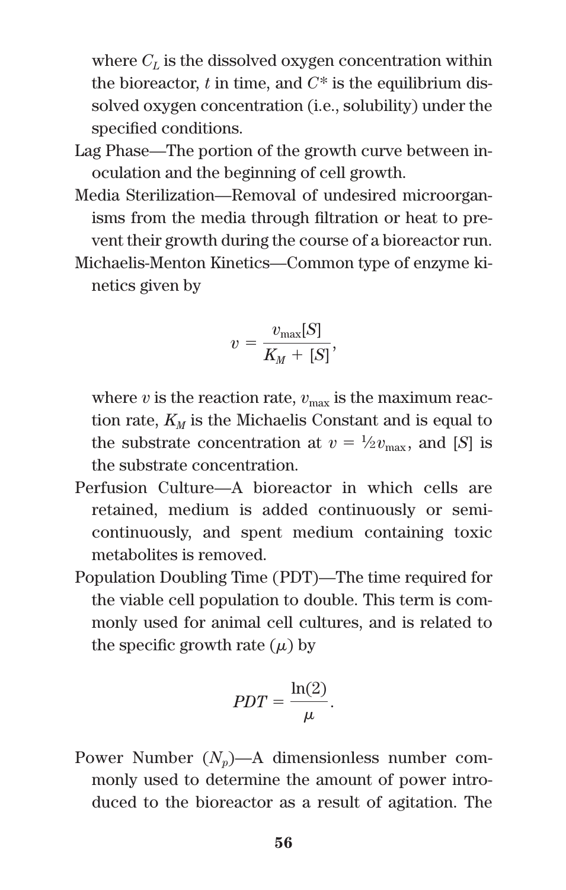where $C_L$ is the dissolved oxygen concentration within the bioreactor, $t$ in time, and $C^*$ is the equilibrium dissolved oxygen concentration (i.e., solubility) under the specified conditions.

Lag Phase—The portion of the growth curve between inoculation and the beginning of cell growth.

Media Sterilization—Removal of undesired microorganisms from the media through filtration or heat to prevent their growth during the course of a bioreactor run.

Michaelis-Menton Kinetics—Common type of enzyme kinetics given by

$$v = \frac{v_{\max}[S]}{K_M + [S]},$$

where $v$ is the reaction rate, $v_{\max}$ is the maximum reaction rate, $K_M$ is the Michaelis Constant and is equal to the substrate concentration at $v = \frac{1}{2}v_{\max}$, and $[S]$ is the substrate concentration.

Perfusion Culture—A bioreactor in which cells are retained, medium is added continuously or semi-continuously, and spent medium containing toxic metabolites is removed.

Population Doubling Time (PDT)—The time required for the viable cell population to double. This term is commonly used for animal cell cultures, and is related to the specific growth rate ($\mu$) by

$$PDT = \frac{\ln(2)}{\mu}.$$

Power Number ($N_p$)—A dimensionless number commonly used to determine the amount of power introduced to the bioreactor as a result of agitation. The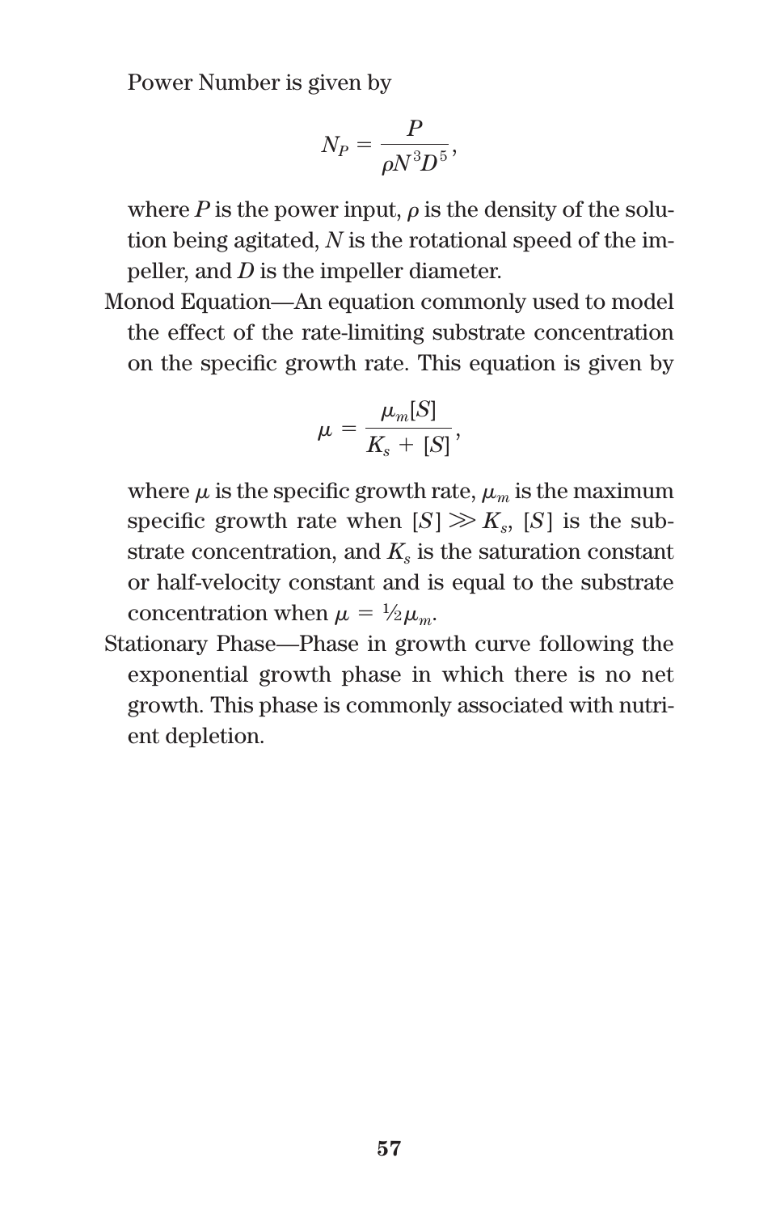Power Number is given by

$$N_P = \frac{P}{\rho N^3 D^5},$$

where $P$ is the power input, $\rho$ is the density of the solution being agitated, $N$ is the rotational speed of the impeller, and $D$ is the impeller diameter.

Monod Equation—An equation commonly used to model the effect of the rate-limiting substrate concentration on the specific growth rate. This equation is given by

$$\mu = \frac{\mu_m[S]}{K_s + [S]},$$

where $\mu$ is the specific growth rate, $\mu_m$ is the maximum specific growth rate when $[S] \gg K_s$, $[S]$ is the substrate concentration, and $K_s$ is the saturation constant or half-velocity constant and is equal to the substrate concentration when $\mu = \frac{1}{2}\mu_m$.

Stationary Phase—Phase in growth curve following the exponential growth phase in which there is no net growth. This phase is commonly associated with nutrient depletion.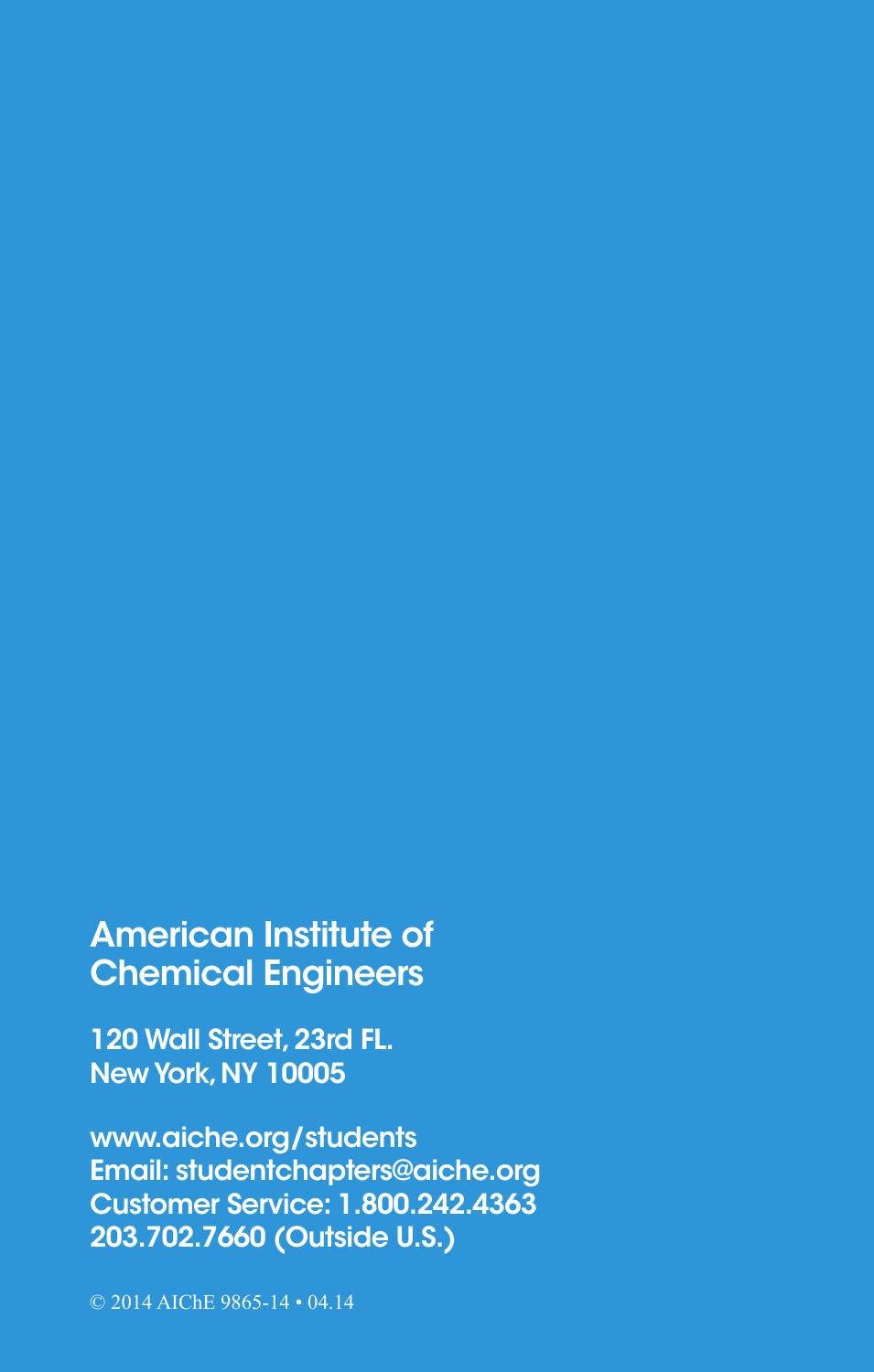**American Institute of Chemical Engineers**

120 Wall Street, 23rd FL.
New York, NY 10005

www.aiche.org/students
Email: studentchapters@aiche.org
Customer Service: 1.800.242.4363
203.702.7660 (Outside U.S.)

© 2014 AIChE 9865-14 • 04.14